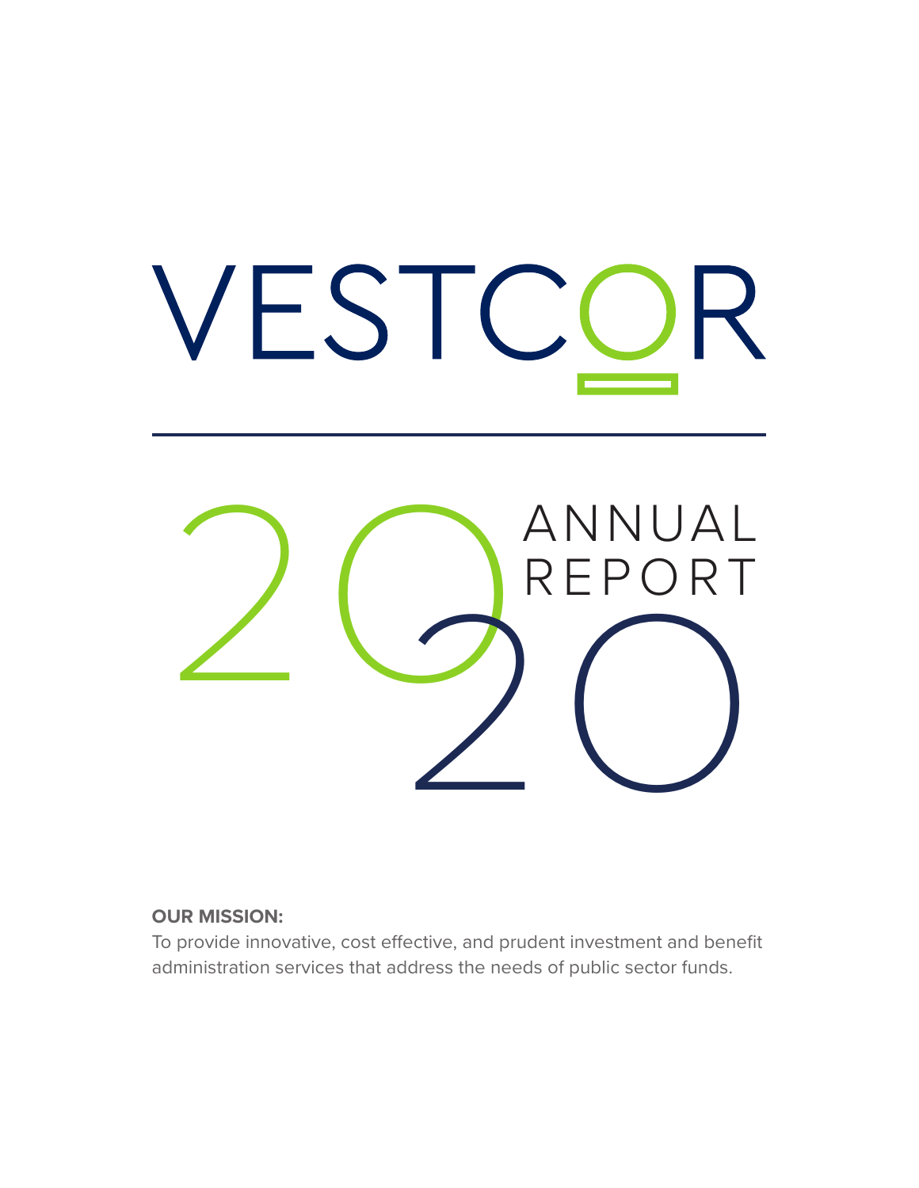# VESTCOR

# 2020 ANNUAL REPORT

**OUR MISSION:**

To provide innovative, cost effective, and prudent investment and benefit administration services that address the needs of public sector funds.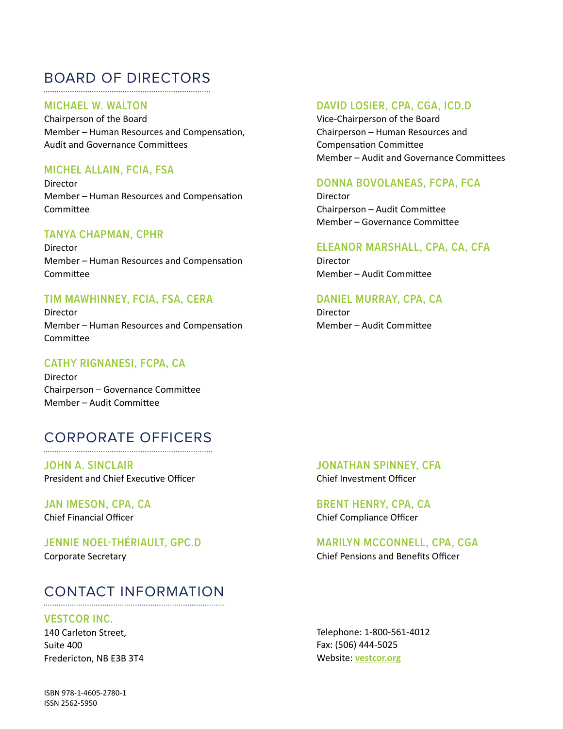## BOARD OF DIRECTORS

### MICHAEL W. WALTON
Chairperson of the Board
Member – Human Resources and Compensation, Audit and Governance Committees

### MICHEL ALLAIN, FCIA, FSA
Director
Member – Human Resources and Compensation Committee

### TANYA CHAPMAN, CPHR
Director
Member – Human Resources and Compensation Committee

### TIM MAWHINNEY, FCIA, FSA, CERA
Director
Member – Human Resources and Compensation Committee

### CATHY RIGNANESI, FCPA, CA
Director
Chairperson – Governance Committee
Member – Audit Committee

### DAVID LOSIER, CPA, CGA, ICD.D
Vice-Chairperson of the Board
Chairperson – Human Resources and Compensation Committee
Member – Audit and Governance Committees

### DONNA BOVOLANEAS, FCPA, FCA
Director
Chairperson – Audit Committee
Member – Governance Committee

### ELEANOR MARSHALL, CPA, CA, CFA
Director
Member – Audit Committee

### DANIEL MURRAY, CPA, CA
Director
Member – Audit Committee

## CORPORATE OFFICERS

### JOHN A. SINCLAIR
President and Chief Executive Officer

### JAN IMESON, CPA, CA
Chief Financial Officer

### JENNIE NOEL-THÉRIAULT, GPC.D
Corporate Secretary

### JONATHAN SPINNEY, CFA
Chief Investment Officer

### BRENT HENRY, CPA, CA
Chief Compliance Officer

### MARILYN MCCONNELL, CPA, CGA
Chief Pensions and Benefits Officer

## CONTACT INFORMATION

### VESTCOR INC.
140 Carleton Street,
Suite 400
Fredericton, NB E3B 3T4

Telephone: 1-800-561-4012
Fax: (506) 444-5025
Website: **vestcor.org**

ISBN 978-1-4605-2780-1
ISSN 2562-5950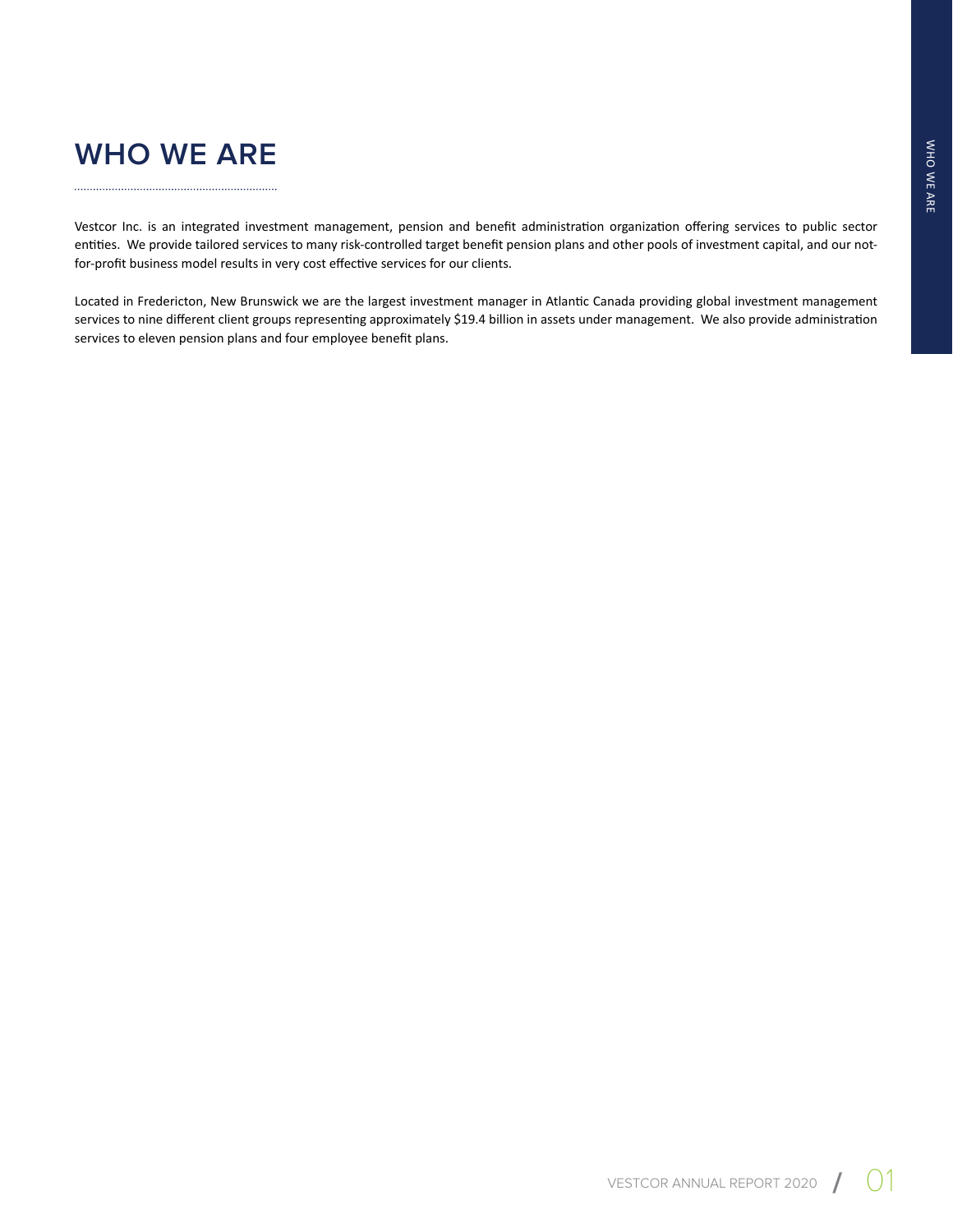# WHO WE ARE

Vestcor Inc. is an integrated investment management, pension and benefit administration organization offering services to public sector entities. We provide tailored services to many risk-controlled target benefit pension plans and other pools of investment capital, and our not-for-profit business model results in very cost effective services for our clients.

Located in Fredericton, New Brunswick we are the largest investment manager in Atlantic Canada providing global investment management services to nine different client groups representing approximately $19.4 billion in assets under management. We also provide administration services to eleven pension plans and four employee benefit plans.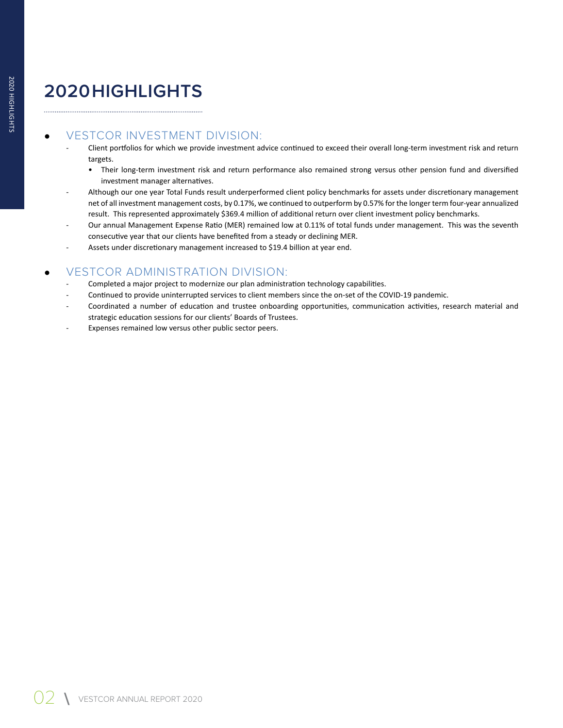# 2020 HIGHLIGHTS

- ## VESTCOR INVESTMENT DIVISION:
  - Client portfolios for which we provide investment advice continued to exceed their overall long-term investment risk and return targets.
    - Their long-term investment risk and return performance also remained strong versus other pension fund and diversified investment manager alternatives.
  - Although our one year Total Funds result underperformed client policy benchmarks for assets under discretionary management net of all investment management costs, by 0.17%, we continued to outperform by 0.57% for the longer term four-year annualized result. This represented approximately $369.4 million of additional return over client investment policy benchmarks.
  - Our annual Management Expense Ratio (MER) remained low at 0.11% of total funds under management. This was the seventh consecutive year that our clients have benefited from a steady or declining MER.
  - Assets under discretionary management increased to $19.4 billion at year end.

- ## VESTCOR ADMINISTRATION DIVISION:
  - Completed a major project to modernize our plan administration technology capabilities.
  - Continued to provide uninterrupted services to client members since the on-set of the COVID-19 pandemic.
  - Coordinated a number of education and trustee onboarding opportunities, communication activities, research material and strategic education sessions for our clients' Boards of Trustees.
  - Expenses remained low versus other public sector peers.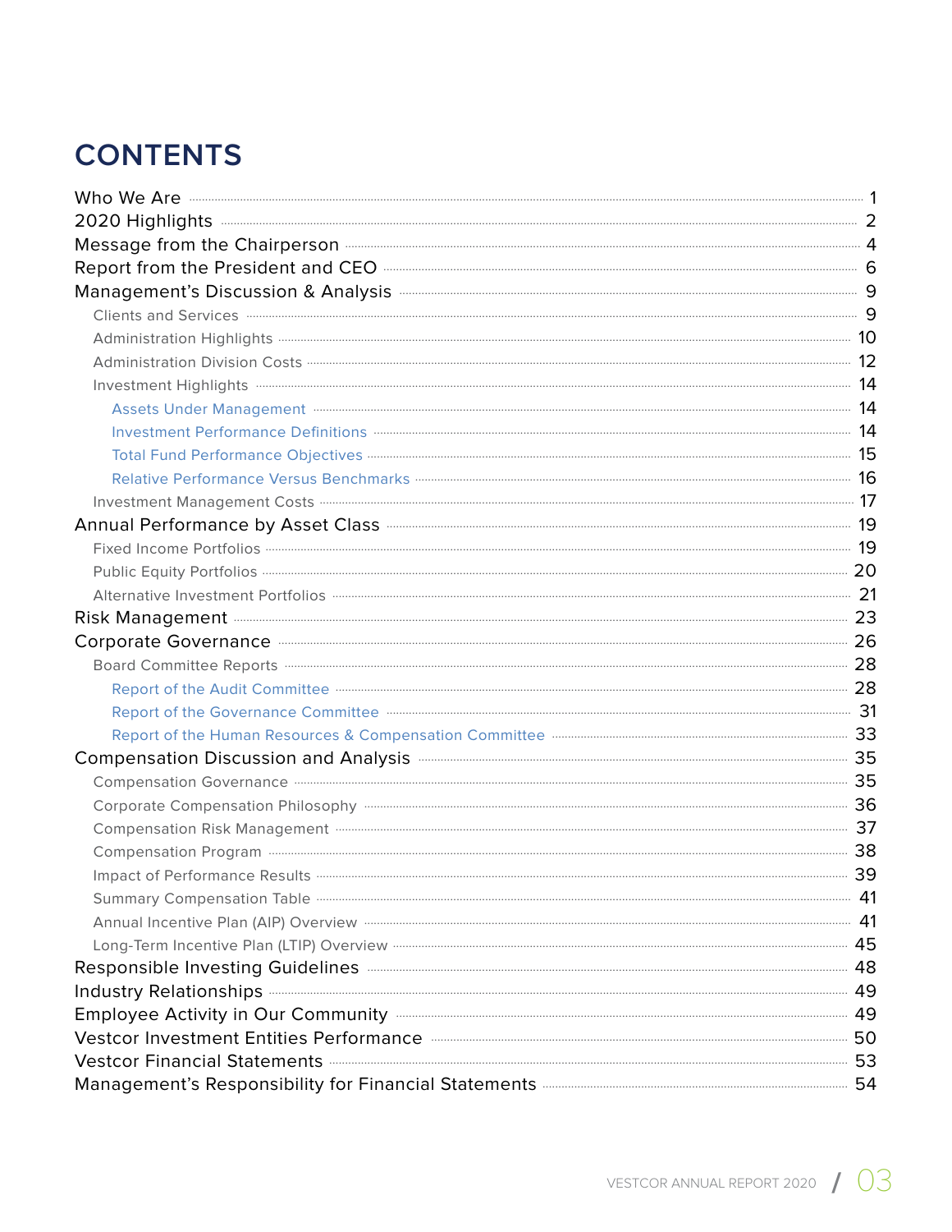# CONTENTS

- Who We Are ........ 1
- 2020 Highlights ........ 2
- Message from the Chairperson ........ 4
- Report from the President and CEO ........ 6
- Management's Discussion & Analysis ........ 9
  - Clients and Services ........ 9
  - Administration Highlights ........ 10
  - Administration Division Costs ........ 12
  - Investment Highlights ........ 14
    - Assets Under Management ........ 14
    - Investment Performance Definitions ........ 14
    - Total Fund Performance Objectives ........ 15
    - Relative Performance Versus Benchmarks ........ 16
  - Investment Management Costs ........ 17
- Annual Performance by Asset Class ........ 19
  - Fixed Income Portfolios ........ 19
  - Public Equity Portfolios ........ 20
  - Alternative Investment Portfolios ........ 21
- Risk Management ........ 23
- Corporate Governance ........ 26
  - Board Committee Reports ........ 28
    - Report of the Audit Committee ........ 28
    - Report of the Governance Committee ........ 31
    - Report of the Human Resources & Compensation Committee ........ 33
- Compensation Discussion and Analysis ........ 35
  - Compensation Governance ........ 35
  - Corporate Compensation Philosophy ........ 36
  - Compensation Risk Management ........ 37
  - Compensation Program ........ 38
  - Impact of Performance Results ........ 39
  - Summary Compensation Table ........ 41
  - Annual Incentive Plan (AIP) Overview ........ 41
  - Long-Term Incentive Plan (LTIP) Overview ........ 45
- Responsible Investing Guidelines ........ 48
- Industry Relationships ........ 49
- Employee Activity in Our Community ........ 49
- Vestcor Investment Entities Performance ........ 50
- Vestcor Financial Statements ........ 53
- Management's Responsibility for Financial Statements ........ 54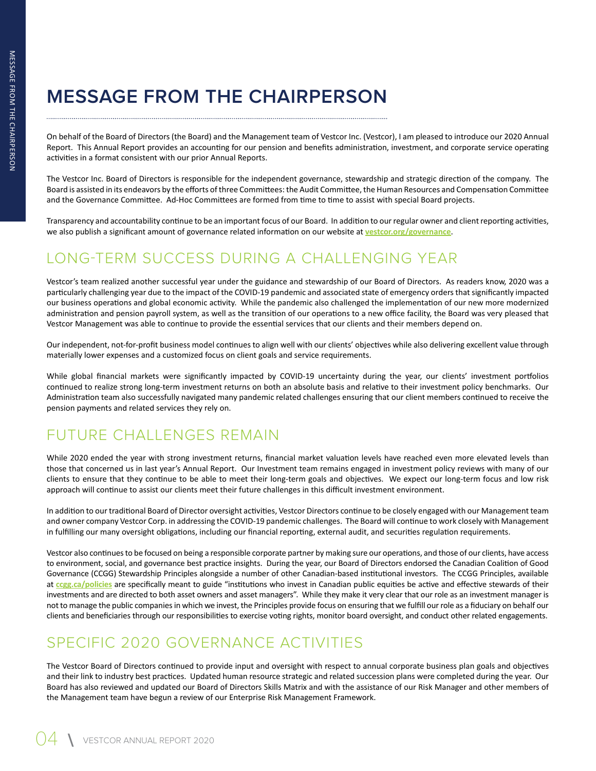# MESSAGE FROM THE CHAIRPERSON

On behalf of the Board of Directors (the Board) and the Management team of Vestcor Inc. (Vestcor), I am pleased to introduce our 2020 Annual Report. This Annual Report provides an accounting for our pension and benefits administration, investment, and corporate service operating activities in a format consistent with our prior Annual Reports.

The Vestcor Inc. Board of Directors is responsible for the independent governance, stewardship and strategic direction of the company. The Board is assisted in its endeavors by the efforts of three Committees: the Audit Committee, the Human Resources and Compensation Committee and the Governance Committee. Ad-Hoc Committees are formed from time to time to assist with special Board projects.

Transparency and accountability continue to be an important focus of our Board. In addition to our regular owner and client reporting activities, we also publish a significant amount of governance related information on our website at **vestcor.org/governance**.

## LONG-TERM SUCCESS DURING A CHALLENGING YEAR

Vestcor's team realized another successful year under the guidance and stewardship of our Board of Directors. As readers know, 2020 was a particularly challenging year due to the impact of the COVID-19 pandemic and associated state of emergency orders that significantly impacted our business operations and global economic activity. While the pandemic also challenged the implementation of our new more modernized administration and pension payroll system, as well as the transition of our operations to a new office facility, the Board was very pleased that Vestcor Management was able to continue to provide the essential services that our clients and their members depend on.

Our independent, not-for-profit business model continues to align well with our clients' objectives while also delivering excellent value through materially lower expenses and a customized focus on client goals and service requirements.

While global financial markets were significantly impacted by COVID-19 uncertainty during the year, our clients' investment portfolios continued to realize strong long-term investment returns on both an absolute basis and relative to their investment policy benchmarks. Our Administration team also successfully navigated many pandemic related challenges ensuring that our client members continued to receive the pension payments and related services they rely on.

## FUTURE CHALLENGES REMAIN

While 2020 ended the year with strong investment returns, financial market valuation levels have reached even more elevated levels than those that concerned us in last year's Annual Report. Our Investment team remains engaged in investment policy reviews with many of our clients to ensure that they continue to be able to meet their long-term goals and objectives. We expect our long-term focus and low risk approach will continue to assist our clients meet their future challenges in this difficult investment environment.

In addition to our traditional Board of Director oversight activities, Vestcor Directors continue to be closely engaged with our Management team and owner company Vestcor Corp. in addressing the COVID-19 pandemic challenges. The Board will continue to work closely with Management in fulfilling our many oversight obligations, including our financial reporting, external audit, and securities regulation requirements.

Vestcor also continues to be focused on being a responsible corporate partner by making sure our operations, and those of our clients, have access to environment, social, and governance best practice insights. During the year, our Board of Directors endorsed the Canadian Coalition of Good Governance (CCGG) Stewardship Principles alongside a number of other Canadian-based institutional investors. The CCGG Principles, available at **ccgg.ca/policies** are specifically meant to guide "institutions who invest in Canadian public equities be active and effective stewards of their investments and are directed to both asset owners and asset managers". While they make it very clear that our role as an investment manager is not to manage the public companies in which we invest, the Principles provide focus on ensuring that we fulfill our role as a fiduciary on behalf our clients and beneficiaries through our responsibilities to exercise voting rights, monitor board oversight, and conduct other related engagements.

## SPECIFIC 2020 GOVERNANCE ACTIVITIES

The Vestcor Board of Directors continued to provide input and oversight with respect to annual corporate business plan goals and objectives and their link to industry best practices. Updated human resource strategic and related succession plans were completed during the year. Our Board has also reviewed and updated our Board of Directors Skills Matrix and with the assistance of our Risk Manager and other members of the Management team have begun a review of our Enterprise Risk Management Framework.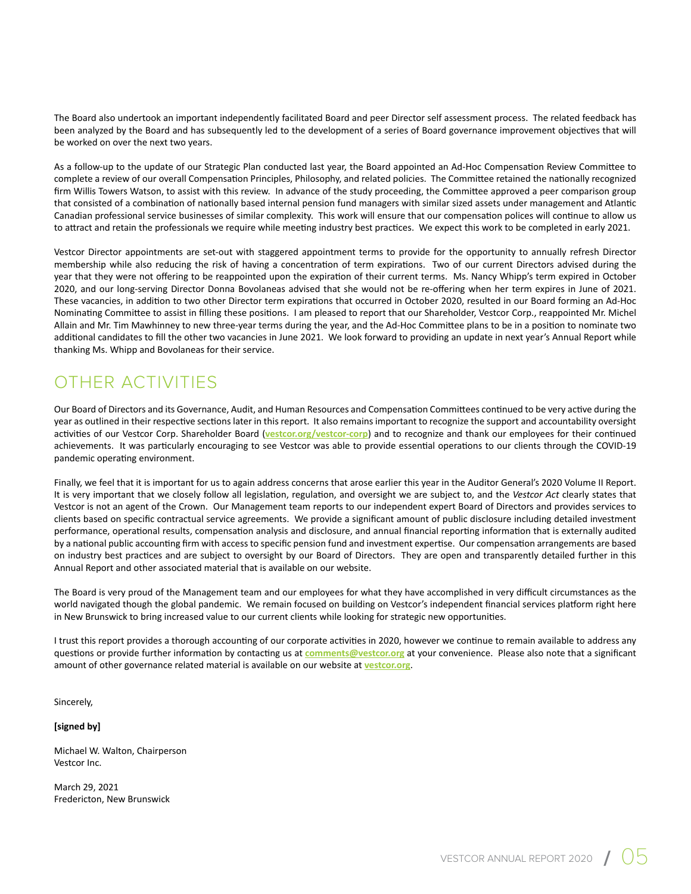The Board also undertook an important independently facilitated Board and peer Director self assessment process. The related feedback has been analyzed by the Board and has subsequently led to the development of a series of Board governance improvement objectives that will be worked on over the next two years.

As a follow-up to the update of our Strategic Plan conducted last year, the Board appointed an Ad-Hoc Compensation Review Committee to complete a review of our overall Compensation Principles, Philosophy, and related policies. The Committee retained the nationally recognized firm Willis Towers Watson, to assist with this review. In advance of the study proceeding, the Committee approved a peer comparison group that consisted of a combination of nationally based internal pension fund managers with similar sized assets under management and Atlantic Canadian professional service businesses of similar complexity. This work will ensure that our compensation polices will continue to allow us to attract and retain the professionals we require while meeting industry best practices. We expect this work to be completed in early 2021.

Vestcor Director appointments are set-out with staggered appointment terms to provide for the opportunity to annually refresh Director membership while also reducing the risk of having a concentration of term expirations. Two of our current Directors advised during the year that they were not offering to be reappointed upon the expiration of their current terms. Ms. Nancy Whipp's term expired in October 2020, and our long-serving Director Donna Bovolaneas advised that she would not be re-offering when her term expires in June of 2021. These vacancies, in addition to two other Director term expirations that occurred in October 2020, resulted in our Board forming an Ad-Hoc Nominating Committee to assist in filling these positions. I am pleased to report that our Shareholder, Vestcor Corp., reappointed Mr. Michel Allain and Mr. Tim Mawhinney to new three-year terms during the year, and the Ad-Hoc Committee plans to be in a position to nominate two additional candidates to fill the other two vacancies in June 2021. We look forward to providing an update in next year's Annual Report while thanking Ms. Whipp and Bovolaneas for their service.

## OTHER ACTIVITIES

Our Board of Directors and its Governance, Audit, and Human Resources and Compensation Committees continued to be very active during the year as outlined in their respective sections later in this report. It also remains important to recognize the support and accountability oversight activities of our Vestcor Corp. Shareholder Board (**vestcor.org/vestcor-corp**) and to recognize and thank our employees for their continued achievements. It was particularly encouraging to see Vestcor was able to provide essential operations to our clients through the COVID-19 pandemic operating environment.

Finally, we feel that it is important for us to again address concerns that arose earlier this year in the Auditor General's 2020 Volume II Report. It is very important that we closely follow all legislation, regulation, and oversight we are subject to, and the *Vestcor Act* clearly states that Vestcor is not an agent of the Crown. Our Management team reports to our independent expert Board of Directors and provides services to clients based on specific contractual service agreements. We provide a significant amount of public disclosure including detailed investment performance, operational results, compensation analysis and disclosure, and annual financial reporting information that is externally audited by a national public accounting firm with access to specific pension fund and investment expertise. Our compensation arrangements are based on industry best practices and are subject to oversight by our Board of Directors. They are open and transparently detailed further in this Annual Report and other associated material that is available on our website.

The Board is very proud of the Management team and our employees for what they have accomplished in very difficult circumstances as the world navigated though the global pandemic. We remain focused on building on Vestcor's independent financial services platform right here in New Brunswick to bring increased value to our current clients while looking for strategic new opportunities.

I trust this report provides a thorough accounting of our corporate activities in 2020, however we continue to remain available to address any questions or provide further information by contacting us at **comments@vestcor.org** at your convenience. Please also note that a significant amount of other governance related material is available on our website at **vestcor.org**.

Sincerely,

**[signed by]**

Michael W. Walton, Chairperson
Vestcor Inc.

March 29, 2021
Fredericton, New Brunswick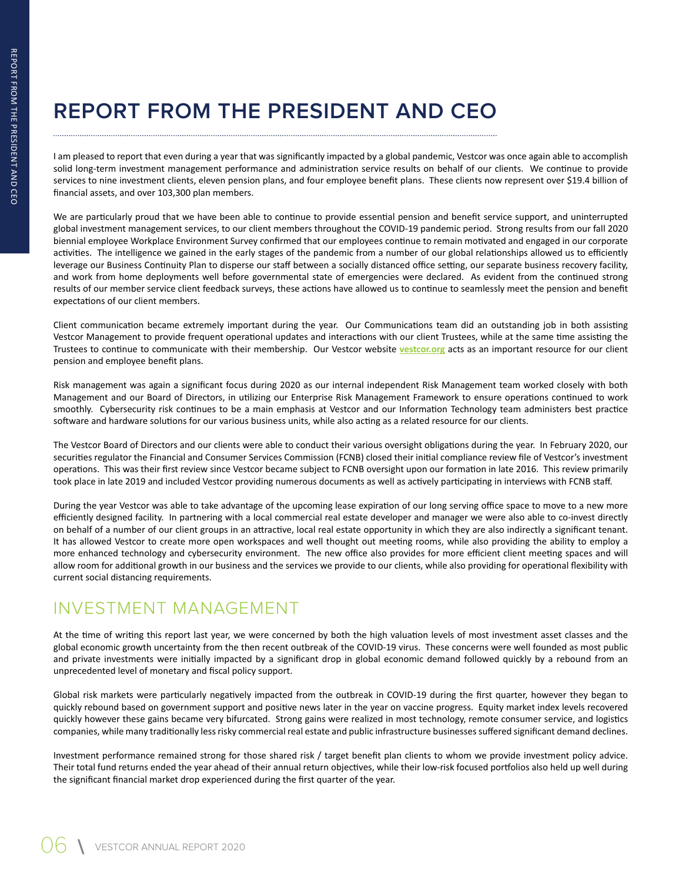# REPORT FROM THE PRESIDENT AND CEO

I am pleased to report that even during a year that was significantly impacted by a global pandemic, Vestcor was once again able to accomplish solid long-term investment management performance and administration service results on behalf of our clients. We continue to provide services to nine investment clients, eleven pension plans, and four employee benefit plans. These clients now represent over $19.4 billion of financial assets, and over 103,300 plan members.

We are particularly proud that we have been able to continue to provide essential pension and benefit service support, and uninterrupted global investment management services, to our client members throughout the COVID-19 pandemic period. Strong results from our fall 2020 biennial employee Workplace Environment Survey confirmed that our employees continue to remain motivated and engaged in our corporate activities. The intelligence we gained in the early stages of the pandemic from a number of our global relationships allowed us to efficiently leverage our Business Continuity Plan to disperse our staff between a socially distanced office setting, our separate business recovery facility, and work from home deployments well before governmental state of emergencies were declared. As evident from the continued strong results of our member service client feedback surveys, these actions have allowed us to continue to seamlessly meet the pension and benefit expectations of our client members.

Client communication became extremely important during the year. Our Communications team did an outstanding job in both assisting Vestcor Management to provide frequent operational updates and interactions with our client Trustees, while at the same time assisting the Trustees to continue to communicate with their membership. Our Vestcor website **vestcor.org** acts as an important resource for our client pension and employee benefit plans.

Risk management was again a significant focus during 2020 as our internal independent Risk Management team worked closely with both Management and our Board of Directors, in utilizing our Enterprise Risk Management Framework to ensure operations continued to work smoothly. Cybersecurity risk continues to be a main emphasis at Vestcor and our Information Technology team administers best practice software and hardware solutions for our various business units, while also acting as a related resource for our clients.

The Vestcor Board of Directors and our clients were able to conduct their various oversight obligations during the year. In February 2020, our securities regulator the Financial and Consumer Services Commission (FCNB) closed their initial compliance review file of Vestcor's investment operations. This was their first review since Vestcor became subject to FCNB oversight upon our formation in late 2016. This review primarily took place in late 2019 and included Vestcor providing numerous documents as well as actively participating in interviews with FCNB staff.

During the year Vestcor was able to take advantage of the upcoming lease expiration of our long serving office space to move to a new more efficiently designed facility. In partnering with a local commercial real estate developer and manager we were also able to co-invest directly on behalf of a number of our client groups in an attractive, local real estate opportunity in which they are also indirectly a significant tenant. It has allowed Vestcor to create more open workspaces and well thought out meeting rooms, while also providing the ability to employ a more enhanced technology and cybersecurity environment. The new office also provides for more efficient client meeting spaces and will allow room for additional growth in our business and the services we provide to our clients, while also providing for operational flexibility with current social distancing requirements.

## INVESTMENT MANAGEMENT

At the time of writing this report last year, we were concerned by both the high valuation levels of most investment asset classes and the global economic growth uncertainty from the then recent outbreak of the COVID-19 virus. These concerns were well founded as most public and private investments were initially impacted by a significant drop in global economic demand followed quickly by a rebound from an unprecedented level of monetary and fiscal policy support.

Global risk markets were particularly negatively impacted from the outbreak in COVID-19 during the first quarter, however they began to quickly rebound based on government support and positive news later in the year on vaccine progress. Equity market index levels recovered quickly however these gains became very bifurcated. Strong gains were realized in most technology, remote consumer service, and logistics companies, while many traditionally less risky commercial real estate and public infrastructure businesses suffered significant demand declines.

Investment performance remained strong for those shared risk / target benefit plan clients to whom we provide investment policy advice. Their total fund returns ended the year ahead of their annual return objectives, while their low-risk focused portfolios also held up well during the significant financial market drop experienced during the first quarter of the year.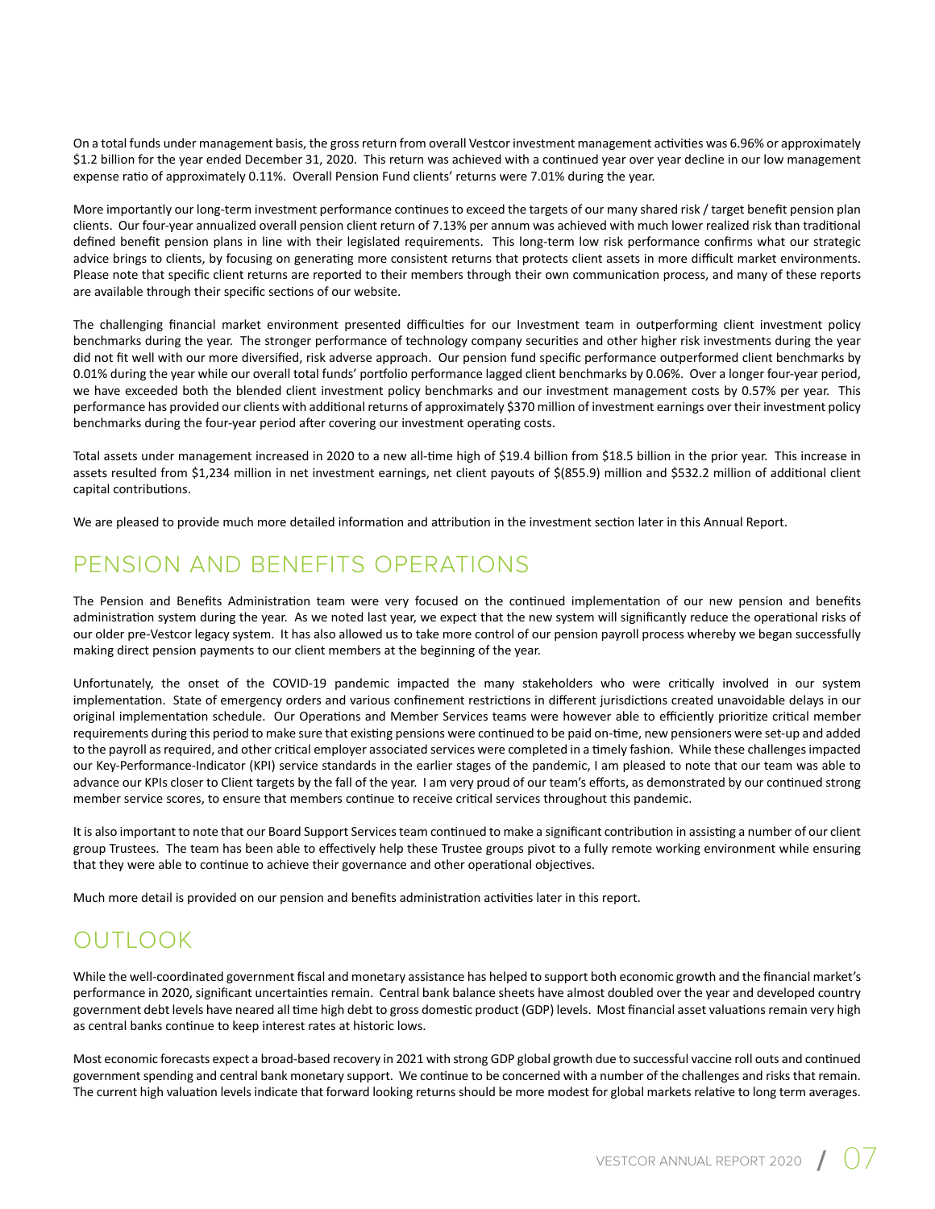On a total funds under management basis, the gross return from overall Vestcor investment management activities was 6.96% or approximately $1.2 billion for the year ended December 31, 2020. This return was achieved with a continued year over year decline in our low management expense ratio of approximately 0.11%. Overall Pension Fund clients' returns were 7.01% during the year.

More importantly our long-term investment performance continues to exceed the targets of our many shared risk / target benefit pension plan clients. Our four-year annualized overall pension client return of 7.13% per annum was achieved with much lower realized risk than traditional defined benefit pension plans in line with their legislated requirements. This long-term low risk performance confirms what our strategic advice brings to clients, by focusing on generating more consistent returns that protects client assets in more difficult market environments. Please note that specific client returns are reported to their members through their own communication process, and many of these reports are available through their specific sections of our website.

The challenging financial market environment presented difficulties for our Investment team in outperforming client investment policy benchmarks during the year. The stronger performance of technology company securities and other higher risk investments during the year did not fit well with our more diversified, risk adverse approach. Our pension fund specific performance outperformed client benchmarks by 0.01% during the year while our overall total funds' portfolio performance lagged client benchmarks by 0.06%. Over a longer four-year period, we have exceeded both the blended client investment policy benchmarks and our investment management costs by 0.57% per year. This performance has provided our clients with additional returns of approximately $370 million of investment earnings over their investment policy benchmarks during the four-year period after covering our investment operating costs.

Total assets under management increased in 2020 to a new all-time high of $19.4 billion from $18.5 billion in the prior year. This increase in assets resulted from $1,234 million in net investment earnings, net client payouts of $(855.9) million and $532.2 million of additional client capital contributions.

We are pleased to provide much more detailed information and attribution in the investment section later in this Annual Report.

## PENSION AND BENEFITS OPERATIONS

The Pension and Benefits Administration team were very focused on the continued implementation of our new pension and benefits administration system during the year. As we noted last year, we expect that the new system will significantly reduce the operational risks of our older pre-Vestcor legacy system. It has also allowed us to take more control of our pension payroll process whereby we began successfully making direct pension payments to our client members at the beginning of the year.

Unfortunately, the onset of the COVID-19 pandemic impacted the many stakeholders who were critically involved in our system implementation. State of emergency orders and various confinement restrictions in different jurisdictions created unavoidable delays in our original implementation schedule. Our Operations and Member Services teams were however able to efficiently prioritize critical member requirements during this period to make sure that existing pensions were continued to be paid on-time, new pensioners were set-up and added to the payroll as required, and other critical employer associated services were completed in a timely fashion. While these challenges impacted our Key-Performance-Indicator (KPI) service standards in the earlier stages of the pandemic, I am pleased to note that our team was able to advance our KPIs closer to Client targets by the fall of the year. I am very proud of our team's efforts, as demonstrated by our continued strong member service scores, to ensure that members continue to receive critical services throughout this pandemic.

It is also important to note that our Board Support Services team continued to make a significant contribution in assisting a number of our client group Trustees. The team has been able to effectively help these Trustee groups pivot to a fully remote working environment while ensuring that they were able to continue to achieve their governance and other operational objectives.

Much more detail is provided on our pension and benefits administration activities later in this report.

## OUTLOOK

While the well-coordinated government fiscal and monetary assistance has helped to support both economic growth and the financial market's performance in 2020, significant uncertainties remain. Central bank balance sheets have almost doubled over the year and developed country government debt levels have neared all time high debt to gross domestic product (GDP) levels. Most financial asset valuations remain very high as central banks continue to keep interest rates at historic lows.

Most economic forecasts expect a broad-based recovery in 2021 with strong GDP global growth due to successful vaccine roll outs and continued government spending and central bank monetary support. We continue to be concerned with a number of the challenges and risks that remain. The current high valuation levels indicate that forward looking returns should be more modest for global markets relative to long term averages.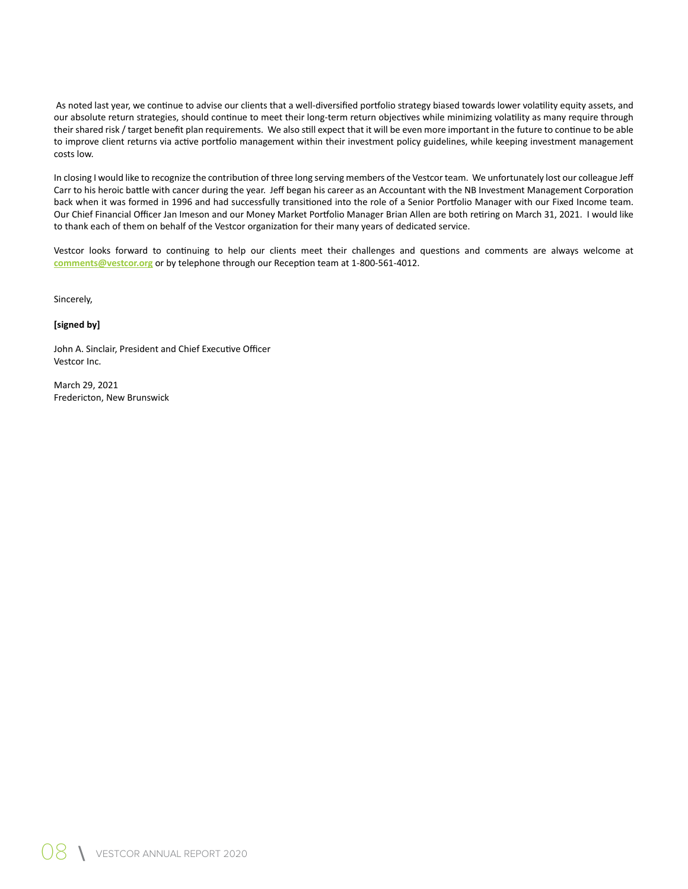As noted last year, we continue to advise our clients that a well-diversified portfolio strategy biased towards lower volatility equity assets, and our absolute return strategies, should continue to meet their long-term return objectives while minimizing volatility as many require through their shared risk / target benefit plan requirements. We also still expect that it will be even more important in the future to continue to be able to improve client returns via active portfolio management within their investment policy guidelines, while keeping investment management costs low.

In closing I would like to recognize the contribution of three long serving members of the Vestcor team. We unfortunately lost our colleague Jeff Carr to his heroic battle with cancer during the year. Jeff began his career as an Accountant with the NB Investment Management Corporation back when it was formed in 1996 and had successfully transitioned into the role of a Senior Portfolio Manager with our Fixed Income team. Our Chief Financial Officer Jan Imeson and our Money Market Portfolio Manager Brian Allen are both retiring on March 31, 2021. I would like to thank each of them on behalf of the Vestcor organization for their many years of dedicated service.

Vestcor looks forward to continuing to help our clients meet their challenges and questions and comments are always welcome at **comments@vestcor.org** or by telephone through our Reception team at 1-800-561-4012.

Sincerely,

**[signed by]**

John A. Sinclair, President and Chief Executive Officer
Vestcor Inc.

March 29, 2021
Fredericton, New Brunswick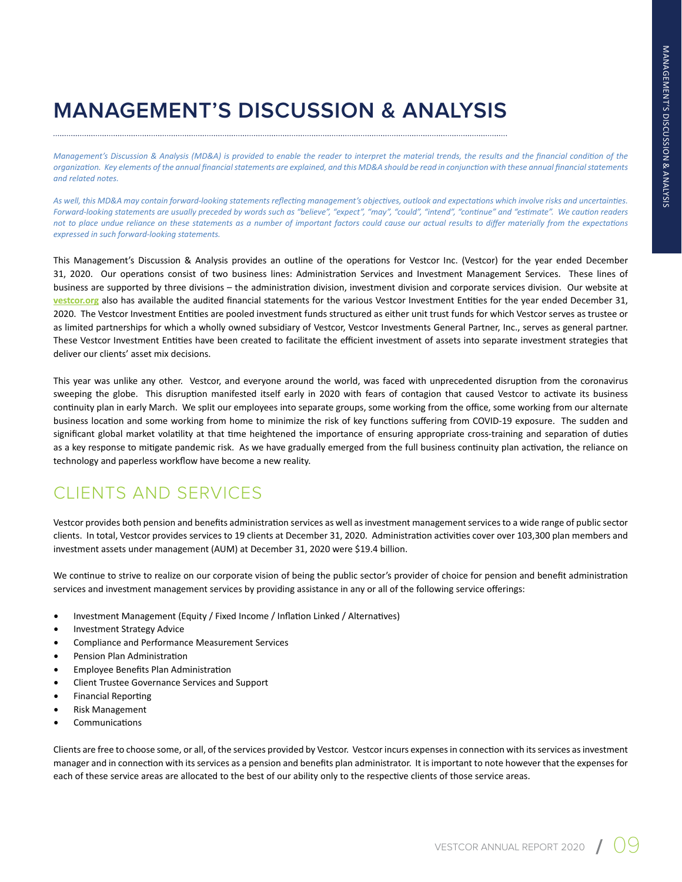// Management's Discussion & Analysis

# MANAGEMENT'S DISCUSSION & ANALYSIS

*Management's Discussion & Analysis (MD&A) is provided to enable the reader to interpret the material trends, the results and the financial condition of the organization. Key elements of the annual financial statements are explained, and this MD&A should be read in conjunction with these annual financial statements and related notes.*

*As well, this MD&A may contain forward-looking statements reflecting management's objectives, outlook and expectations which involve risks and uncertainties. Forward-looking statements are usually preceded by words such as "believe", "expect", "may", "could", "intend", "continue" and "estimate". We caution readers not to place undue reliance on these statements as a number of important factors could cause our actual results to differ materially from the expectations expressed in such forward-looking statements.*

This Management's Discussion & Analysis provides an outline of the operations for Vestcor Inc. (Vestcor) for the year ended December 31, 2020. Our operations consist of two business lines: Administration Services and Investment Management Services. These lines of business are supported by three divisions – the administration division, investment division and corporate services division. Our website at **vestcor.org** also has available the audited financial statements for the various Vestcor Investment Entities for the year ended December 31, 2020. The Vestcor Investment Entities are pooled investment funds structured as either unit trust funds for which Vestcor serves as trustee or as limited partnerships for which a wholly owned subsidiary of Vestcor, Vestcor Investments General Partner, Inc., serves as general partner. These Vestcor Investment Entities have been created to facilitate the efficient investment of assets into separate investment strategies that deliver our clients' asset mix decisions.

This year was unlike any other. Vestcor, and everyone around the world, was faced with unprecedented disruption from the coronavirus sweeping the globe. This disruption manifested itself early in 2020 with fears of contagion that caused Vestcor to activate its business continuity plan in early March. We split our employees into separate groups, some working from the office, some working from our alternate business location and some working from home to minimize the risk of key functions suffering from COVID-19 exposure. The sudden and significant global market volatility at that time heightened the importance of ensuring appropriate cross-training and separation of duties as a key response to mitigate pandemic risk. As we have gradually emerged from the full business continuity plan activation, the reliance on technology and paperless workflow have become a new reality.

## CLIENTS AND SERVICES

Vestcor provides both pension and benefits administration services as well as investment management services to a wide range of public sector clients. In total, Vestcor provides services to 19 clients at December 31, 2020. Administration activities cover over 103,300 plan members and investment assets under management (AUM) at December 31, 2020 were $19.4 billion.

We continue to strive to realize on our corporate vision of being the public sector's provider of choice for pension and benefit administration services and investment management services by providing assistance in any or all of the following service offerings:

- Investment Management (Equity / Fixed Income / Inflation Linked / Alternatives)
- Investment Strategy Advice
- Compliance and Performance Measurement Services
- Pension Plan Administration
- Employee Benefits Plan Administration
- Client Trustee Governance Services and Support
- Financial Reporting
- Risk Management
- Communications

Clients are free to choose some, or all, of the services provided by Vestcor. Vestcor incurs expenses in connection with its services as investment manager and in connection with its services as a pension and benefits plan administrator. It is important to note however that the expenses for each of these service areas are allocated to the best of our ability only to the respective clients of those service areas.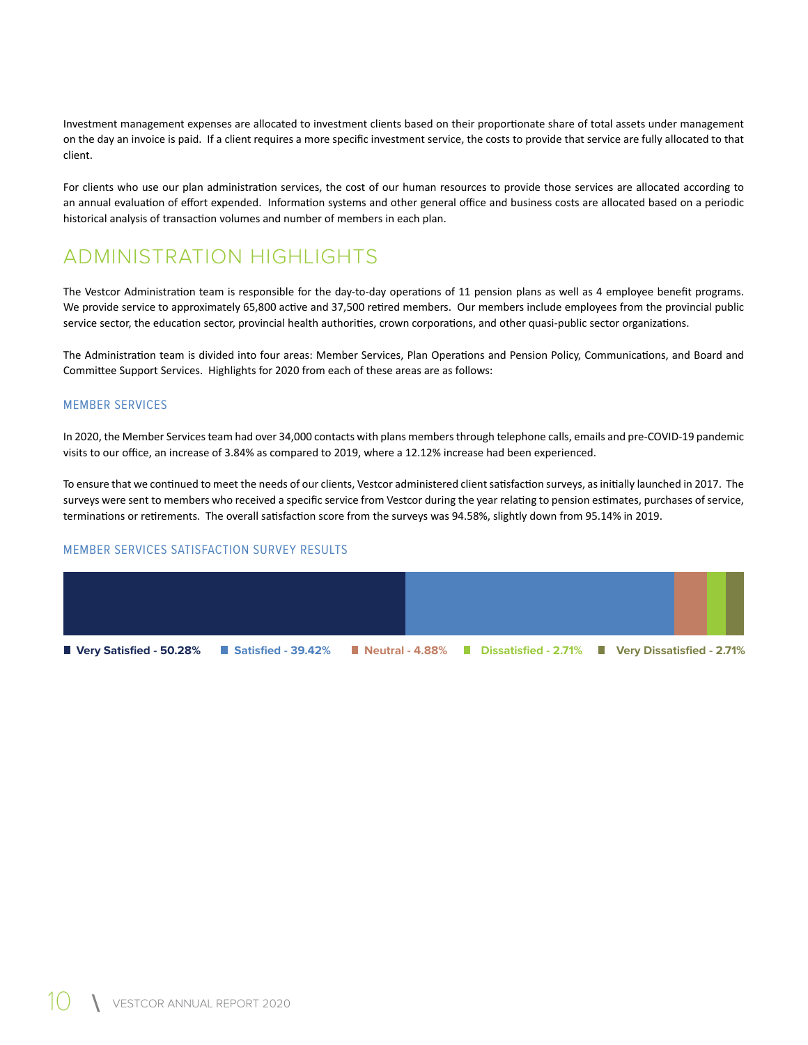Investment management expenses are allocated to investment clients based on their proportionate share of total assets under management on the day an invoice is paid. If a client requires a more specific investment service, the costs to provide that service are fully allocated to that client.

For clients who use our plan administration services, the cost of our human resources to provide those services are allocated according to an annual evaluation of effort expended. Information systems and other general office and business costs are allocated based on a periodic historical analysis of transaction volumes and number of members in each plan.

## ADMINISTRATION HIGHLIGHTS

The Vestcor Administration team is responsible for the day-to-day operations of 11 pension plans as well as 4 employee benefit programs. We provide service to approximately 65,800 active and 37,500 retired members. Our members include employees from the provincial public service sector, the education sector, provincial health authorities, crown corporations, and other quasi-public sector organizations.

The Administration team is divided into four areas: Member Services, Plan Operations and Pension Policy, Communications, and Board and Committee Support Services. Highlights for 2020 from each of these areas are as follows:

### MEMBER SERVICES

In 2020, the Member Services team had over 34,000 contacts with plans members through telephone calls, emails and pre-COVID-19 pandemic visits to our office, an increase of 3.84% as compared to 2019, where a 12.12% increase had been experienced.

To ensure that we continued to meet the needs of our clients, Vestcor administered client satisfaction surveys, as initially launched in 2017. The surveys were sent to members who received a specific service from Vestcor during the year relating to pension estimates, purchases of service, terminations or retirements. The overall satisfaction score from the surveys was 94.58%, slightly down from 95.14% in 2019.

### MEMBER SERVICES SATISFACTION SURVEY RESULTS

**Very Satisfied - 50.28%** **Satisfied - 39.42%** **Neutral - 4.88%** **Dissatisfied - 2.71%** **Very Dissatisfied - 2.71%**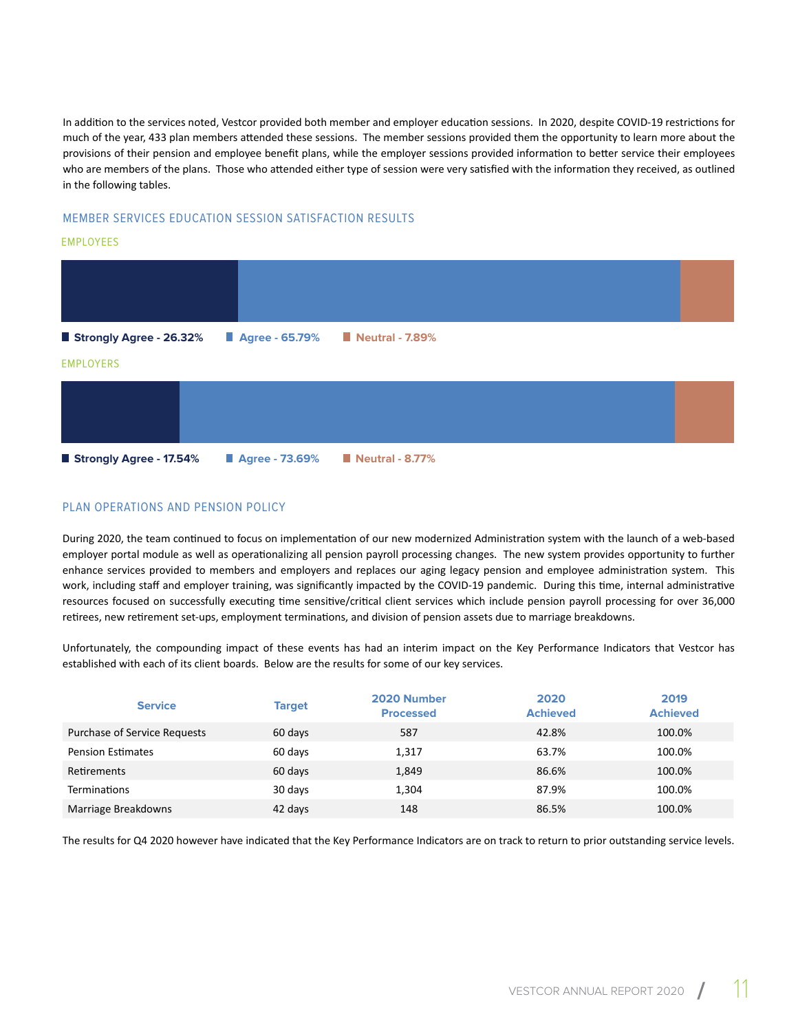In addition to the services noted, Vestcor provided both member and employer education sessions. In 2020, despite COVID-19 restrictions for much of the year, 433 plan members attended these sessions. The member sessions provided them the opportunity to learn more about the provisions of their pension and employee benefit plans, while the employer sessions provided information to better service their employees who are members of the plans. Those who attended either type of session were very satisfied with the information they received, as outlined in the following tables.

## MEMBER SERVICES EDUCATION SESSION SATISFACTION RESULTS

### EMPLOYEES

**Strongly Agree - 26.32%** **Agree - 65.79%** **Neutral - 7.89%**

### EMPLOYERS

**Strongly Agree - 17.54%** **Agree - 73.69%** **Neutral - 8.77%**

## PLAN OPERATIONS AND PENSION POLICY

During 2020, the team continued to focus on implementation of our new modernized Administration system with the launch of a web-based employer portal module as well as operationalizing all pension payroll processing changes. The new system provides opportunity to further enhance services provided to members and employers and replaces our aging legacy pension and employee administration system. This work, including staff and employer training, was significantly impacted by the COVID-19 pandemic. During this time, internal administrative resources focused on successfully executing time sensitive/critical client services which include pension payroll processing for over 36,000 retirees, new retirement set-ups, employment terminations, and division of pension assets due to marriage breakdowns.

Unfortunately, the compounding impact of these events has had an interim impact on the Key Performance Indicators that Vestcor has established with each of its client boards. Below are the results for some of our key services.

| Service | Target | 2020 Number Processed | 2020 Achieved | 2019 Achieved |
|---|---|---|---|---|
| Purchase of Service Requests | 60 days | 587 | 42.8% | 100.0% |
| Pension Estimates | 60 days | 1,317 | 63.7% | 100.0% |
| Retirements | 60 days | 1,849 | 86.6% | 100.0% |
| Terminations | 30 days | 1,304 | 87.9% | 100.0% |
| Marriage Breakdowns | 42 days | 148 | 86.5% | 100.0% |

The results for Q4 2020 however have indicated that the Key Performance Indicators are on track to return to prior outstanding service levels.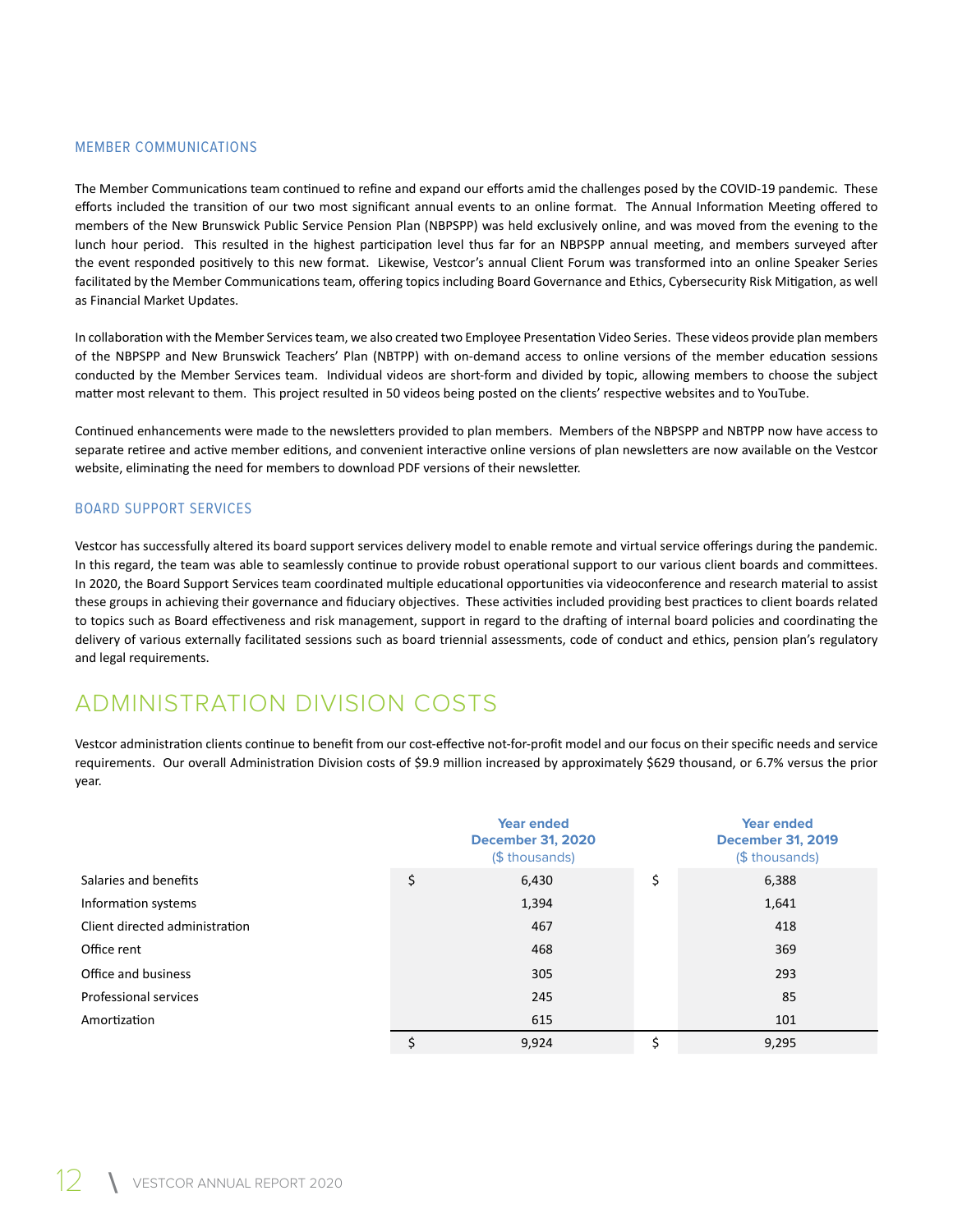### MEMBER COMMUNICATIONS

The Member Communications team continued to refine and expand our efforts amid the challenges posed by the COVID-19 pandemic. These efforts included the transition of our two most significant annual events to an online format. The Annual Information Meeting offered to members of the New Brunswick Public Service Pension Plan (NBPSPP) was held exclusively online, and was moved from the evening to the lunch hour period. This resulted in the highest participation level thus far for an NBPSPP annual meeting, and members surveyed after the event responded positively to this new format. Likewise, Vestcor's annual Client Forum was transformed into an online Speaker Series facilitated by the Member Communications team, offering topics including Board Governance and Ethics, Cybersecurity Risk Mitigation, as well as Financial Market Updates.

In collaboration with the Member Services team, we also created two Employee Presentation Video Series. These videos provide plan members of the NBPSPP and New Brunswick Teachers' Plan (NBTPP) with on-demand access to online versions of the member education sessions conducted by the Member Services team. Individual videos are short-form and divided by topic, allowing members to choose the subject matter most relevant to them. This project resulted in 50 videos being posted on the clients' respective websites and to YouTube.

Continued enhancements were made to the newsletters provided to plan members. Members of the NBPSPP and NBTPP now have access to separate retiree and active member editions, and convenient interactive online versions of plan newsletters are now available on the Vestcor website, eliminating the need for members to download PDF versions of their newsletter.

### BOARD SUPPORT SERVICES

Vestcor has successfully altered its board support services delivery model to enable remote and virtual service offerings during the pandemic. In this regard, the team was able to seamlessly continue to provide robust operational support to our various client boards and committees. In 2020, the Board Support Services team coordinated multiple educational opportunities via videoconference and research material to assist these groups in achieving their governance and fiduciary objectives. These activities included providing best practices to client boards related to topics such as Board effectiveness and risk management, support in regard to the drafting of internal board policies and coordinating the delivery of various externally facilitated sessions such as board triennial assessments, code of conduct and ethics, pension plan's regulatory and legal requirements.

## ADMINISTRATION DIVISION COSTS

Vestcor administration clients continue to benefit from our cost-effective not-for-profit model and our focus on their specific needs and service requirements. Our overall Administration Division costs of $9.9 million increased by approximately $629 thousand, or 6.7% versus the prior year.

| | Year ended December 31, 2020 ($ thousands) | Year ended December 31, 2019 ($ thousands) |
|---|---|---|
| Salaries and benefits | $ 6,430 | $ 6,388 |
| Information systems | 1,394 | 1,641 |
| Client directed administration | 467 | 418 |
| Office rent | 468 | 369 |
| Office and business | 305 | 293 |
| Professional services | 245 | 85 |
| Amortization | 615 | 101 |
| | $ 9,924 | $ 9,295 |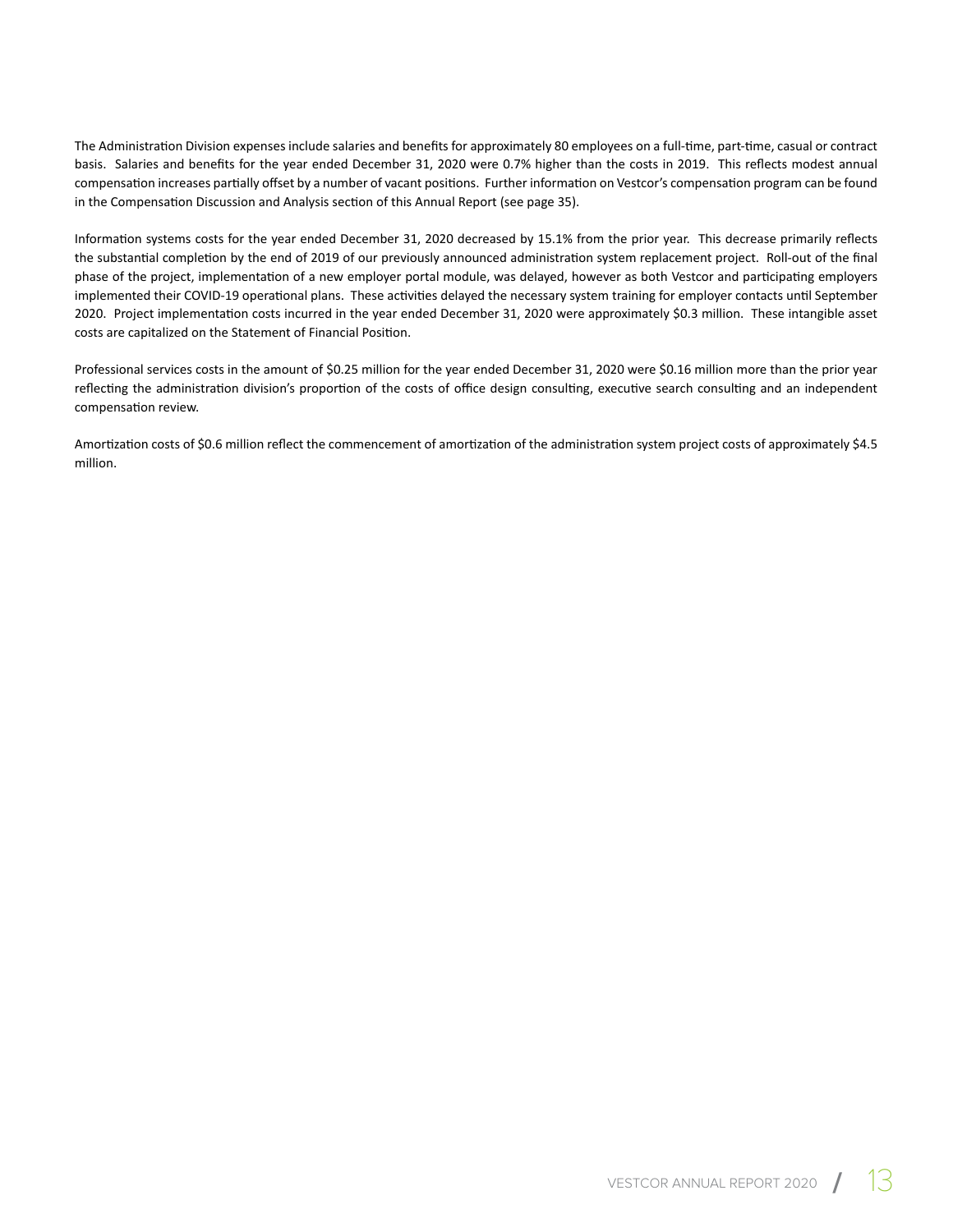The Administration Division expenses include salaries and benefits for approximately 80 employees on a full-time, part-time, casual or contract basis. Salaries and benefits for the year ended December 31, 2020 were 0.7% higher than the costs in 2019. This reflects modest annual compensation increases partially offset by a number of vacant positions. Further information on Vestcor's compensation program can be found in the Compensation Discussion and Analysis section of this Annual Report (see page 35).

Information systems costs for the year ended December 31, 2020 decreased by 15.1% from the prior year. This decrease primarily reflects the substantial completion by the end of 2019 of our previously announced administration system replacement project. Roll-out of the final phase of the project, implementation of a new employer portal module, was delayed, however as both Vestcor and participating employers implemented their COVID-19 operational plans. These activities delayed the necessary system training for employer contacts until September 2020. Project implementation costs incurred in the year ended December 31, 2020 were approximately $0.3 million. These intangible asset costs are capitalized on the Statement of Financial Position.

Professional services costs in the amount of $0.25 million for the year ended December 31, 2020 were $0.16 million more than the prior year reflecting the administration division's proportion of the costs of office design consulting, executive search consulting and an independent compensation review.

Amortization costs of $0.6 million reflect the commencement of amortization of the administration system project costs of approximately $4.5 million.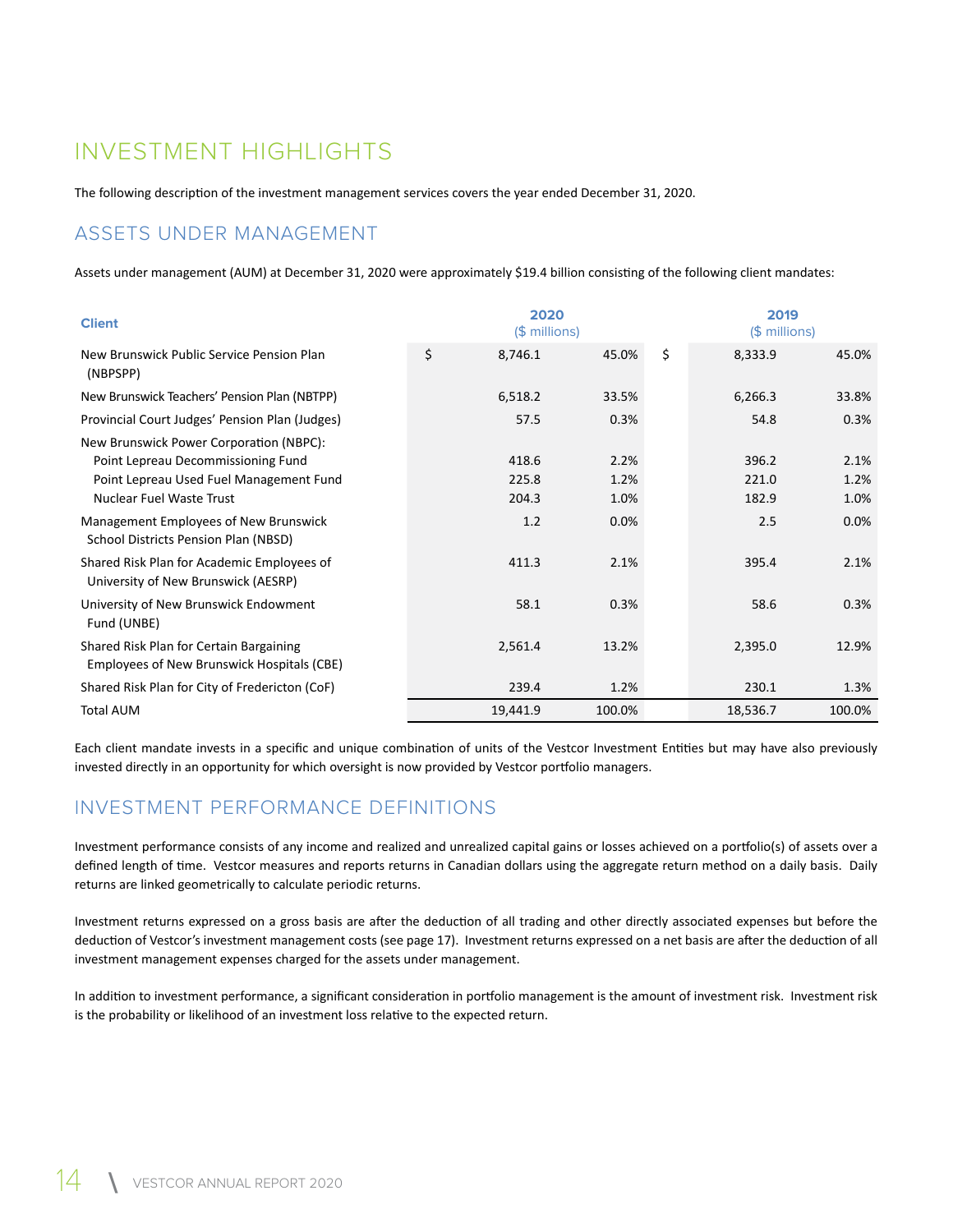# INVESTMENT HIGHLIGHTS

The following description of the investment management services covers the year ended December 31, 2020.

## ASSETS UNDER MANAGEMENT

Assets under management (AUM) at December 31, 2020 were approximately $19.4 billion consisting of the following client mandates:

| Client | 2020 ($ millions) | | | 2019 ($ millions) | | |
|---|---|---|---|---|---|---|
| New Brunswick Public Service Pension Plan (NBPSPP) | $ | 8,746.1 | 45.0% | $ | 8,333.9 | 45.0% |
| New Brunswick Teachers' Pension Plan (NBTPP) | | 6,518.2 | 33.5% | | 6,266.3 | 33.8% |
| Provincial Court Judges' Pension Plan (Judges) | | 57.5 | 0.3% | | 54.8 | 0.3% |
| New Brunswick Power Corporation (NBPC): | | | | | | |
| Point Lepreau Decommissioning Fund | | 418.6 | 2.2% | | 396.2 | 2.1% |
| Point Lepreau Used Fuel Management Fund | | 225.8 | 1.2% | | 221.0 | 1.2% |
| Nuclear Fuel Waste Trust | | 204.3 | 1.0% | | 182.9 | 1.0% |
| Management Employees of New Brunswick School Districts Pension Plan (NBSD) | | 1.2 | 0.0% | | 2.5 | 0.0% |
| Shared Risk Plan for Academic Employees of University of New Brunswick (AESRP) | | 411.3 | 2.1% | | 395.4 | 2.1% |
| University of New Brunswick Endowment Fund (UNBE) | | 58.1 | 0.3% | | 58.6 | 0.3% |
| Shared Risk Plan for Certain Bargaining Employees of New Brunswick Hospitals (CBE) | | 2,561.4 | 13.2% | | 2,395.0 | 12.9% |
| Shared Risk Plan for City of Fredericton (CoF) | | 239.4 | 1.2% | | 230.1 | 1.3% |
| Total AUM | | 19,441.9 | 100.0% | | 18,536.7 | 100.0% |

Each client mandate invests in a specific and unique combination of units of the Vestcor Investment Entities but may have also previously invested directly in an opportunity for which oversight is now provided by Vestcor portfolio managers.

## INVESTMENT PERFORMANCE DEFINITIONS

Investment performance consists of any income and realized and unrealized capital gains or losses achieved on a portfolio(s) of assets over a defined length of time. Vestcor measures and reports returns in Canadian dollars using the aggregate return method on a daily basis. Daily returns are linked geometrically to calculate periodic returns.

Investment returns expressed on a gross basis are after the deduction of all trading and other directly associated expenses but before the deduction of Vestcor's investment management costs (see page 17). Investment returns expressed on a net basis are after the deduction of all investment management expenses charged for the assets under management.

In addition to investment performance, a significant consideration in portfolio management is the amount of investment risk. Investment risk is the probability or likelihood of an investment loss relative to the expected return.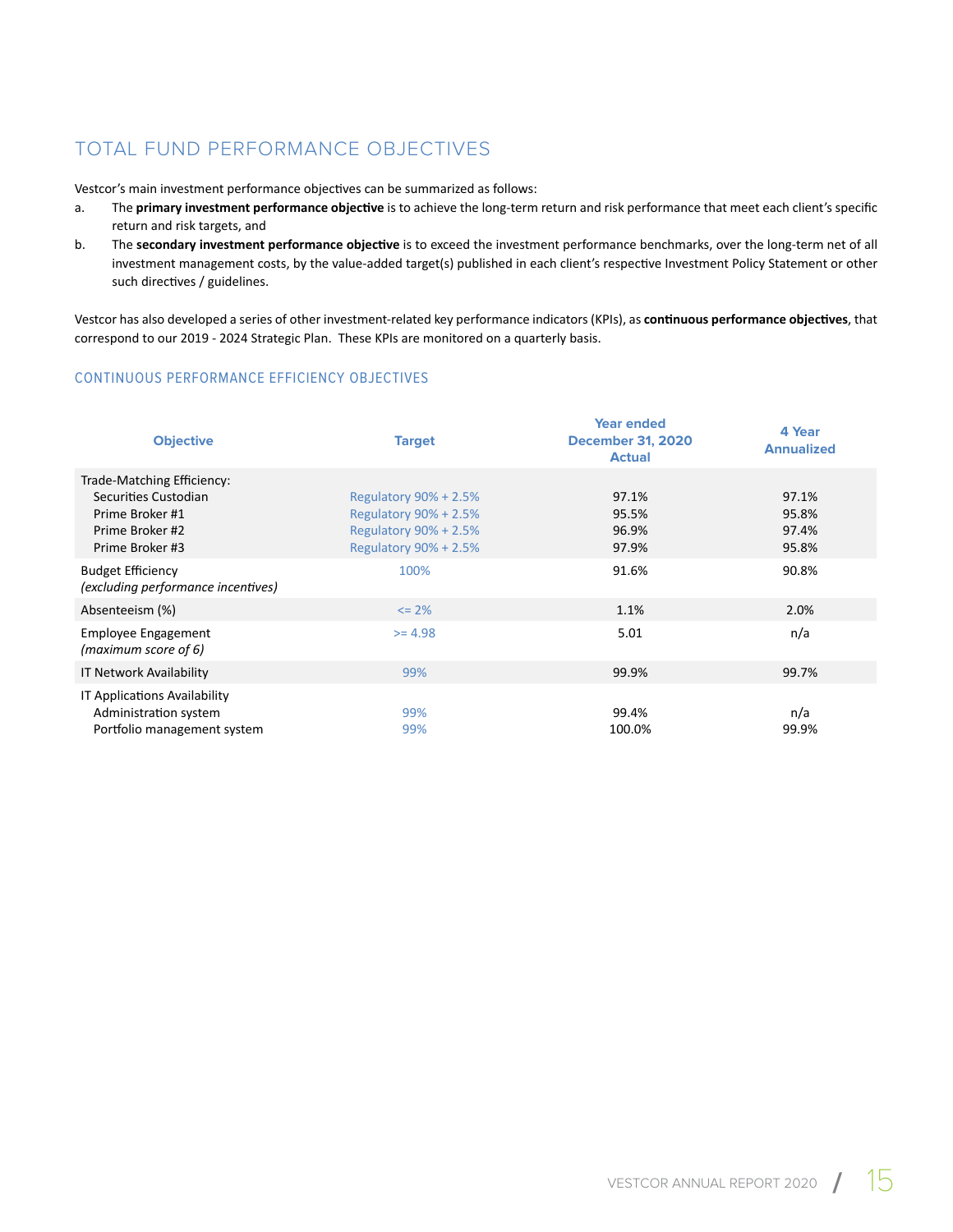## TOTAL FUND PERFORMANCE OBJECTIVES

Vestcor's main investment performance objectives can be summarized as follows:

a. The **primary investment performance objective** is to achieve the long-term return and risk performance that meet each client's specific return and risk targets, and

b. The **secondary investment performance objective** is to exceed the investment performance benchmarks, over the long-term net of all investment management costs, by the value-added target(s) published in each client's respective Investment Policy Statement or other such directives / guidelines.

Vestcor has also developed a series of other investment-related key performance indicators (KPIs), as **continuous performance objectives**, that correspond to our 2019 - 2024 Strategic Plan. These KPIs are monitored on a quarterly basis.

### CONTINUOUS PERFORMANCE EFFICIENCY OBJECTIVES

| Objective | Target | Year ended December 31, 2020 Actual | 4 Year Annualized |
|---|---|---|---|
| Trade-Matching Efficiency: | | | |
| Securities Custodian | Regulatory 90% + 2.5% | 97.1% | 97.1% |
| Prime Broker #1 | Regulatory 90% + 2.5% | 95.5% | 95.8% |
| Prime Broker #2 | Regulatory 90% + 2.5% | 96.9% | 97.4% |
| Prime Broker #3 | Regulatory 90% + 2.5% | 97.9% | 95.8% |
| Budget Efficiency *(excluding performance incentives)* | 100% | 91.6% | 90.8% |
| Absenteeism (%) | <= 2% | 1.1% | 2.0% |
| Employee Engagement *(maximum score of 6)* | >= 4.98 | 5.01 | n/a |
| IT Network Availability | 99% | 99.9% | 99.7% |
| IT Applications Availability | | | |
| Administration system | 99% | 99.4% | n/a |
| Portfolio management system | 99% | 100.0% | 99.9% |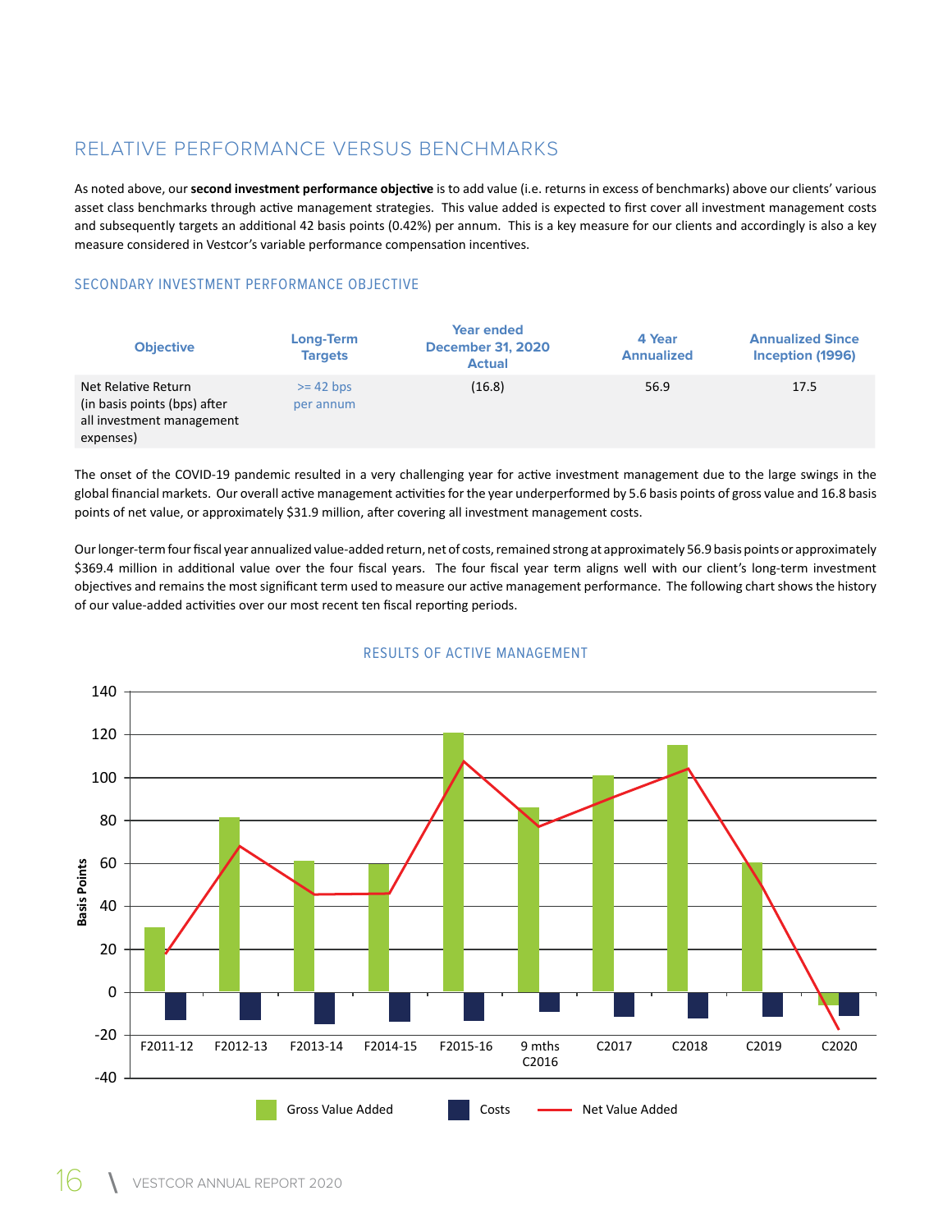## RELATIVE PERFORMANCE VERSUS BENCHMARKS

As noted above, our **second investment performance objective** is to add value (i.e. returns in excess of benchmarks) above our clients' various asset class benchmarks through active management strategies. This value added is expected to first cover all investment management costs and subsequently targets an additional 42 basis points (0.42%) per annum. This is a key measure for our clients and accordingly is also a key measure considered in Vestcor's variable performance compensation incentives.

### SECONDARY INVESTMENT PERFORMANCE OBJECTIVE

| Objective | Long-Term Targets | Year ended December 31, 2020 Actual | 4 Year Annualized | Annualized Since Inception (1996) |
|---|---|---|---|---|
| Net Relative Return (in basis points (bps) after all investment management expenses) | >= 42 bps per annum | (16.8) | 56.9 | 17.5 |

The onset of the COVID-19 pandemic resulted in a very challenging year for active investment management due to the large swings in the global financial markets. Our overall active management activities for the year underperformed by 5.6 basis points of gross value and 16.8 basis points of net value, or approximately $31.9 million, after covering all investment management costs.

Our longer-term four fiscal year annualized value-added return, net of costs, remained strong at approximately 56.9 basis points or approximately $369.4 million in additional value over the four fiscal years. The four fiscal year term aligns well with our client's long-term investment objectives and remains the most significant term used to measure our active management performance. The following chart shows the history of our value-added activities over our most recent ten fiscal reporting periods.

### RESULTS OF ACTIVE MANAGEMENT

Basis Points (140 to -40)

F2011-12, F2012-13, F2013-14, F2014-15, F2015-16, 9 mths C2016, C2017, C2018, C2019, C2020

Gross Value Added | Costs | Net Value Added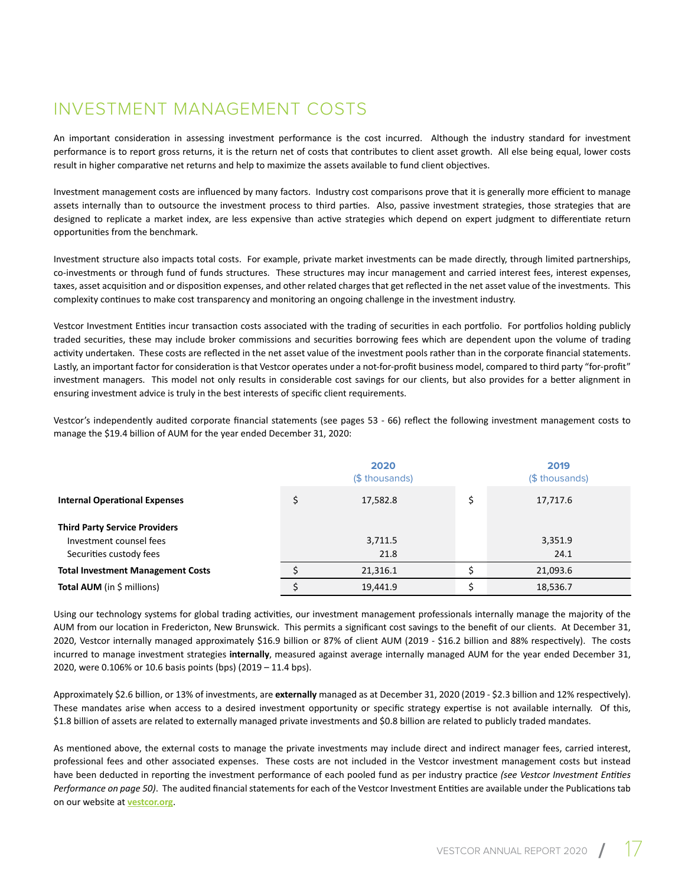# INVESTMENT MANAGEMENT COSTS

An important consideration in assessing investment performance is the cost incurred. Although the industry standard for investment performance is to report gross returns, it is the return net of costs that contributes to client asset growth. All else being equal, lower costs result in higher comparative net returns and help to maximize the assets available to fund client objectives.

Investment management costs are influenced by many factors. Industry cost comparisons prove that it is generally more efficient to manage assets internally than to outsource the investment process to third parties. Also, passive investment strategies, those strategies that are designed to replicate a market index, are less expensive than active strategies which depend on expert judgment to differentiate return opportunities from the benchmark.

Investment structure also impacts total costs. For example, private market investments can be made directly, through limited partnerships, co-investments or through fund of funds structures. These structures may incur management and carried interest fees, interest expenses, taxes, asset acquisition and or disposition expenses, and other related charges that get reflected in the net asset value of the investments. This complexity continues to make cost transparency and monitoring an ongoing challenge in the investment industry.

Vestcor Investment Entities incur transaction costs associated with the trading of securities in each portfolio. For portfolios holding publicly traded securities, these may include broker commissions and securities borrowing fees which are dependent upon the volume of trading activity undertaken. These costs are reflected in the net asset value of the investment pools rather than in the corporate financial statements. Lastly, an important factor for consideration is that Vestcor operates under a not-for-profit business model, compared to third party "for-profit" investment managers. This model not only results in considerable cost savings for our clients, but also provides for a better alignment in ensuring investment advice is truly in the best interests of specific client requirements.

Vestcor's independently audited corporate financial statements (see pages 53 - 66) reflect the following investment management costs to manage the $19.4 billion of AUM for the year ended December 31, 2020:

| | | 2020 ($ thousands) | | 2019 ($ thousands) |
|---|---|---|---|---|
| **Internal Operational Expenses** | $ | 17,582.8 | $ | 17,717.6 |
| **Third Party Service Providers** | | | | |
| Investment counsel fees | | 3,711.5 | | 3,351.9 |
| Securities custody fees | | 21.8 | | 24.1 |
| **Total Investment Management Costs** | $ | 21,316.1 | $ | 21,093.6 |
| **Total AUM** (in $ millions) | $ | 19,441.9 | $ | 18,536.7 |

Using our technology systems for global trading activities, our investment management professionals internally manage the majority of the AUM from our location in Fredericton, New Brunswick. This permits a significant cost savings to the benefit of our clients. At December 31, 2020, Vestcor internally managed approximately $16.9 billion or 87% of client AUM (2019 - $16.2 billion and 88% respectively). The costs incurred to manage investment strategies **internally**, measured against average internally managed AUM for the year ended December 31, 2020, were 0.106% or 10.6 basis points (bps) (2019 – 11.4 bps).

Approximately $2.6 billion, or 13% of investments, are **externally** managed as at December 31, 2020 (2019 - $2.3 billion and 12% respectively). These mandates arise when access to a desired investment opportunity or specific strategy expertise is not available internally. Of this, $1.8 billion of assets are related to externally managed private investments and $0.8 billion are related to publicly traded mandates.

As mentioned above, the external costs to manage the private investments may include direct and indirect manager fees, carried interest, professional fees and other associated expenses. These costs are not included in the Vestcor investment management costs but instead have been deducted in reporting the investment performance of each pooled fund as per industry practice *(see Vestcor Investment Entities Performance on page 50)*. The audited financial statements for each of the Vestcor Investment Entities are available under the Publications tab on our website at **vestcor.org**.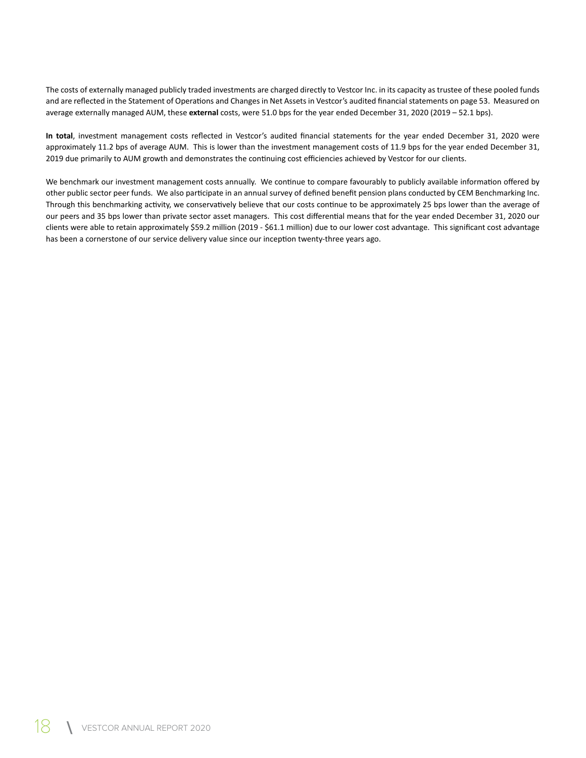The costs of externally managed publicly traded investments are charged directly to Vestcor Inc. in its capacity as trustee of these pooled funds and are reflected in the Statement of Operations and Changes in Net Assets in Vestcor's audited financial statements on page 53. Measured on average externally managed AUM, these **external** costs, were 51.0 bps for the year ended December 31, 2020 (2019 – 52.1 bps).

**In total**, investment management costs reflected in Vestcor's audited financial statements for the year ended December 31, 2020 were approximately 11.2 bps of average AUM. This is lower than the investment management costs of 11.9 bps for the year ended December 31, 2019 due primarily to AUM growth and demonstrates the continuing cost efficiencies achieved by Vestcor for our clients.

We benchmark our investment management costs annually. We continue to compare favourably to publicly available information offered by other public sector peer funds. We also participate in an annual survey of defined benefit pension plans conducted by CEM Benchmarking Inc. Through this benchmarking activity, we conservatively believe that our costs continue to be approximately 25 bps lower than the average of our peers and 35 bps lower than private sector asset managers. This cost differential means that for the year ended December 31, 2020 our clients were able to retain approximately $59.2 million (2019 - $61.1 million) due to our lower cost advantage. This significant cost advantage has been a cornerstone of our service delivery value since our inception twenty-three years ago.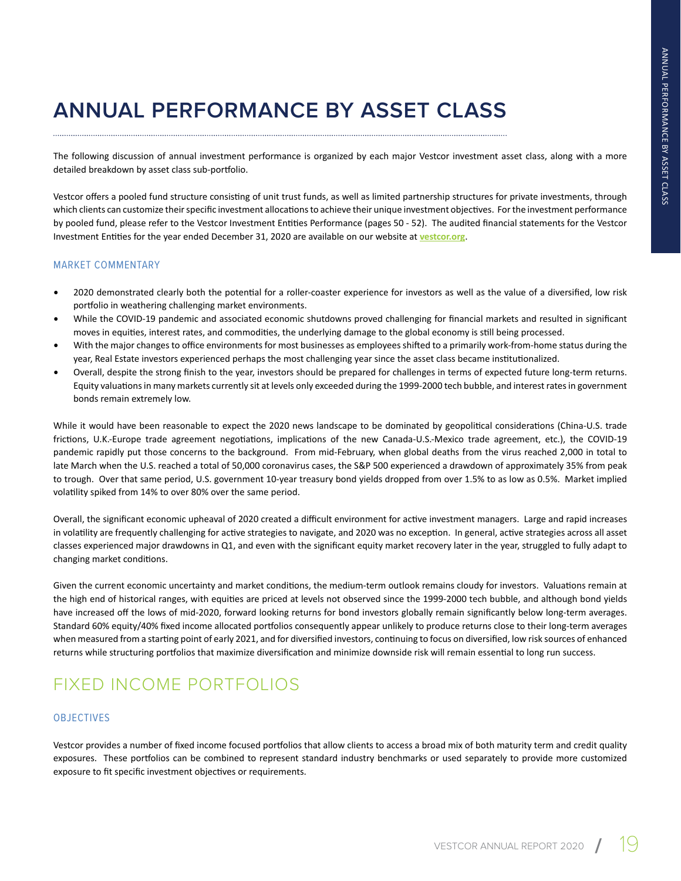# ANNUAL PERFORMANCE BY ASSET CLASS

The following discussion of annual investment performance is organized by each major Vestcor investment asset class, along with a more detailed breakdown by asset class sub-portfolio.

Vestcor offers a pooled fund structure consisting of unit trust funds, as well as limited partnership structures for private investments, through which clients can customize their specific investment allocations to achieve their unique investment objectives. For the investment performance by pooled fund, please refer to the Vestcor Investment Entities Performance (pages 50 - 52). The audited financial statements for the Vestcor Investment Entities for the year ended December 31, 2020 are available on our website at **vestcor.org**.

### MARKET COMMENTARY

- 2020 demonstrated clearly both the potential for a roller-coaster experience for investors as well as the value of a diversified, low risk portfolio in weathering challenging market environments.
- While the COVID-19 pandemic and associated economic shutdowns proved challenging for financial markets and resulted in significant moves in equities, interest rates, and commodities, the underlying damage to the global economy is still being processed.
- With the major changes to office environments for most businesses as employees shifted to a primarily work-from-home status during the year, Real Estate investors experienced perhaps the most challenging year since the asset class became institutionalized.
- Overall, despite the strong finish to the year, investors should be prepared for challenges in terms of expected future long-term returns. Equity valuations in many markets currently sit at levels only exceeded during the 1999-2000 tech bubble, and interest rates in government bonds remain extremely low.

While it would have been reasonable to expect the 2020 news landscape to be dominated by geopolitical considerations (China-U.S. trade frictions, U.K.-Europe trade agreement negotiations, implications of the new Canada-U.S.-Mexico trade agreement, etc.), the COVID-19 pandemic rapidly put those concerns to the background. From mid-February, when global deaths from the virus reached 2,000 in total to late March when the U.S. reached a total of 50,000 coronavirus cases, the S&P 500 experienced a drawdown of approximately 35% from peak to trough. Over that same period, U.S. government 10-year treasury bond yields dropped from over 1.5% to as low as 0.5%. Market implied volatility spiked from 14% to over 80% over the same period.

Overall, the significant economic upheaval of 2020 created a difficult environment for active investment managers. Large and rapid increases in volatility are frequently challenging for active strategies to navigate, and 2020 was no exception. In general, active strategies across all asset classes experienced major drawdowns in Q1, and even with the significant equity market recovery later in the year, struggled to fully adapt to changing market conditions.

Given the current economic uncertainty and market conditions, the medium-term outlook remains cloudy for investors. Valuations remain at the high end of historical ranges, with equities are priced at levels not observed since the 1999-2000 tech bubble, and although bond yields have increased off the lows of mid-2020, forward looking returns for bond investors globally remain significantly below long-term averages. Standard 60% equity/40% fixed income allocated portfolios consequently appear unlikely to produce returns close to their long-term averages when measured from a starting point of early 2021, and for diversified investors, continuing to focus on diversified, low risk sources of enhanced returns while structuring portfolios that maximize diversification and minimize downside risk will remain essential to long run success.

## FIXED INCOME PORTFOLIOS

### OBJECTIVES

Vestcor provides a number of fixed income focused portfolios that allow clients to access a broad mix of both maturity term and credit quality exposures. These portfolios can be combined to represent standard industry benchmarks or used separately to provide more customized exposure to fit specific investment objectives or requirements.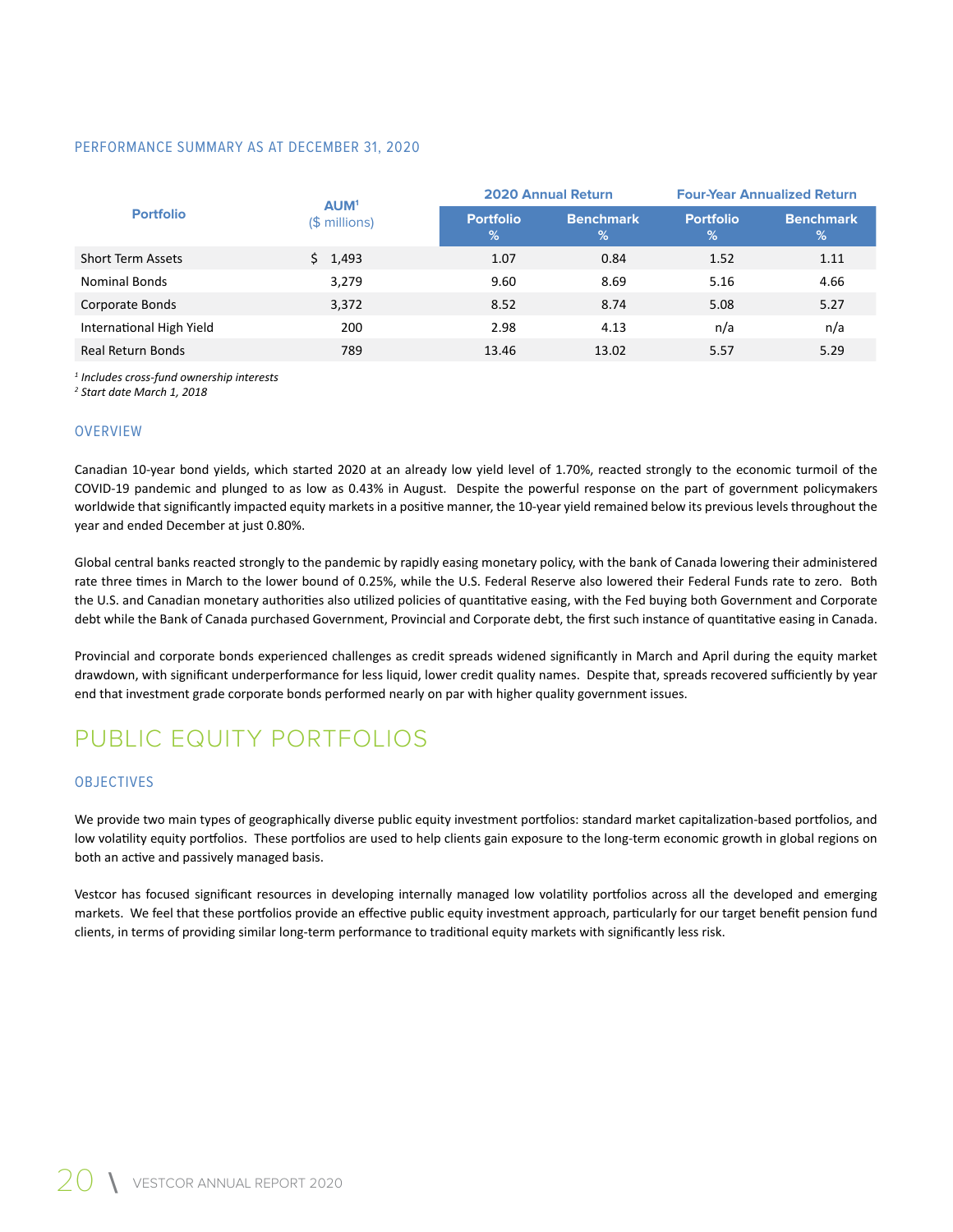### PERFORMANCE SUMMARY AS AT DECEMBER 31, 2020

| Portfolio | AUM[1] ($ millions) | 2020 Annual Return | | Four-Year Annualized Return | |
|---|---|---|---|---|---|
| | | Portfolio % | Benchmark % | Portfolio % | Benchmark % |
| Short Term Assets | $ 1,493 | 1.07 | 0.84 | 1.52 | 1.11 |
| Nominal Bonds | 3,279 | 9.60 | 8.69 | 5.16 | 4.66 |
| Corporate Bonds | 3,372 | 8.52 | 8.74 | 5.08 | 5.27 |
| International High Yield | 200 | 2.98 | 4.13 | n/a | n/a |
| Real Return Bonds | 789 | 13.46 | 13.02 | 5.57 | 5.29 |

*[1] Includes cross-fund ownership interests*
*[2] Start date March 1, 2018*

### OVERVIEW

Canadian 10-year bond yields, which started 2020 at an already low yield level of 1.70%, reacted strongly to the economic turmoil of the COVID-19 pandemic and plunged to as low as 0.43% in August. Despite the powerful response on the part of government policymakers worldwide that significantly impacted equity markets in a positive manner, the 10-year yield remained below its previous levels throughout the year and ended December at just 0.80%.

Global central banks reacted strongly to the pandemic by rapidly easing monetary policy, with the bank of Canada lowering their administered rate three times in March to the lower bound of 0.25%, while the U.S. Federal Reserve also lowered their Federal Funds rate to zero. Both the U.S. and Canadian monetary authorities also utilized policies of quantitative easing, with the Fed buying both Government and Corporate debt while the Bank of Canada purchased Government, Provincial and Corporate debt, the first such instance of quantitative easing in Canada.

Provincial and corporate bonds experienced challenges as credit spreads widened significantly in March and April during the equity market drawdown, with significant underperformance for less liquid, lower credit quality names. Despite that, spreads recovered sufficiently by year end that investment grade corporate bonds performed nearly on par with higher quality government issues.

## PUBLIC EQUITY PORTFOLIOS

### OBJECTIVES

We provide two main types of geographically diverse public equity investment portfolios: standard market capitalization-based portfolios, and low volatility equity portfolios. These portfolios are used to help clients gain exposure to the long-term economic growth in global regions on both an active and passively managed basis.

Vestcor has focused significant resources in developing internally managed low volatility portfolios across all the developed and emerging markets. We feel that these portfolios provide an effective public equity investment approach, particularly for our target benefit pension fund clients, in terms of providing similar long-term performance to traditional equity markets with significantly less risk.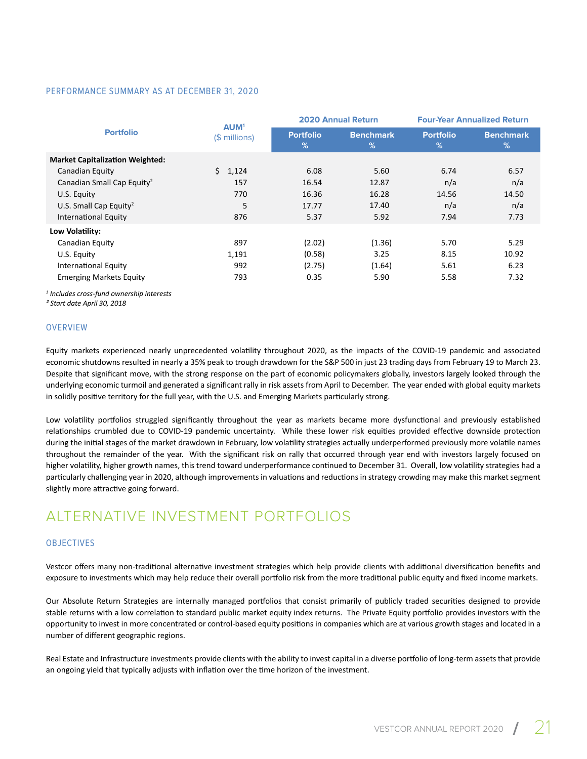### PERFORMANCE SUMMARY AS AT DECEMBER 31, 2020

| Portfolio | AUM[1] ($ millions) | 2020 Annual Return | | Four-Year Annualized Return | |
|---|---|---|---|---|---|
| | | Portfolio % | Benchmark % | Portfolio % | Benchmark % |
| **Market Capitalization Weighted:** | | | | | |
| Canadian Equity | $ 1,124 | 6.08 | 5.60 | 6.74 | 6.57 |
| Canadian Small Cap Equity[2] | 157 | 16.54 | 12.87 | n/a | n/a |
| U.S. Equity | 770 | 16.36 | 16.28 | 14.56 | 14.50 |
| U.S. Small Cap Equity[2] | 5 | 17.77 | 17.40 | n/a | n/a |
| International Equity | 876 | 5.37 | 5.92 | 7.94 | 7.73 |
| **Low Volatility:** | | | | | |
| Canadian Equity | 897 | (2.02) | (1.36) | 5.70 | 5.29 |
| U.S. Equity | 1,191 | (0.58) | 3.25 | 8.15 | 10.92 |
| International Equity | 992 | (2.75) | (1.64) | 5.61 | 6.23 |
| Emerging Markets Equity | 793 | 0.35 | 5.90 | 5.58 | 7.32 |

*[1] Includes cross-fund ownership interests*
*[2] Start date April 30, 2018*

### OVERVIEW

Equity markets experienced nearly unprecedented volatility throughout 2020, as the impacts of the COVID-19 pandemic and associated economic shutdowns resulted in nearly a 35% peak to trough drawdown for the S&P 500 in just 23 trading days from February 19 to March 23. Despite that significant move, with the strong response on the part of economic policymakers globally, investors largely looked through the underlying economic turmoil and generated a significant rally in risk assets from April to December. The year ended with global equity markets in solidly positive territory for the full year, with the U.S. and Emerging Markets particularly strong.

Low volatility portfolios struggled significantly throughout the year as markets became more dysfunctional and previously established relationships crumbled due to COVID-19 pandemic uncertainty. While these lower risk equities provided effective downside protection during the initial stages of the market drawdown in February, low volatility strategies actually underperformed previously more volatile names throughout the remainder of the year. With the significant risk on rally that occurred through year end with investors largely focused on higher volatility, higher growth names, this trend toward underperformance continued to December 31. Overall, low volatility strategies had a particularly challenging year in 2020, although improvements in valuations and reductions in strategy crowding may make this market segment slightly more attractive going forward.

## ALTERNATIVE INVESTMENT PORTFOLIOS

### OBJECTIVES

Vestcor offers many non-traditional alternative investment strategies which help provide clients with additional diversification benefits and exposure to investments which may help reduce their overall portfolio risk from the more traditional public equity and fixed income markets.

Our Absolute Return Strategies are internally managed portfolios that consist primarily of publicly traded securities designed to provide stable returns with a low correlation to standard public market equity index returns. The Private Equity portfolio provides investors with the opportunity to invest in more concentrated or control-based equity positions in companies which are at various growth stages and located in a number of different geographic regions.

Real Estate and Infrastructure investments provide clients with the ability to invest capital in a diverse portfolio of long-term assets that provide an ongoing yield that typically adjusts with inflation over the time horizon of the investment.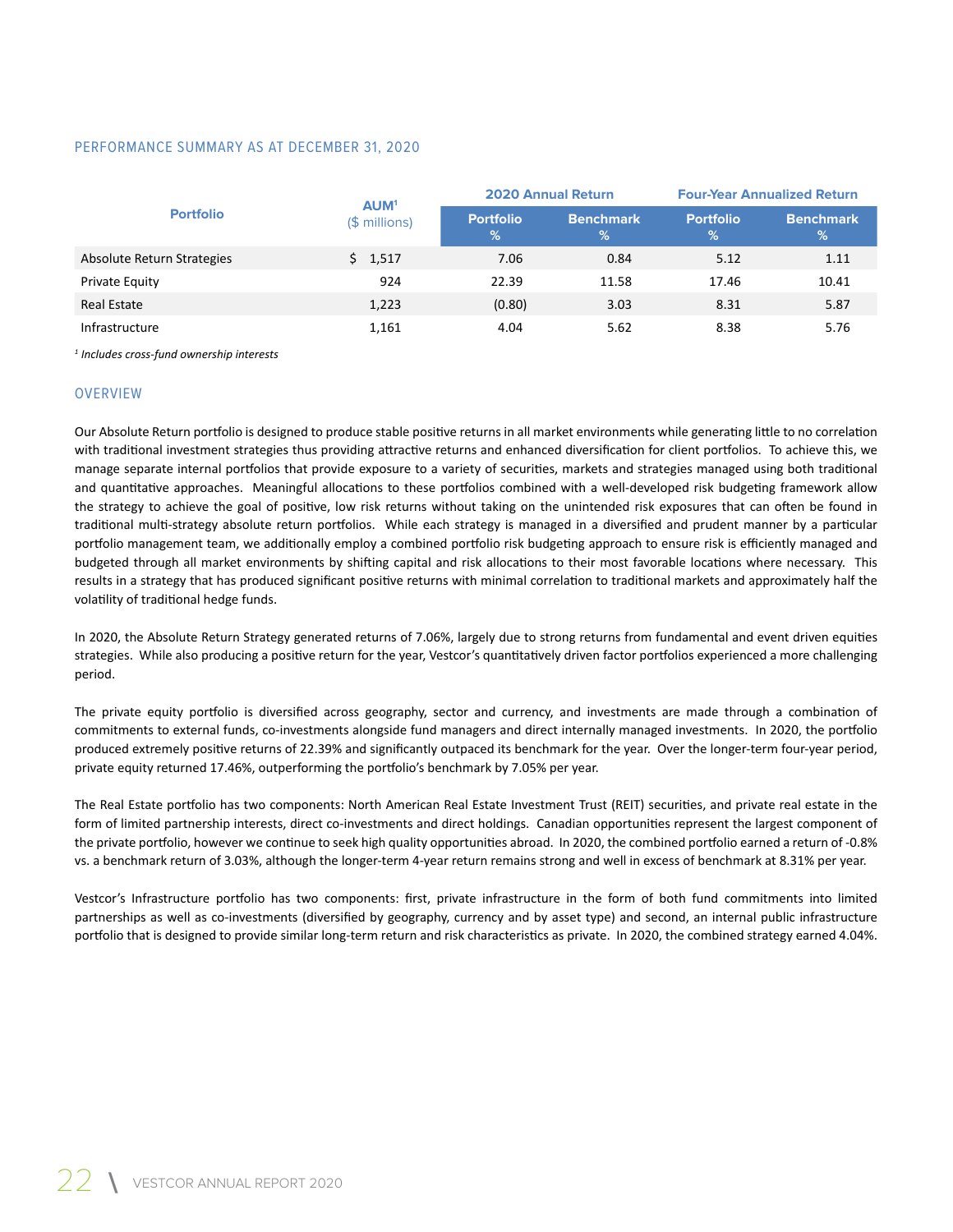## PERFORMANCE SUMMARY AS AT DECEMBER 31, 2020

| Portfolio | AUM[1] ($ millions) | 2020 Annual Return | | Four-Year Annualized Return | |
|---|---|---|---|---|---|
| | | Portfolio % | Benchmark % | Portfolio % | Benchmark % |
| Absolute Return Strategies | $ 1,517 | 7.06 | 0.84 | 5.12 | 1.11 |
| Private Equity | 924 | 22.39 | 11.58 | 17.46 | 10.41 |
| Real Estate | 1,223 | (0.80) | 3.03 | 8.31 | 5.87 |
| Infrastructure | 1,161 | 4.04 | 5.62 | 8.38 | 5.76 |

*[1] Includes cross-fund ownership interests*

## OVERVIEW

Our Absolute Return portfolio is designed to produce stable positive returns in all market environments while generating little to no correlation with traditional investment strategies thus providing attractive returns and enhanced diversification for client portfolios. To achieve this, we manage separate internal portfolios that provide exposure to a variety of securities, markets and strategies managed using both traditional and quantitative approaches. Meaningful allocations to these portfolios combined with a well-developed risk budgeting framework allow the strategy to achieve the goal of positive, low risk returns without taking on the unintended risk exposures that can often be found in traditional multi-strategy absolute return portfolios. While each strategy is managed in a diversified and prudent manner by a particular portfolio management team, we additionally employ a combined portfolio risk budgeting approach to ensure risk is efficiently managed and budgeted through all market environments by shifting capital and risk allocations to their most favorable locations where necessary. This results in a strategy that has produced significant positive returns with minimal correlation to traditional markets and approximately half the volatility of traditional hedge funds.

In 2020, the Absolute Return Strategy generated returns of 7.06%, largely due to strong returns from fundamental and event driven equities strategies. While also producing a positive return for the year, Vestcor's quantitatively driven factor portfolios experienced a more challenging period.

The private equity portfolio is diversified across geography, sector and currency, and investments are made through a combination of commitments to external funds, co-investments alongside fund managers and direct internally managed investments. In 2020, the portfolio produced extremely positive returns of 22.39% and significantly outpaced its benchmark for the year. Over the longer-term four-year period, private equity returned 17.46%, outperforming the portfolio's benchmark by 7.05% per year.

The Real Estate portfolio has two components: North American Real Estate Investment Trust (REIT) securities, and private real estate in the form of limited partnership interests, direct co-investments and direct holdings. Canadian opportunities represent the largest component of the private portfolio, however we continue to seek high quality opportunities abroad. In 2020, the combined portfolio earned a return of -0.8% vs. a benchmark return of 3.03%, although the longer-term 4-year return remains strong and well in excess of benchmark at 8.31% per year.

Vestcor's Infrastructure portfolio has two components: first, private infrastructure in the form of both fund commitments into limited partnerships as well as co-investments (diversified by geography, currency and by asset type) and second, an internal public infrastructure portfolio that is designed to provide similar long-term return and risk characteristics as private. In 2020, the combined strategy earned 4.04%.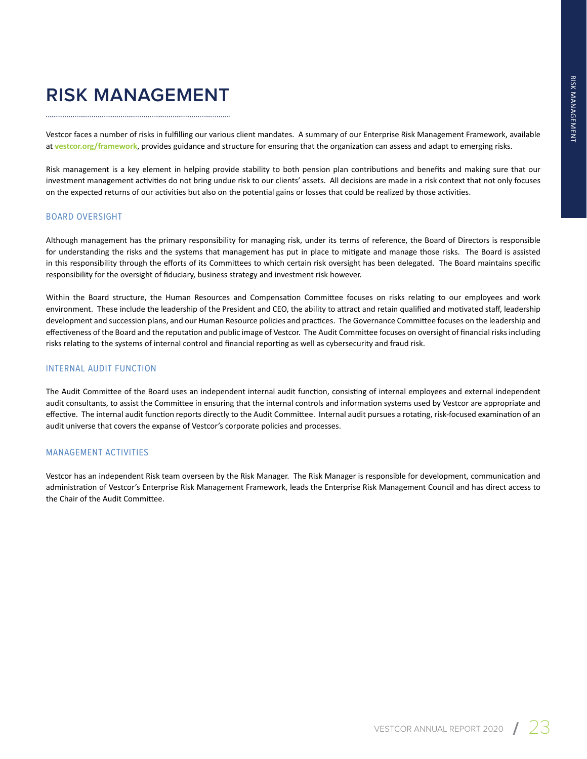# RISK MANAGEMENT

Vestcor faces a number of risks in fulfilling our various client mandates. A summary of our Enterprise Risk Management Framework, available at **vestcor.org/framework**, provides guidance and structure for ensuring that the organization can assess and adapt to emerging risks.

Risk management is a key element in helping provide stability to both pension plan contributions and benefits and making sure that our investment management activities do not bring undue risk to our clients' assets. All decisions are made in a risk context that not only focuses on the expected returns of our activities but also on the potential gains or losses that could be realized by those activities.

## BOARD OVERSIGHT

Although management has the primary responsibility for managing risk, under its terms of reference, the Board of Directors is responsible for understanding the risks and the systems that management has put in place to mitigate and manage those risks. The Board is assisted in this responsibility through the efforts of its Committees to which certain risk oversight has been delegated. The Board maintains specific responsibility for the oversight of fiduciary, business strategy and investment risk however.

Within the Board structure, the Human Resources and Compensation Committee focuses on risks relating to our employees and work environment. These include the leadership of the President and CEO, the ability to attract and retain qualified and motivated staff, leadership development and succession plans, and our Human Resource policies and practices. The Governance Committee focuses on the leadership and effectiveness of the Board and the reputation and public image of Vestcor. The Audit Committee focuses on oversight of financial risks including risks relating to the systems of internal control and financial reporting as well as cybersecurity and fraud risk.

## INTERNAL AUDIT FUNCTION

The Audit Committee of the Board uses an independent internal audit function, consisting of internal employees and external independent audit consultants, to assist the Committee in ensuring that the internal controls and information systems used by Vestcor are appropriate and effective. The internal audit function reports directly to the Audit Committee. Internal audit pursues a rotating, risk-focused examination of an audit universe that covers the expanse of Vestcor's corporate policies and processes.

## MANAGEMENT ACTIVITIES

Vestcor has an independent Risk team overseen by the Risk Manager. The Risk Manager is responsible for development, communication and administration of Vestcor's Enterprise Risk Management Framework, leads the Enterprise Risk Management Council and has direct access to the Chair of the Audit Committee.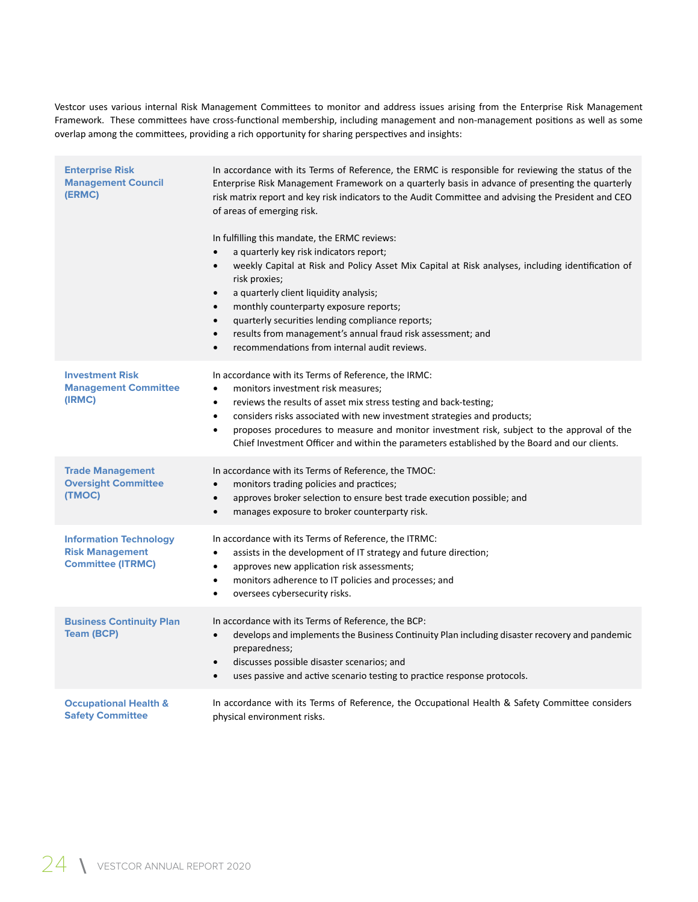Vestcor uses various internal Risk Management Committees to monitor and address issues arising from the Enterprise Risk Management Framework. These committees have cross-functional membership, including management and non-management positions as well as some overlap among the committees, providing a rich opportunity for sharing perspectives and insights:

**Enterprise Risk Management Council (ERMC)**

In accordance with its Terms of Reference, the ERMC is responsible for reviewing the status of the Enterprise Risk Management Framework on a quarterly basis in advance of presenting the quarterly risk matrix report and key risk indicators to the Audit Committee and advising the President and CEO of areas of emerging risk.

In fulfilling this mandate, the ERMC reviews:

- a quarterly key risk indicators report;
- weekly Capital at Risk and Policy Asset Mix Capital at Risk analyses, including identification of risk proxies;
- a quarterly client liquidity analysis;
- monthly counterparty exposure reports;
- quarterly securities lending compliance reports;
- results from management's annual fraud risk assessment; and
- recommendations from internal audit reviews.

**Investment Risk Management Committee (IRMC)**

In accordance with its Terms of Reference, the IRMC:

- monitors investment risk measures;
- reviews the results of asset mix stress testing and back-testing;
- considers risks associated with new investment strategies and products;
- proposes procedures to measure and monitor investment risk, subject to the approval of the Chief Investment Officer and within the parameters established by the Board and our clients.

**Trade Management Oversight Committee (TMOC)**

In accordance with its Terms of Reference, the TMOC:

- monitors trading policies and practices;
- approves broker selection to ensure best trade execution possible; and
- manages exposure to broker counterparty risk.

**Information Technology Risk Management Committee (ITRMC)**

In accordance with its Terms of Reference, the ITRMC:

- assists in the development of IT strategy and future direction;
- approves new application risk assessments;
- monitors adherence to IT policies and processes; and
- oversees cybersecurity risks.

**Business Continuity Plan Team (BCP)**

In accordance with its Terms of Reference, the BCP:

- develops and implements the Business Continuity Plan including disaster recovery and pandemic preparedness;
- discusses possible disaster scenarios; and
- uses passive and active scenario testing to practice response protocols.

**Occupational Health & Safety Committee**

In accordance with its Terms of Reference, the Occupational Health & Safety Committee considers physical environment risks.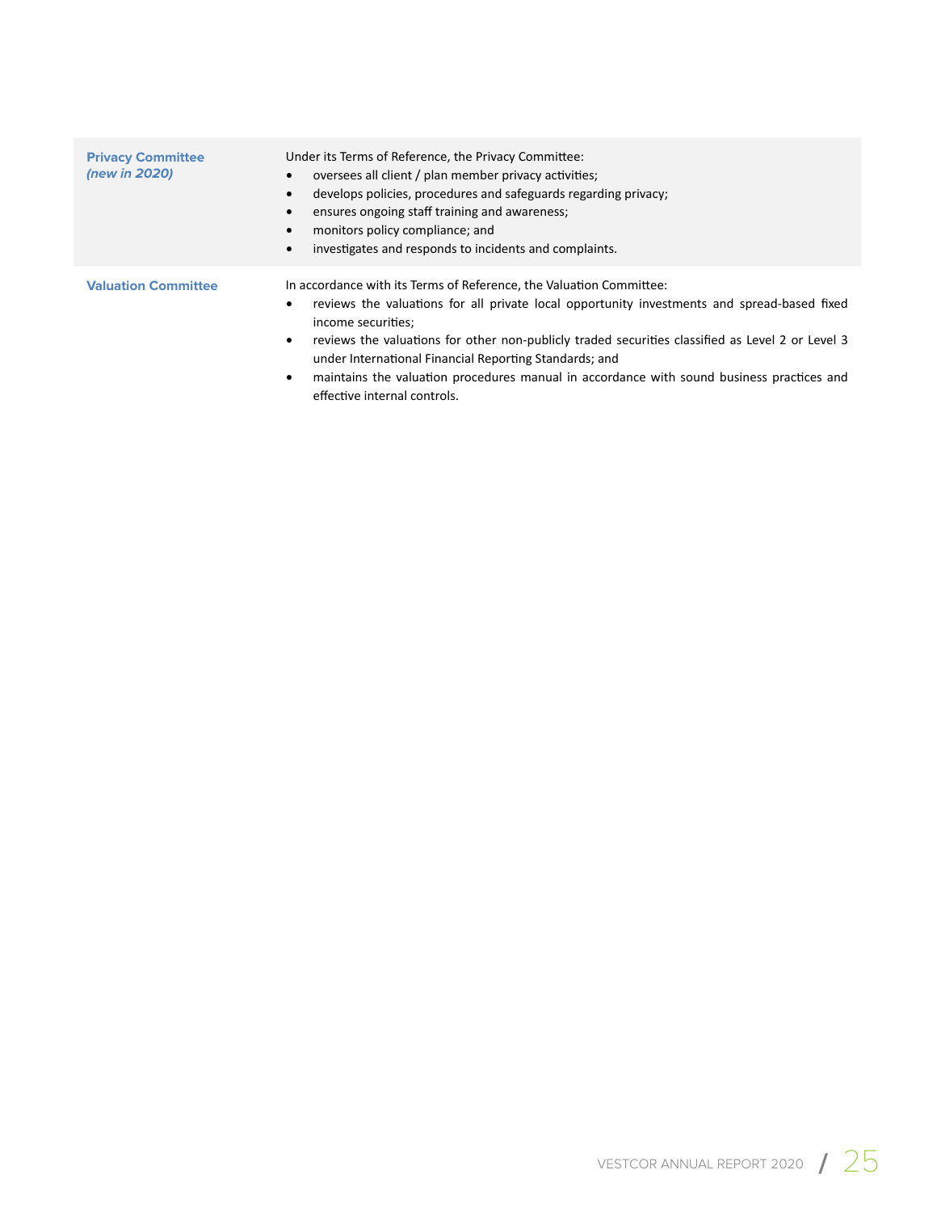| | |
|---|---|
| **Privacy Committee** ***(new in 2020)*** | Under its Terms of Reference, the Privacy Committee:<br>• oversees all client / plan member privacy activities;<br>• develops policies, procedures and safeguards regarding privacy;<br>• ensures ongoing staff training and awareness;<br>• monitors policy compliance; and<br>• investigates and responds to incidents and complaints. |
| **Valuation Committee** | In accordance with its Terms of Reference, the Valuation Committee:<br>• reviews the valuations for all private local opportunity investments and spread-based fixed income securities;<br>• reviews the valuations for other non-publicly traded securities classified as Level 2 or Level 3 under International Financial Reporting Standards; and<br>• maintains the valuation procedures manual in accordance with sound business practices and effective internal controls. |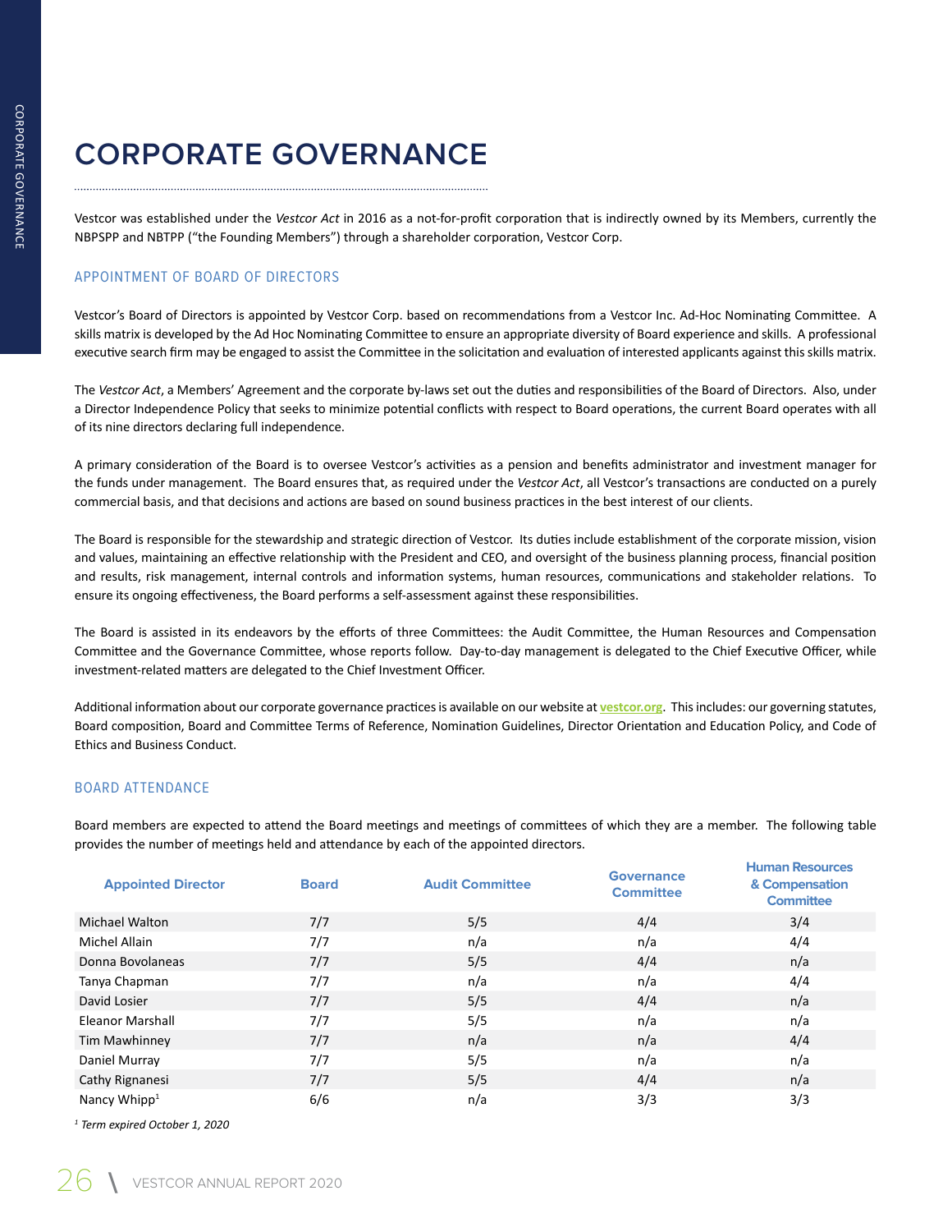# CORPORATE GOVERNANCE

Vestcor was established under the *Vestcor Act* in 2016 as a not-for-profit corporation that is indirectly owned by its Members, currently the NBPSPP and NBTPP ("the Founding Members") through a shareholder corporation, Vestcor Corp.

## APPOINTMENT OF BOARD OF DIRECTORS

Vestcor's Board of Directors is appointed by Vestcor Corp. based on recommendations from a Vestcor Inc. Ad-Hoc Nominating Committee. A skills matrix is developed by the Ad Hoc Nominating Committee to ensure an appropriate diversity of Board experience and skills. A professional executive search firm may be engaged to assist the Committee in the solicitation and evaluation of interested applicants against this skills matrix.

The *Vestcor Act*, a Members' Agreement and the corporate by-laws set out the duties and responsibilities of the Board of Directors. Also, under a Director Independence Policy that seeks to minimize potential conflicts with respect to Board operations, the current Board operates with all of its nine directors declaring full independence.

A primary consideration of the Board is to oversee Vestcor's activities as a pension and benefits administrator and investment manager for the funds under management. The Board ensures that, as required under the *Vestcor Act*, all Vestcor's transactions are conducted on a purely commercial basis, and that decisions and actions are based on sound business practices in the best interest of our clients.

The Board is responsible for the stewardship and strategic direction of Vestcor. Its duties include establishment of the corporate mission, vision and values, maintaining an effective relationship with the President and CEO, and oversight of the business planning process, financial position and results, risk management, internal controls and information systems, human resources, communications and stakeholder relations. To ensure its ongoing effectiveness, the Board performs a self-assessment against these responsibilities.

The Board is assisted in its endeavors by the efforts of three Committees: the Audit Committee, the Human Resources and Compensation Committee and the Governance Committee, whose reports follow. Day-to-day management is delegated to the Chief Executive Officer, while investment-related matters are delegated to the Chief Investment Officer.

Additional information about our corporate governance practices is available on our website at vestcor.org. This includes: our governing statutes, Board composition, Board and Committee Terms of Reference, Nomination Guidelines, Director Orientation and Education Policy, and Code of Ethics and Business Conduct.

## BOARD ATTENDANCE

Board members are expected to attend the Board meetings and meetings of committees of which they are a member. The following table provides the number of meetings held and attendance by each of the appointed directors.

| Appointed Director | Board | Audit Committee | Governance Committee | Human Resources & Compensation Committee |
|---|---|---|---|---|
| Michael Walton | 7/7 | 5/5 | 4/4 | 3/4 |
| Michel Allain | 7/7 | n/a | n/a | 4/4 |
| Donna Bovolaneas | 7/7 | 5/5 | 4/4 | n/a |
| Tanya Chapman | 7/7 | n/a | n/a | 4/4 |
| David Losier | 7/7 | 5/5 | 4/4 | n/a |
| Eleanor Marshall | 7/7 | 5/5 | n/a | n/a |
| Tim Mawhinney | 7/7 | n/a | n/a | 4/4 |
| Daniel Murray | 7/7 | 5/5 | n/a | n/a |
| Cathy Rignanesi | 7/7 | 5/5 | 4/4 | n/a |
| Nancy Whipp[1] | 6/6 | n/a | 3/3 | 3/3 |

*[1] Term expired October 1, 2020*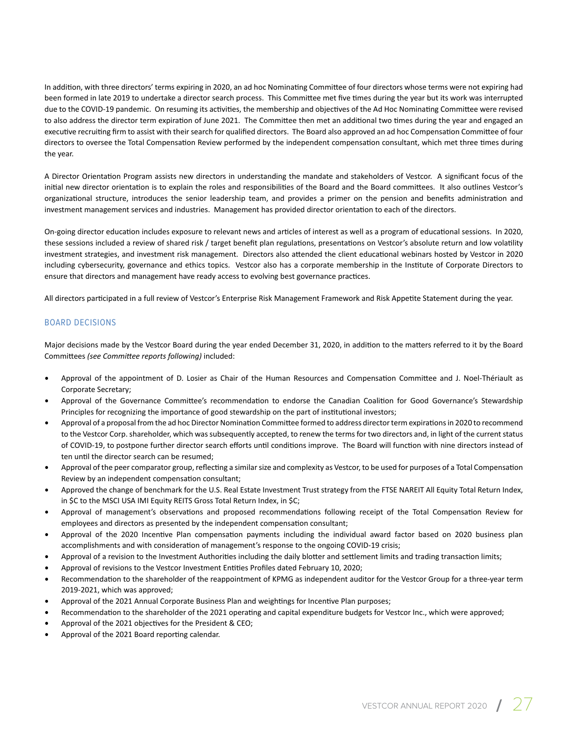In addition, with three directors' terms expiring in 2020, an ad hoc Nominating Committee of four directors whose terms were not expiring had been formed in late 2019 to undertake a director search process. This Committee met five times during the year but its work was interrupted due to the COVID-19 pandemic. On resuming its activities, the membership and objectives of the Ad Hoc Nominating Committee were revised to also address the director term expiration of June 2021. The Committee then met an additional two times during the year and engaged an executive recruiting firm to assist with their search for qualified directors. The Board also approved an ad hoc Compensation Committee of four directors to oversee the Total Compensation Review performed by the independent compensation consultant, which met three times during the year.

A Director Orientation Program assists new directors in understanding the mandate and stakeholders of Vestcor. A significant focus of the initial new director orientation is to explain the roles and responsibilities of the Board and the Board committees. It also outlines Vestcor's organizational structure, introduces the senior leadership team, and provides a primer on the pension and benefits administration and investment management services and industries. Management has provided director orientation to each of the directors.

On-going director education includes exposure to relevant news and articles of interest as well as a program of educational sessions. In 2020, these sessions included a review of shared risk / target benefit plan regulations, presentations on Vestcor's absolute return and low volatility investment strategies, and investment risk management. Directors also attended the client educational webinars hosted by Vestcor in 2020 including cybersecurity, governance and ethics topics. Vestcor also has a corporate membership in the Institute of Corporate Directors to ensure that directors and management have ready access to evolving best governance practices.

All directors participated in a full review of Vestcor's Enterprise Risk Management Framework and Risk Appetite Statement during the year.

## BOARD DECISIONS

Major decisions made by the Vestcor Board during the year ended December 31, 2020, in addition to the matters referred to it by the Board Committees *(see Committee reports following)* included:

- Approval of the appointment of D. Losier as Chair of the Human Resources and Compensation Committee and J. Noel-Thériault as Corporate Secretary;
- Approval of the Governance Committee's recommendation to endorse the Canadian Coalition for Good Governance's Stewardship Principles for recognizing the importance of good stewardship on the part of institutional investors;
- Approval of a proposal from the ad hoc Director Nomination Committee formed to address director term expirations in 2020 to recommend to the Vestcor Corp. shareholder, which was subsequently accepted, to renew the terms for two directors and, in light of the current status of COVID-19, to postpone further director search efforts until conditions improve. The Board will function with nine directors instead of ten until the director search can be resumed;
- Approval of the peer comparator group, reflecting a similar size and complexity as Vestcor, to be used for purposes of a Total Compensation Review by an independent compensation consultant;
- Approved the change of benchmark for the U.S. Real Estate Investment Trust strategy from the FTSE NAREIT All Equity Total Return Index, in $C to the MSCI USA IMI Equity REITS Gross Total Return Index, in $C;
- Approval of management's observations and proposed recommendations following receipt of the Total Compensation Review for employees and directors as presented by the independent compensation consultant;
- Approval of the 2020 Incentive Plan compensation payments including the individual award factor based on 2020 business plan accomplishments and with consideration of management's response to the ongoing COVID-19 crisis;
- Approval of a revision to the Investment Authorities including the daily blotter and settlement limits and trading transaction limits;
- Approval of revisions to the Vestcor Investment Entities Profiles dated February 10, 2020;
- Recommendation to the shareholder of the reappointment of KPMG as independent auditor for the Vestcor Group for a three-year term 2019-2021, which was approved;
- Approval of the 2021 Annual Corporate Business Plan and weightings for Incentive Plan purposes;
- Recommendation to the shareholder of the 2021 operating and capital expenditure budgets for Vestcor Inc., which were approved;
- Approval of the 2021 objectives for the President & CEO;
- Approval of the 2021 Board reporting calendar.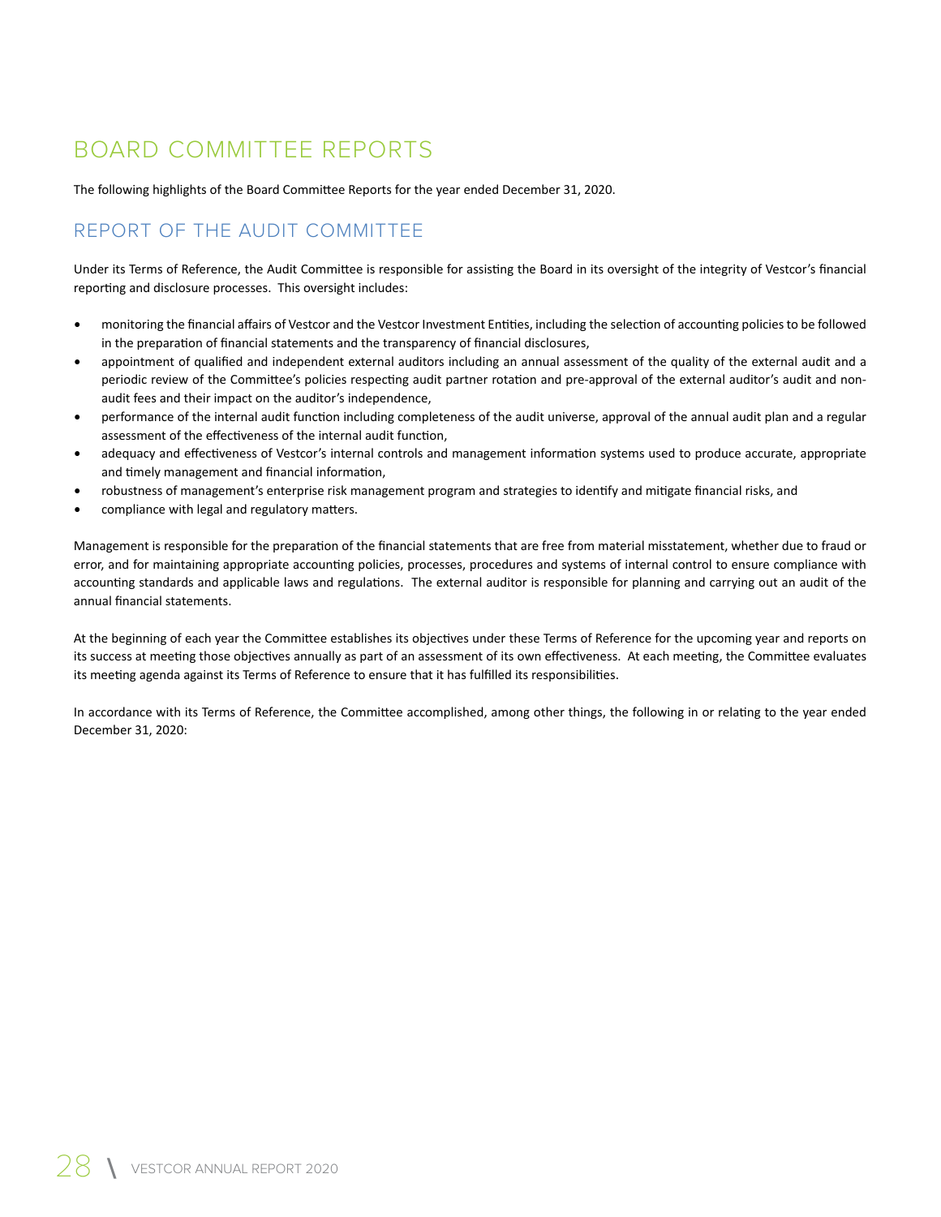# BOARD COMMITTEE REPORTS

The following highlights of the Board Committee Reports for the year ended December 31, 2020.

## REPORT OF THE AUDIT COMMITTEE

Under its Terms of Reference, the Audit Committee is responsible for assisting the Board in its oversight of the integrity of Vestcor's financial reporting and disclosure processes. This oversight includes:

- monitoring the financial affairs of Vestcor and the Vestcor Investment Entities, including the selection of accounting policies to be followed in the preparation of financial statements and the transparency of financial disclosures,
- appointment of qualified and independent external auditors including an annual assessment of the quality of the external audit and a periodic review of the Committee's policies respecting audit partner rotation and pre-approval of the external auditor's audit and non-audit fees and their impact on the auditor's independence,
- performance of the internal audit function including completeness of the audit universe, approval of the annual audit plan and a regular assessment of the effectiveness of the internal audit function,
- adequacy and effectiveness of Vestcor's internal controls and management information systems used to produce accurate, appropriate and timely management and financial information,
- robustness of management's enterprise risk management program and strategies to identify and mitigate financial risks, and
- compliance with legal and regulatory matters.

Management is responsible for the preparation of the financial statements that are free from material misstatement, whether due to fraud or error, and for maintaining appropriate accounting policies, processes, procedures and systems of internal control to ensure compliance with accounting standards and applicable laws and regulations. The external auditor is responsible for planning and carrying out an audit of the annual financial statements.

At the beginning of each year the Committee establishes its objectives under these Terms of Reference for the upcoming year and reports on its success at meeting those objectives annually as part of an assessment of its own effectiveness. At each meeting, the Committee evaluates its meeting agenda against its Terms of Reference to ensure that it has fulfilled its responsibilities.

In accordance with its Terms of Reference, the Committee accomplished, among other things, the following in or relating to the year ended December 31, 2020: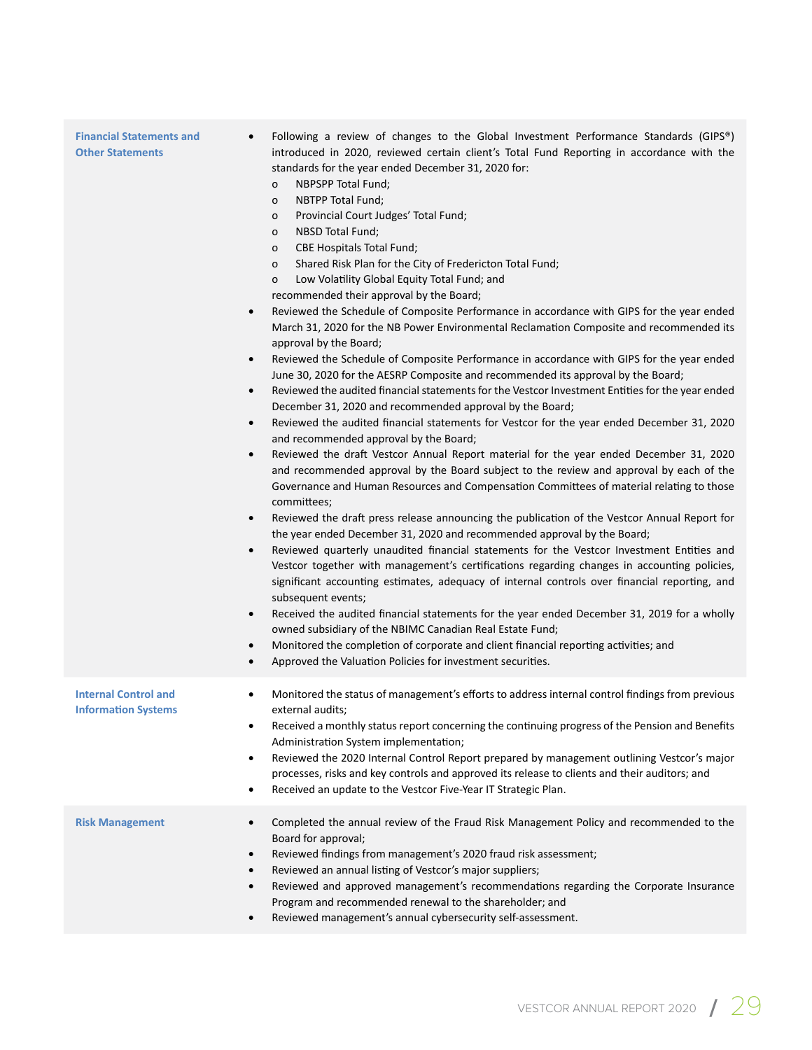| | |
|---|---|
| **Financial Statements and Other Statements** | • Following a review of changes to the Global Investment Performance Standards (GIPS®) introduced in 2020, reviewed certain client's Total Fund Reporting in accordance with the standards for the year ended December 31, 2020 for:<br>o NBPSPP Total Fund;<br>o NBTPP Total Fund;<br>o Provincial Court Judges' Total Fund;<br>o NBSD Total Fund;<br>o CBE Hospitals Total Fund;<br>o Shared Risk Plan for the City of Fredericton Total Fund;<br>o Low Volatility Global Equity Total Fund; and<br>recommended their approval by the Board;<br>• Reviewed the Schedule of Composite Performance in accordance with GIPS for the year ended March 31, 2020 for the NB Power Environmental Reclamation Composite and recommended its approval by the Board;<br>• Reviewed the Schedule of Composite Performance in accordance with GIPS for the year ended June 30, 2020 for the AESRP Composite and recommended its approval by the Board;<br>• Reviewed the audited financial statements for the Vestcor Investment Entities for the year ended December 31, 2020 and recommended approval by the Board;<br>• Reviewed the audited financial statements for Vestcor for the year ended December 31, 2020 and recommended approval by the Board;<br>• Reviewed the draft Vestcor Annual Report material for the year ended December 31, 2020 and recommended approval by the Board subject to the review and approval by each of the Governance and Human Resources and Compensation Committees of material relating to those committees;<br>• Reviewed the draft press release announcing the publication of the Vestcor Annual Report for the year ended December 31, 2020 and recommended approval by the Board;<br>• Reviewed quarterly unaudited financial statements for the Vestcor Investment Entities and Vestcor together with management's certifications regarding changes in accounting policies, significant accounting estimates, adequacy of internal controls over financial reporting, and subsequent events;<br>• Received the audited financial statements for the year ended December 31, 2019 for a wholly owned subsidiary of the NBIMC Canadian Real Estate Fund;<br>• Monitored the completion of corporate and client financial reporting activities; and<br>• Approved the Valuation Policies for investment securities. |
| **Internal Control and Information Systems** | • Monitored the status of management's efforts to address internal control findings from previous external audits;<br>• Received a monthly status report concerning the continuing progress of the Pension and Benefits Administration System implementation;<br>• Reviewed the 2020 Internal Control Report prepared by management outlining Vestcor's major processes, risks and key controls and approved its release to clients and their auditors; and<br>• Received an update to the Vestcor Five-Year IT Strategic Plan. |
| **Risk Management** | • Completed the annual review of the Fraud Risk Management Policy and recommended to the Board for approval;<br>• Reviewed findings from management's 2020 fraud risk assessment;<br>• Reviewed an annual listing of Vestcor's major suppliers;<br>• Reviewed and approved management's recommendations regarding the Corporate Insurance Program and recommended renewal to the shareholder; and<br>• Reviewed management's annual cybersecurity self-assessment. |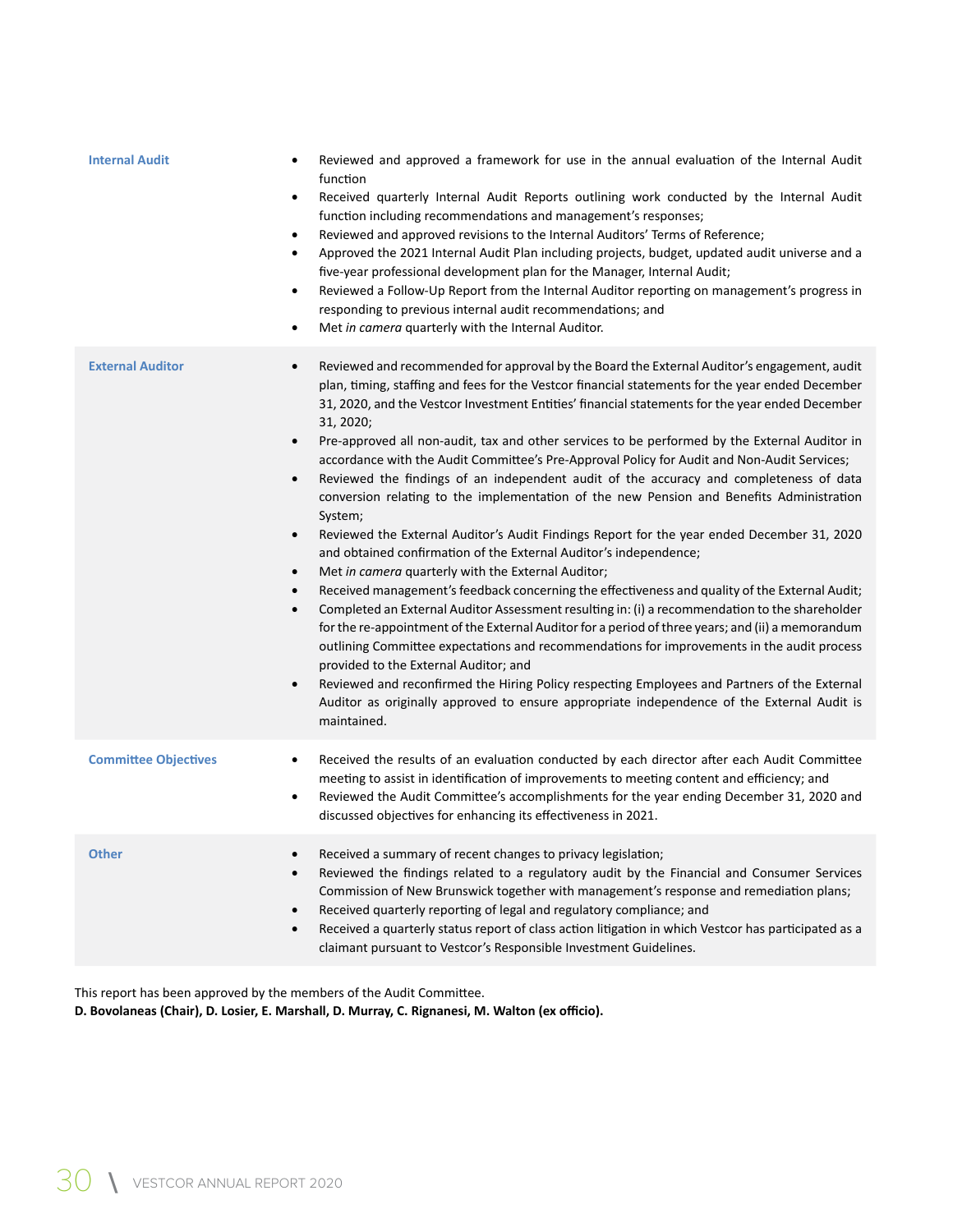| | |
|---|---|
| **Internal Audit** | • Reviewed and approved a framework for use in the annual evaluation of the Internal Audit function<br>• Received quarterly Internal Audit Reports outlining work conducted by the Internal Audit function including recommendations and management's responses;<br>• Reviewed and approved revisions to the Internal Auditors' Terms of Reference;<br>• Approved the 2021 Internal Audit Plan including projects, budget, updated audit universe and a five-year professional development plan for the Manager, Internal Audit;<br>• Reviewed a Follow-Up Report from the Internal Auditor reporting on management's progress in responding to previous internal audit recommendations; and<br>• Met *in camera* quarterly with the Internal Auditor. |
| **External Auditor** | • Reviewed and recommended for approval by the Board the External Auditor's engagement, audit plan, timing, staffing and fees for the Vestcor financial statements for the year ended December 31, 2020, and the Vestcor Investment Entities' financial statements for the year ended December 31, 2020;<br>• Pre-approved all non-audit, tax and other services to be performed by the External Auditor in accordance with the Audit Committee's Pre-Approval Policy for Audit and Non-Audit Services;<br>• Reviewed the findings of an independent audit of the accuracy and completeness of data conversion relating to the implementation of the new Pension and Benefits Administration System;<br>• Reviewed the External Auditor's Audit Findings Report for the year ended December 31, 2020 and obtained confirmation of the External Auditor's independence;<br>• Met *in camera* quarterly with the External Auditor;<br>• Received management's feedback concerning the effectiveness and quality of the External Audit;<br>• Completed an External Auditor Assessment resulting in: (i) a recommendation to the shareholder for the re-appointment of the External Auditor for a period of three years; and (ii) a memorandum outlining Committee expectations and recommendations for improvements in the audit process provided to the External Auditor; and<br>• Reviewed and reconfirmed the Hiring Policy respecting Employees and Partners of the External Auditor as originally approved to ensure appropriate independence of the External Audit is maintained. |
| **Committee Objectives** | • Received the results of an evaluation conducted by each director after each Audit Committee meeting to assist in identification of improvements to meeting content and efficiency; and<br>• Reviewed the Audit Committee's accomplishments for the year ending December 31, 2020 and discussed objectives for enhancing its effectiveness in 2021. |
| **Other** | • Received a summary of recent changes to privacy legislation;<br>• Reviewed the findings related to a regulatory audit by the Financial and Consumer Services Commission of New Brunswick together with management's response and remediation plans;<br>• Received quarterly reporting of legal and regulatory compliance; and<br>• Received a quarterly status report of class action litigation in which Vestcor has participated as a claimant pursuant to Vestcor's Responsible Investment Guidelines. |

This report has been approved by the members of the Audit Committee.
**D. Bovolaneas (Chair), D. Losier, E. Marshall, D. Murray, C. Rignanesi, M. Walton (ex officio).**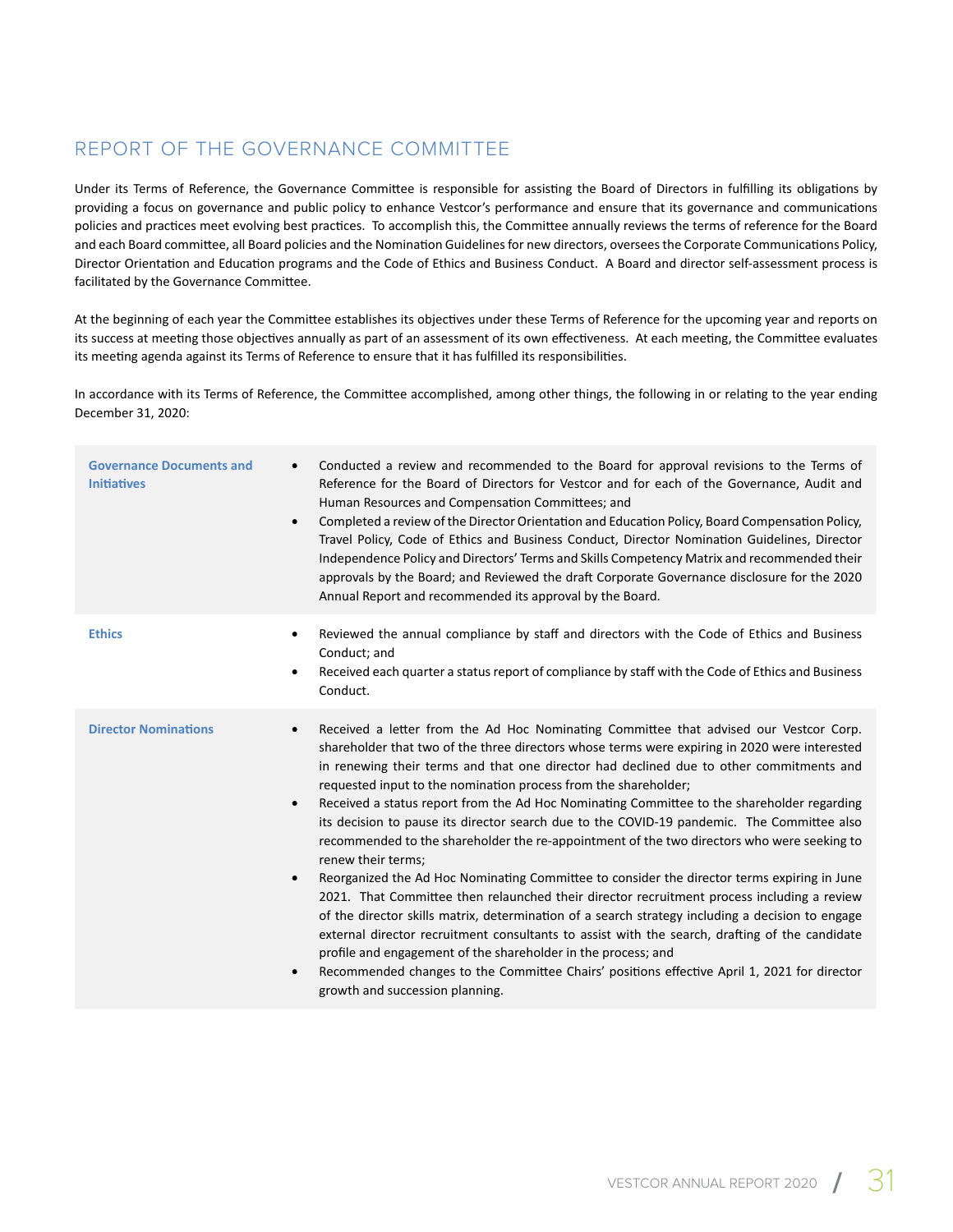## REPORT OF THE GOVERNANCE COMMITTEE

Under its Terms of Reference, the Governance Committee is responsible for assisting the Board of Directors in fulfilling its obligations by providing a focus on governance and public policy to enhance Vestcor's performance and ensure that its governance and communications policies and practices meet evolving best practices. To accomplish this, the Committee annually reviews the terms of reference for the Board and each Board committee, all Board policies and the Nomination Guidelines for new directors, oversees the Corporate Communications Policy, Director Orientation and Education programs and the Code of Ethics and Business Conduct. A Board and director self-assessment process is facilitated by the Governance Committee.

At the beginning of each year the Committee establishes its objectives under these Terms of Reference for the upcoming year and reports on its success at meeting those objectives annually as part of an assessment of its own effectiveness. At each meeting, the Committee evaluates its meeting agenda against its Terms of Reference to ensure that it has fulfilled its responsibilities.

In accordance with its Terms of Reference, the Committee accomplished, among other things, the following in or relating to the year ending December 31, 2020:

| | |
|---|---|
| **Governance Documents and Initiatives** | • Conducted a review and recommended to the Board for approval revisions to the Terms of Reference for the Board of Directors for Vestcor and for each of the Governance, Audit and Human Resources and Compensation Committees; and<br>• Completed a review of the Director Orientation and Education Policy, Board Compensation Policy, Travel Policy, Code of Ethics and Business Conduct, Director Nomination Guidelines, Director Independence Policy and Directors' Terms and Skills Competency Matrix and recommended their approvals by the Board; and Reviewed the draft Corporate Governance disclosure for the 2020 Annual Report and recommended its approval by the Board. |
| **Ethics** | • Reviewed the annual compliance by staff and directors with the Code of Ethics and Business Conduct; and<br>• Received each quarter a status report of compliance by staff with the Code of Ethics and Business Conduct. |
| **Director Nominations** | • Received a letter from the Ad Hoc Nominating Committee that advised our Vestcor Corp. shareholder that two of the three directors whose terms were expiring in 2020 were interested in renewing their terms and that one director had declined due to other commitments and requested input to the nomination process from the shareholder;<br>• Received a status report from the Ad Hoc Nominating Committee to the shareholder regarding its decision to pause its director search due to the COVID-19 pandemic. The Committee also recommended to the shareholder the re-appointment of the two directors who were seeking to renew their terms;<br>• Reorganized the Ad Hoc Nominating Committee to consider the director terms expiring in June 2021. That Committee then relaunched their director recruitment process including a review of the director skills matrix, determination of a search strategy including a decision to engage external director recruitment consultants to assist with the search, drafting of the candidate profile and engagement of the shareholder in the process; and<br>• Recommended changes to the Committee Chairs' positions effective April 1, 2021 for director growth and succession planning. |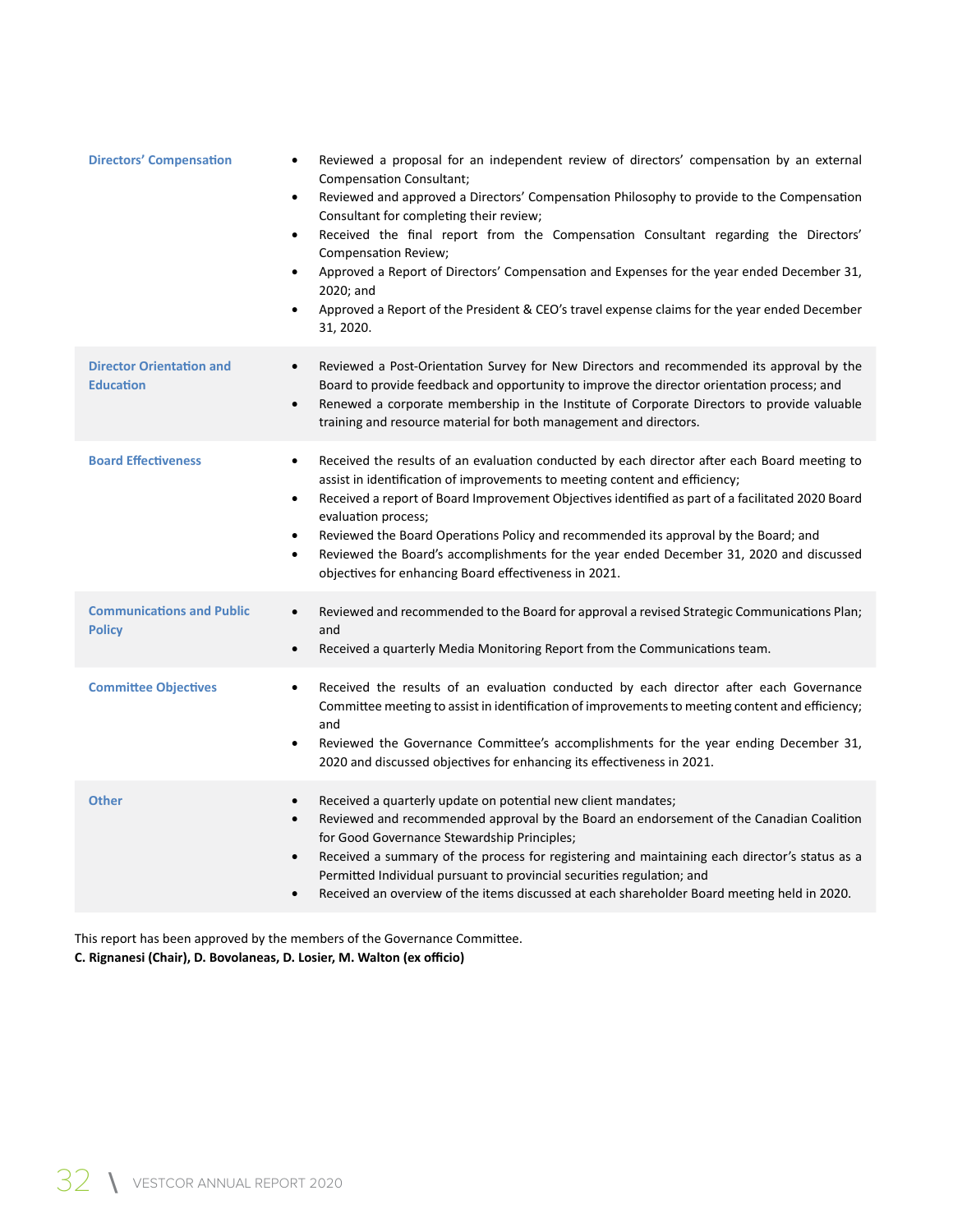| | |
|---|---|
| **Directors' Compensation** | • Reviewed a proposal for an independent review of directors' compensation by an external Compensation Consultant;<br>• Reviewed and approved a Directors' Compensation Philosophy to provide to the Compensation Consultant for completing their review;<br>• Received the final report from the Compensation Consultant regarding the Directors' Compensation Review;<br>• Approved a Report of Directors' Compensation and Expenses for the year ended December 31, 2020; and<br>• Approved a Report of the President & CEO's travel expense claims for the year ended December 31, 2020. |
| **Director Orientation and Education** | • Reviewed a Post-Orientation Survey for New Directors and recommended its approval by the Board to provide feedback and opportunity to improve the director orientation process; and<br>• Renewed a corporate membership in the Institute of Corporate Directors to provide valuable training and resource material for both management and directors. |
| **Board Effectiveness** | • Received the results of an evaluation conducted by each director after each Board meeting to assist in identification of improvements to meeting content and efficiency;<br>• Received a report of Board Improvement Objectives identified as part of a facilitated 2020 Board evaluation process;<br>• Reviewed the Board Operations Policy and recommended its approval by the Board; and<br>• Reviewed the Board's accomplishments for the year ended December 31, 2020 and discussed objectives for enhancing Board effectiveness in 2021. |
| **Communications and Public Policy** | • Reviewed and recommended to the Board for approval a revised Strategic Communications Plan; and<br>• Received a quarterly Media Monitoring Report from the Communications team. |
| **Committee Objectives** | • Received the results of an evaluation conducted by each director after each Governance Committee meeting to assist in identification of improvements to meeting content and efficiency; and<br>• Reviewed the Governance Committee's accomplishments for the year ending December 31, 2020 and discussed objectives for enhancing its effectiveness in 2021. |
| **Other** | • Received a quarterly update on potential new client mandates;<br>• Reviewed and recommended approval by the Board an endorsement of the Canadian Coalition for Good Governance Stewardship Principles;<br>• Received a summary of the process for registering and maintaining each director's status as a Permitted Individual pursuant to provincial securities regulation; and<br>• Received an overview of the items discussed at each shareholder Board meeting held in 2020. |

This report has been approved by the members of the Governance Committee.
**C. Rignanesi (Chair), D. Bovolaneas, D. Losier, M. Walton (ex officio)**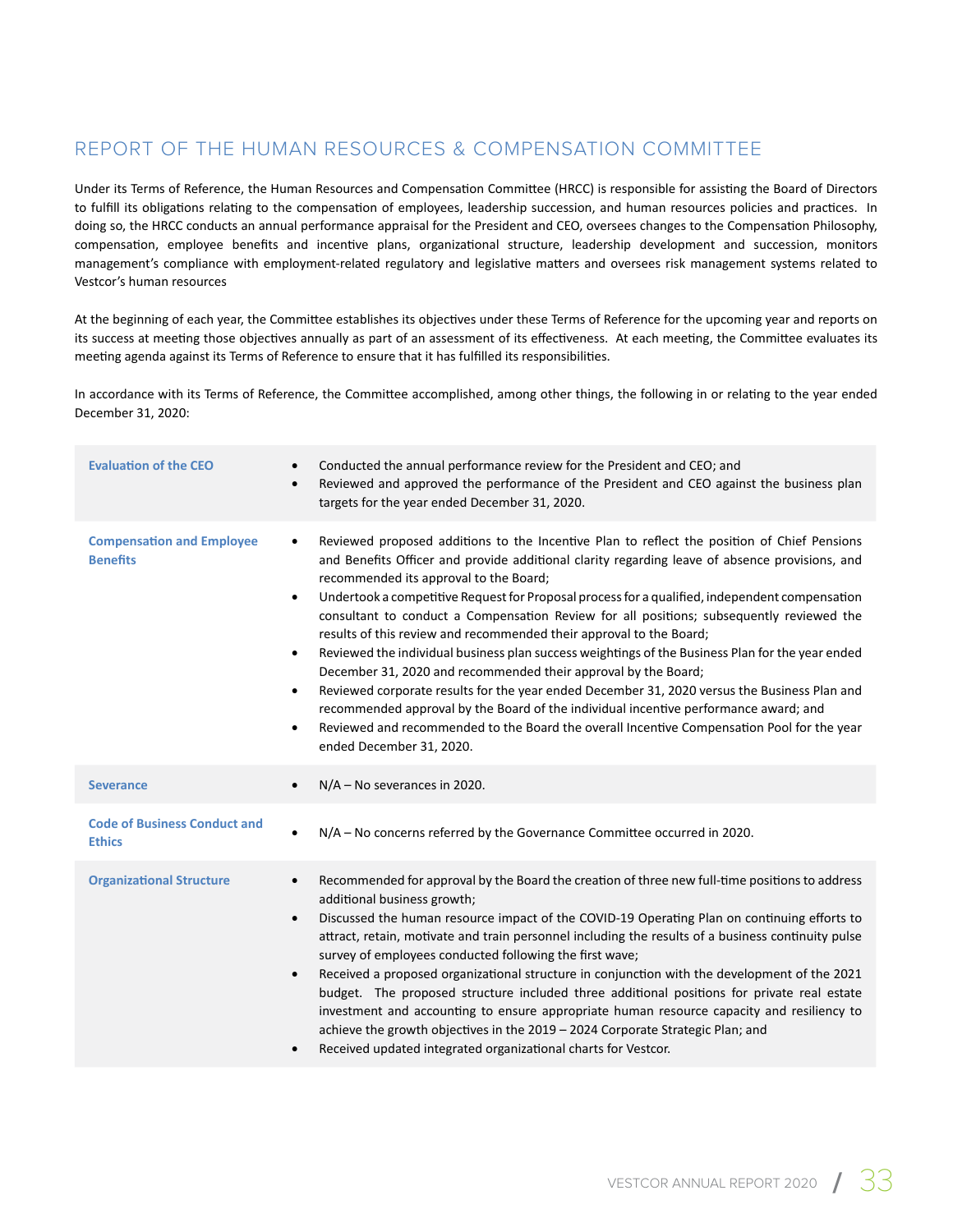## REPORT OF THE HUMAN RESOURCES & COMPENSATION COMMITTEE

Under its Terms of Reference, the Human Resources and Compensation Committee (HRCC) is responsible for assisting the Board of Directors to fulfill its obligations relating to the compensation of employees, leadership succession, and human resources policies and practices. In doing so, the HRCC conducts an annual performance appraisal for the President and CEO, oversees changes to the Compensation Philosophy, compensation, employee benefits and incentive plans, organizational structure, leadership development and succession, monitors management's compliance with employment-related regulatory and legislative matters and oversees risk management systems related to Vestcor's human resources

At the beginning of each year, the Committee establishes its objectives under these Terms of Reference for the upcoming year and reports on its success at meeting those objectives annually as part of an assessment of its effectiveness. At each meeting, the Committee evaluates its meeting agenda against its Terms of Reference to ensure that it has fulfilled its responsibilities.

In accordance with its Terms of Reference, the Committee accomplished, among other things, the following in or relating to the year ended December 31, 2020:

| | |
|---|---|
| **Evaluation of the CEO** | • Conducted the annual performance review for the President and CEO; and<br>• Reviewed and approved the performance of the President and CEO against the business plan targets for the year ended December 31, 2020. |
| **Compensation and Employee Benefits** | • Reviewed proposed additions to the Incentive Plan to reflect the position of Chief Pensions and Benefits Officer and provide additional clarity regarding leave of absence provisions, and recommended its approval to the Board;<br>• Undertook a competitive Request for Proposal process for a qualified, independent compensation consultant to conduct a Compensation Review for all positions; subsequently reviewed the results of this review and recommended their approval to the Board;<br>• Reviewed the individual business plan success weightings of the Business Plan for the year ended December 31, 2020 and recommended their approval by the Board;<br>• Reviewed corporate results for the year ended December 31, 2020 versus the Business Plan and recommended approval by the Board of the individual incentive performance award; and<br>• Reviewed and recommended to the Board the overall Incentive Compensation Pool for the year ended December 31, 2020. |
| **Severance** | • N/A – No severances in 2020. |
| **Code of Business Conduct and Ethics** | • N/A – No concerns referred by the Governance Committee occurred in 2020. |
| **Organizational Structure** | • Recommended for approval by the Board the creation of three new full-time positions to address additional business growth;<br>• Discussed the human resource impact of the COVID-19 Operating Plan on continuing efforts to attract, retain, motivate and train personnel including the results of a business continuity pulse survey of employees conducted following the first wave;<br>• Received a proposed organizational structure in conjunction with the development of the 2021 budget. The proposed structure included three additional positions for private real estate investment and accounting to ensure appropriate human resource capacity and resiliency to achieve the growth objectives in the 2019 – 2024 Corporate Strategic Plan; and<br>• Received updated integrated organizational charts for Vestcor. |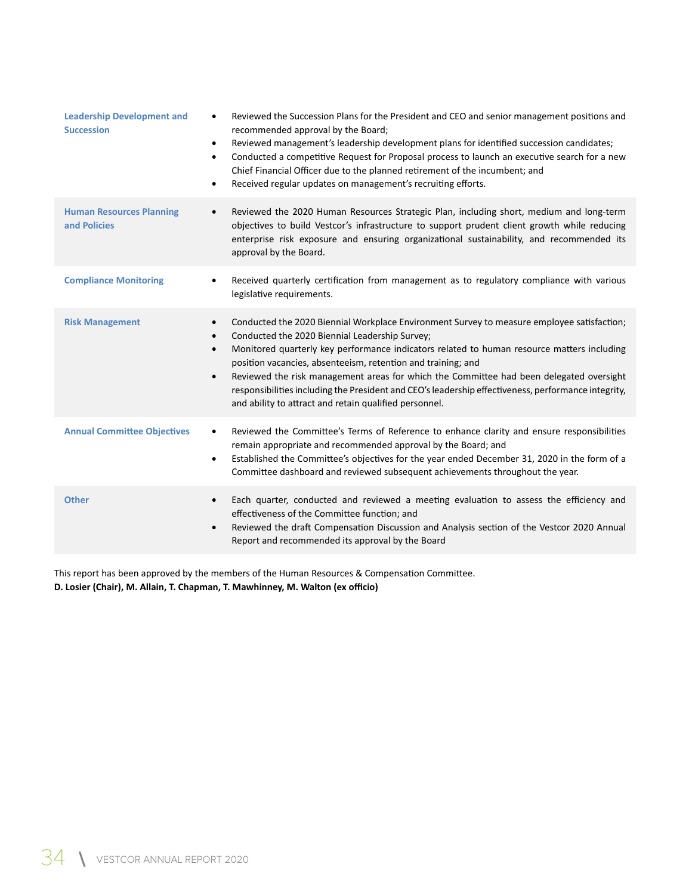| | |
|---|---|
| **Leadership Development and Succession** | • Reviewed the Succession Plans for the President and CEO and senior management positions and recommended approval by the Board;<br>• Reviewed management's leadership development plans for identified succession candidates;<br>• Conducted a competitive Request for Proposal process to launch an executive search for a new Chief Financial Officer due to the planned retirement of the incumbent; and<br>• Received regular updates on management's recruiting efforts. |
| **Human Resources Planning and Policies** | • Reviewed the 2020 Human Resources Strategic Plan, including short, medium and long-term objectives to build Vestcor's infrastructure to support prudent client growth while reducing enterprise risk exposure and ensuring organizational sustainability, and recommended its approval by the Board. |
| **Compliance Monitoring** | • Received quarterly certification from management as to regulatory compliance with various legislative requirements. |
| **Risk Management** | • Conducted the 2020 Biennial Workplace Environment Survey to measure employee satisfaction;<br>• Conducted the 2020 Biennial Leadership Survey;<br>• Monitored quarterly key performance indicators related to human resource matters including position vacancies, absenteeism, retention and training; and<br>• Reviewed the risk management areas for which the Committee had been delegated oversight responsibilities including the President and CEO's leadership effectiveness, performance integrity, and ability to attract and retain qualified personnel. |
| **Annual Committee Objectives** | • Reviewed the Committee's Terms of Reference to enhance clarity and ensure responsibilities remain appropriate and recommended approval by the Board; and<br>• Established the Committee's objectives for the year ended December 31, 2020 in the form of a Committee dashboard and reviewed subsequent achievements throughout the year. |
| **Other** | • Each quarter, conducted and reviewed a meeting evaluation to assess the efficiency and effectiveness of the Committee function; and<br>• Reviewed the draft Compensation Discussion and Analysis section of the Vestcor 2020 Annual Report and recommended its approval by the Board |

This report has been approved by the members of the Human Resources & Compensation Committee.
**D. Losier (Chair), M. Allain, T. Chapman, T. Mawhinney, M. Walton (ex officio)**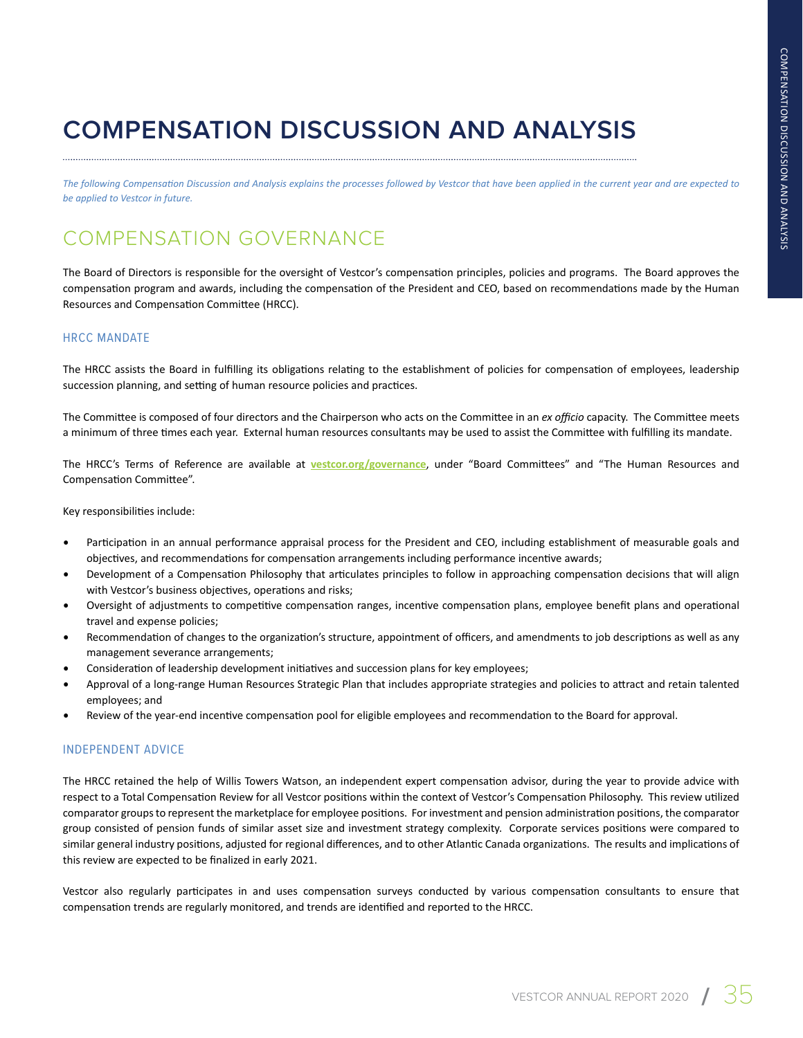# COMPENSATION DISCUSSION AND ANALYSIS

*The following Compensation Discussion and Analysis explains the processes followed by Vestcor that have been applied in the current year and are expected to be applied to Vestcor in future.*

## COMPENSATION GOVERNANCE

The Board of Directors is responsible for the oversight of Vestcor's compensation principles, policies and programs. The Board approves the compensation program and awards, including the compensation of the President and CEO, based on recommendations made by the Human Resources and Compensation Committee (HRCC).

### HRCC MANDATE

The HRCC assists the Board in fulfilling its obligations relating to the establishment of policies for compensation of employees, leadership succession planning, and setting of human resource policies and practices.

The Committee is composed of four directors and the Chairperson who acts on the Committee in an *ex officio* capacity. The Committee meets a minimum of three times each year. External human resources consultants may be used to assist the Committee with fulfilling its mandate.

The HRCC's Terms of Reference are available at **vestcor.org/governance**, under "Board Committees" and "The Human Resources and Compensation Committee".

Key responsibilities include:

- Participation in an annual performance appraisal process for the President and CEO, including establishment of measurable goals and objectives, and recommendations for compensation arrangements including performance incentive awards;
- Development of a Compensation Philosophy that articulates principles to follow in approaching compensation decisions that will align with Vestcor's business objectives, operations and risks;
- Oversight of adjustments to competitive compensation ranges, incentive compensation plans, employee benefit plans and operational travel and expense policies;
- Recommendation of changes to the organization's structure, appointment of officers, and amendments to job descriptions as well as any management severance arrangements;
- Consideration of leadership development initiatives and succession plans for key employees;
- Approval of a long-range Human Resources Strategic Plan that includes appropriate strategies and policies to attract and retain talented employees; and
- Review of the year-end incentive compensation pool for eligible employees and recommendation to the Board for approval.

### INDEPENDENT ADVICE

The HRCC retained the help of Willis Towers Watson, an independent expert compensation advisor, during the year to provide advice with respect to a Total Compensation Review for all Vestcor positions within the context of Vestcor's Compensation Philosophy. This review utilized comparator groups to represent the marketplace for employee positions. For investment and pension administration positions, the comparator group consisted of pension funds of similar asset size and investment strategy complexity. Corporate services positions were compared to similar general industry positions, adjusted for regional differences, and to other Atlantic Canada organizations. The results and implications of this review are expected to be finalized in early 2021.

Vestcor also regularly participates in and uses compensation surveys conducted by various compensation consultants to ensure that compensation trends are regularly monitored, and trends are identified and reported to the HRCC.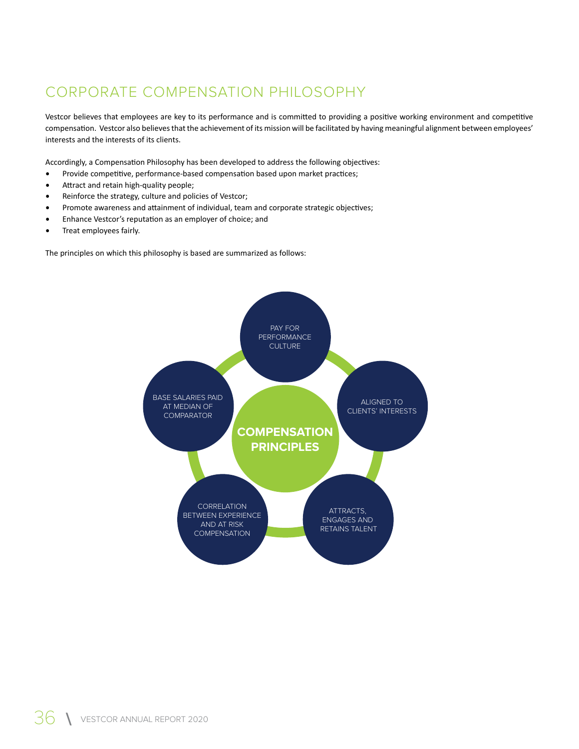# CORPORATE COMPENSATION PHILOSOPHY

Vestcor believes that employees are key to its performance and is committed to providing a positive working environment and competitive compensation. Vestcor also believes that the achievement of its mission will be facilitated by having meaningful alignment between employees' interests and the interests of its clients.

Accordingly, a Compensation Philosophy has been developed to address the following objectives:

- Provide competitive, performance-based compensation based upon market practices;
- Attract and retain high-quality people;
- Reinforce the strategy, culture and policies of Vestcor;
- Promote awareness and attainment of individual, team and corporate strategic objectives;
- Enhance Vestcor's reputation as an employer of choice; and
- Treat employees fairly.

The principles on which this philosophy is based are summarized as follows:

**COMPENSATION PRINCIPLES**

- PAY FOR PERFORMANCE CULTURE
- ALIGNED TO CLIENTS' INTERESTS
- ATTRACTS, ENGAGES AND RETAINS TALENT
- CORRELATION BETWEEN EXPERIENCE AND AT RISK COMPENSATION
- BASE SALARIES PAID AT MEDIAN OF COMPARATOR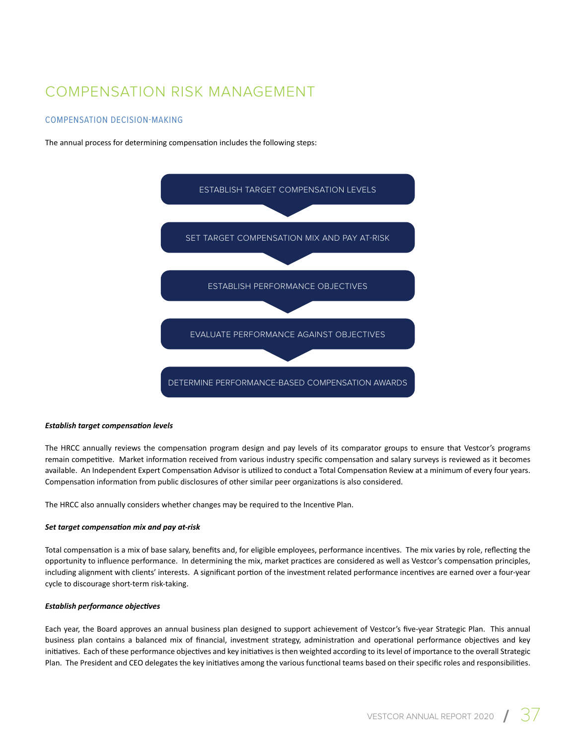# COMPENSATION RISK MANAGEMENT

## COMPENSATION DECISION-MAKING

The annual process for determining compensation includes the following steps:

1. ESTABLISH TARGET COMPENSATION LEVELS
2. SET TARGET COMPENSATION MIX AND PAY AT-RISK
3. ESTABLISH PERFORMANCE OBJECTIVES
4. EVALUATE PERFORMANCE AGAINST OBJECTIVES
5. DETERMINE PERFORMANCE-BASED COMPENSATION AWARDS

***Establish target compensation levels***

The HRCC annually reviews the compensation program design and pay levels of its comparator groups to ensure that Vestcor's programs remain competitive. Market information received from various industry specific compensation and salary surveys is reviewed as it becomes available. An Independent Expert Compensation Advisor is utilized to conduct a Total Compensation Review at a minimum of every four years. Compensation information from public disclosures of other similar peer organizations is also considered.

The HRCC also annually considers whether changes may be required to the Incentive Plan.

***Set target compensation mix and pay at-risk***

Total compensation is a mix of base salary, benefits and, for eligible employees, performance incentives. The mix varies by role, reflecting the opportunity to influence performance. In determining the mix, market practices are considered as well as Vestcor's compensation principles, including alignment with clients' interests. A significant portion of the investment related performance incentives are earned over a four-year cycle to discourage short-term risk-taking.

***Establish performance objectives***

Each year, the Board approves an annual business plan designed to support achievement of Vestcor's five-year Strategic Plan. This annual business plan contains a balanced mix of financial, investment strategy, administration and operational performance objectives and key initiatives. Each of these performance objectives and key initiatives is then weighted according to its level of importance to the overall Strategic Plan. The President and CEO delegates the key initiatives among the various functional teams based on their specific roles and responsibilities.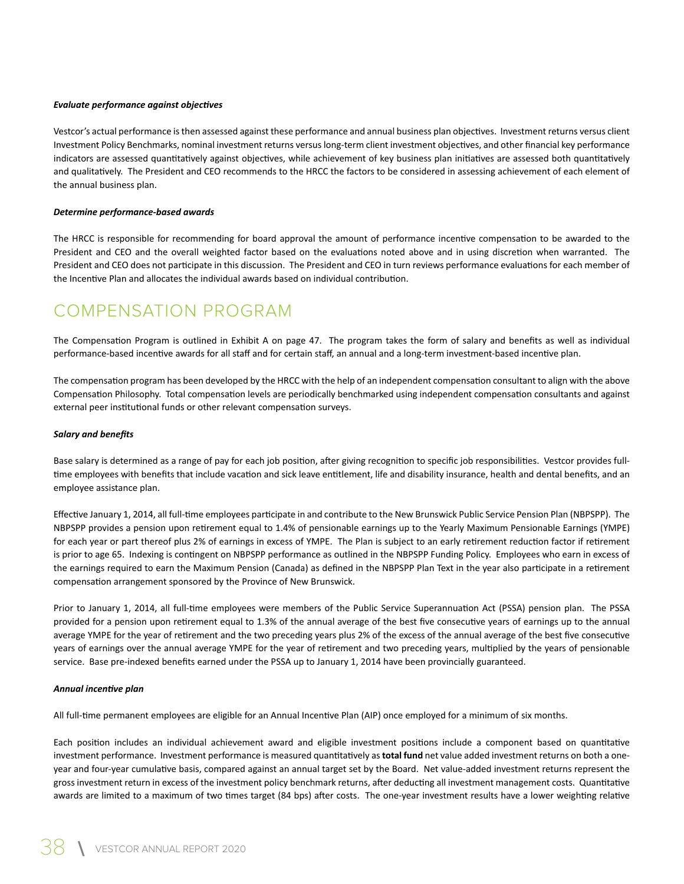***Evaluate performance against objectives***

Vestcor's actual performance is then assessed against these performance and annual business plan objectives. Investment returns versus client Investment Policy Benchmarks, nominal investment returns versus long-term client investment objectives, and other financial key performance indicators are assessed quantitatively against objectives, while achievement of key business plan initiatives are assessed both quantitatively and qualitatively. The President and CEO recommends to the HRCC the factors to be considered in assessing achievement of each element of the annual business plan.

***Determine performance-based awards***

The HRCC is responsible for recommending for board approval the amount of performance incentive compensation to be awarded to the President and CEO and the overall weighted factor based on the evaluations noted above and in using discretion when warranted. The President and CEO does not participate in this discussion. The President and CEO in turn reviews performance evaluations for each member of the Incentive Plan and allocates the individual awards based on individual contribution.

# COMPENSATION PROGRAM

The Compensation Program is outlined in Exhibit A on page 47. The program takes the form of salary and benefits as well as individual performance-based incentive awards for all staff and for certain staff, an annual and a long-term investment-based incentive plan.

The compensation program has been developed by the HRCC with the help of an independent compensation consultant to align with the above Compensation Philosophy. Total compensation levels are periodically benchmarked using independent compensation consultants and against external peer institutional funds or other relevant compensation surveys.

***Salary and benefits***

Base salary is determined as a range of pay for each job position, after giving recognition to specific job responsibilities. Vestcor provides full-time employees with benefits that include vacation and sick leave entitlement, life and disability insurance, health and dental benefits, and an employee assistance plan.

Effective January 1, 2014, all full-time employees participate in and contribute to the New Brunswick Public Service Pension Plan (NBPSPP). The NBPSPP provides a pension upon retirement equal to 1.4% of pensionable earnings up to the Yearly Maximum Pensionable Earnings (YMPE) for each year or part thereof plus 2% of earnings in excess of YMPE. The Plan is subject to an early retirement reduction factor if retirement is prior to age 65. Indexing is contingent on NBPSPP performance as outlined in the NBPSPP Funding Policy. Employees who earn in excess of the earnings required to earn the Maximum Pension (Canada) as defined in the NBPSPP Plan Text in the year also participate in a retirement compensation arrangement sponsored by the Province of New Brunswick.

Prior to January 1, 2014, all full-time employees were members of the Public Service Superannuation Act (PSSA) pension plan. The PSSA provided for a pension upon retirement equal to 1.3% of the annual average of the best five consecutive years of earnings up to the annual average YMPE for the year of retirement and the two preceding years plus 2% of the excess of the annual average of the best five consecutive years of earnings over the annual average YMPE for the year of retirement and two preceding years, multiplied by the years of pensionable service. Base pre-indexed benefits earned under the PSSA up to January 1, 2014 have been provincially guaranteed.

***Annual incentive plan***

All full-time permanent employees are eligible for an Annual Incentive Plan (AIP) once employed for a minimum of six months.

Each position includes an individual achievement award and eligible investment positions include a component based on quantitative investment performance. Investment performance is measured quantitatively as **total fund** net value added investment returns on both a one-year and four-year cumulative basis, compared against an annual target set by the Board. Net value-added investment returns represent the gross investment return in excess of the investment policy benchmark returns, after deducting all investment management costs. Quantitative awards are limited to a maximum of two times target (84 bps) after costs. The one-year investment results have a lower weighting relative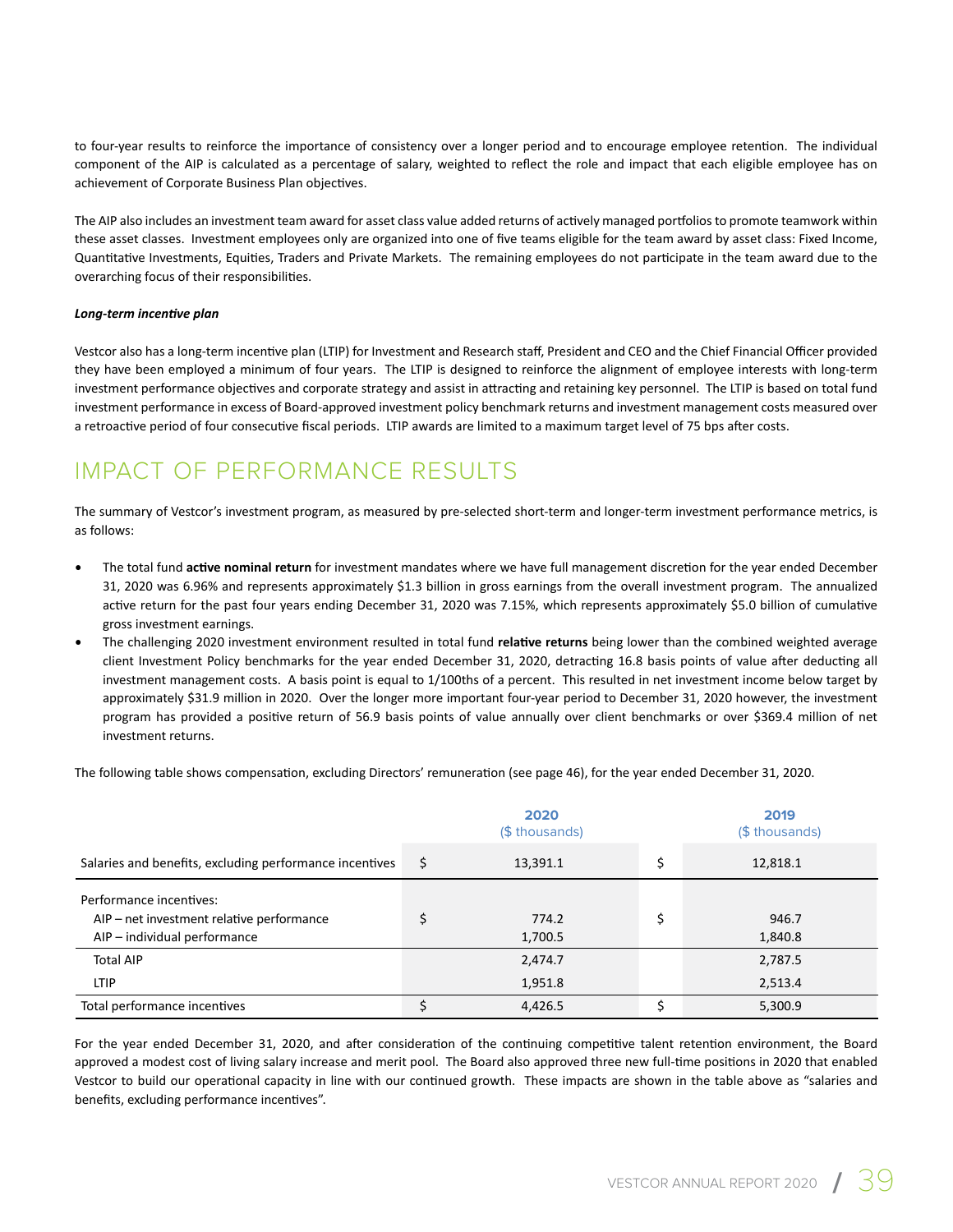to four-year results to reinforce the importance of consistency over a longer period and to encourage employee retention. The individual component of the AIP is calculated as a percentage of salary, weighted to reflect the role and impact that each eligible employee has on achievement of Corporate Business Plan objectives.

The AIP also includes an investment team award for asset class value added returns of actively managed portfolios to promote teamwork within these asset classes. Investment employees only are organized into one of five teams eligible for the team award by asset class: Fixed Income, Quantitative Investments, Equities, Traders and Private Markets. The remaining employees do not participate in the team award due to the overarching focus of their responsibilities.

***Long-term incentive plan***

Vestcor also has a long-term incentive plan (LTIP) for Investment and Research staff, President and CEO and the Chief Financial Officer provided they have been employed a minimum of four years. The LTIP is designed to reinforce the alignment of employee interests with long-term investment performance objectives and corporate strategy and assist in attracting and retaining key personnel. The LTIP is based on total fund investment performance in excess of Board-approved investment policy benchmark returns and investment management costs measured over a retroactive period of four consecutive fiscal periods. LTIP awards are limited to a maximum target level of 75 bps after costs.

# IMPACT OF PERFORMANCE RESULTS

The summary of Vestcor's investment program, as measured by pre-selected short-term and longer-term investment performance metrics, is as follows:

- The total fund **active nominal return** for investment mandates where we have full management discretion for the year ended December 31, 2020 was 6.96% and represents approximately $1.3 billion in gross earnings from the overall investment program. The annualized active return for the past four years ending December 31, 2020 was 7.15%, which represents approximately $5.0 billion of cumulative gross investment earnings.
- The challenging 2020 investment environment resulted in total fund **relative returns** being lower than the combined weighted average client Investment Policy benchmarks for the year ended December 31, 2020, detracting 16.8 basis points of value after deducting all investment management costs. A basis point is equal to 1/100ths of a percent. This resulted in net investment income below target by approximately $31.9 million in 2020. Over the longer more important four-year period to December 31, 2020 however, the investment program has provided a positive return of 56.9 basis points of value annually over client benchmarks or over $369.4 million of net investment returns.

The following table shows compensation, excluding Directors' remuneration (see page 46), for the year ended December 31, 2020.

| | | 2020 ($ thousands) | | 2019 ($ thousands) |
|---|---|---|---|---|
| Salaries and benefits, excluding performance incentives | $ | 13,391.1 | $ | 12,818.1 |
| Performance incentives: | | | | |
| AIP – net investment relative performance | $ | 774.2 | $ | 946.7 |
| AIP – individual performance | | 1,700.5 | | 1,840.8 |
| Total AIP | | 2,474.7 | | 2,787.5 |
| LTIP | | 1,951.8 | | 2,513.4 |
| Total performance incentives | $ | 4,426.5 | $ | 5,300.9 |

For the year ended December 31, 2020, and after consideration of the continuing competitive talent retention environment, the Board approved a modest cost of living salary increase and merit pool. The Board also approved three new full-time positions in 2020 that enabled Vestcor to build our operational capacity in line with our continued growth. These impacts are shown in the table above as "salaries and benefits, excluding performance incentives".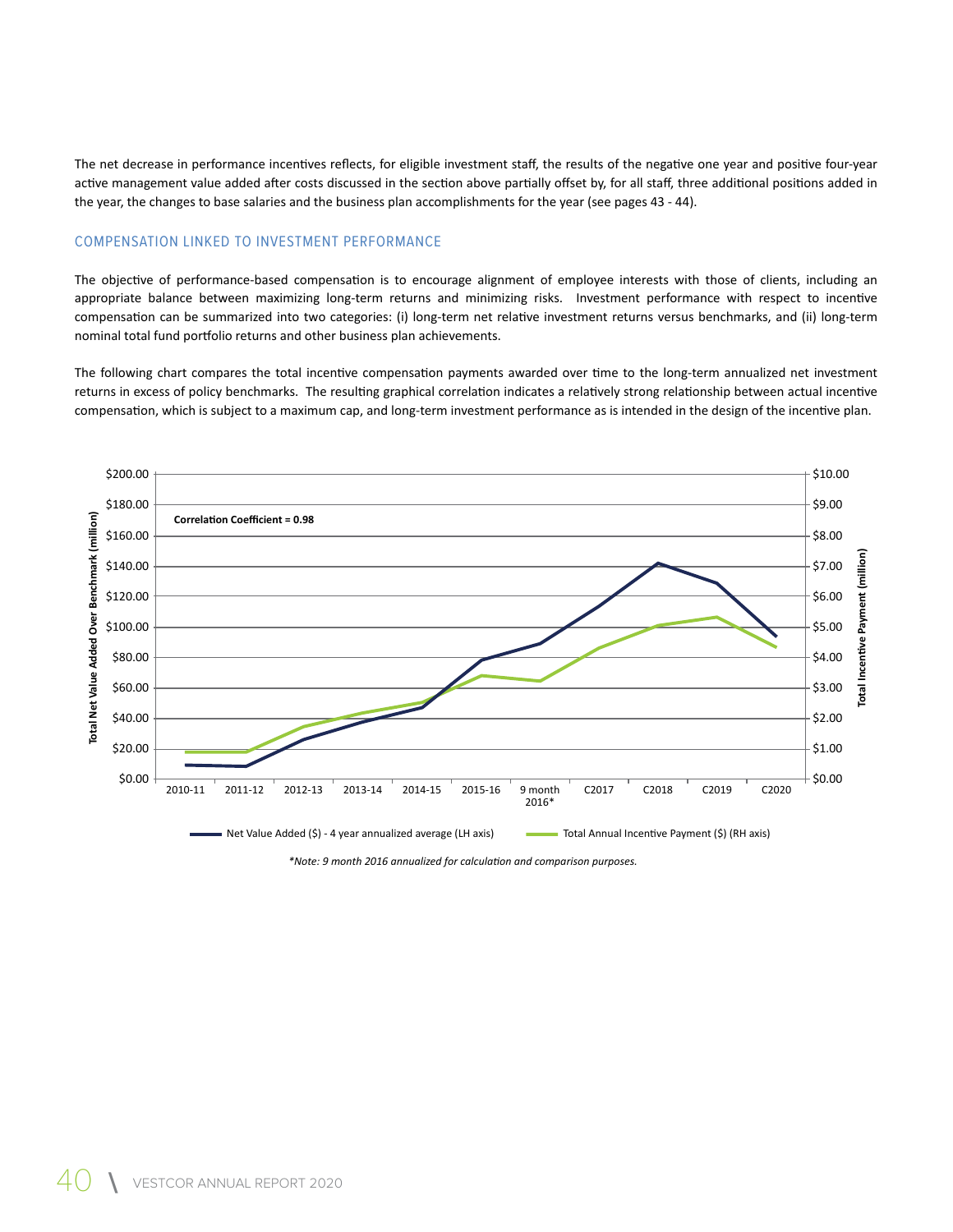The net decrease in performance incentives reflects, for eligible investment staff, the results of the negative one year and positive four-year active management value added after costs discussed in the section above partially offset by, for all staff, three additional positions added in the year, the changes to base salaries and the business plan accomplishments for the year (see pages 43 - 44).

## COMPENSATION LINKED TO INVESTMENT PERFORMANCE

The objective of performance-based compensation is to encourage alignment of employee interests with those of clients, including an appropriate balance between maximizing long-term returns and minimizing risks. Investment performance with respect to incentive compensation can be summarized into two categories: (i) long-term net relative investment returns versus benchmarks, and (ii) long-term nominal total fund portfolio returns and other business plan achievements.

The following chart compares the total incentive compensation payments awarded over time to the long-term annualized net investment returns in excess of policy benchmarks. The resulting graphical correlation indicates a relatively strong relationship between actual incentive compensation, which is subject to a maximum cap, and long-term investment performance as is intended in the design of the incentive plan.

Correlation Coefficient = 0.98

Net Value Added ($) - 4 year annualized average (LH axis) — Total Net Value Added Over Benchmark (million)

Total Annual Incentive Payment ($) (RH axis) — Total Incentive Payment (million)

Periods: 2010-11, 2011-12, 2012-13, 2013-14, 2014-15, 2015-16, 9 month 2016*, C2017, C2018, C2019, C2020

*\*Note: 9 month 2016 annualized for calculation and comparison purposes.*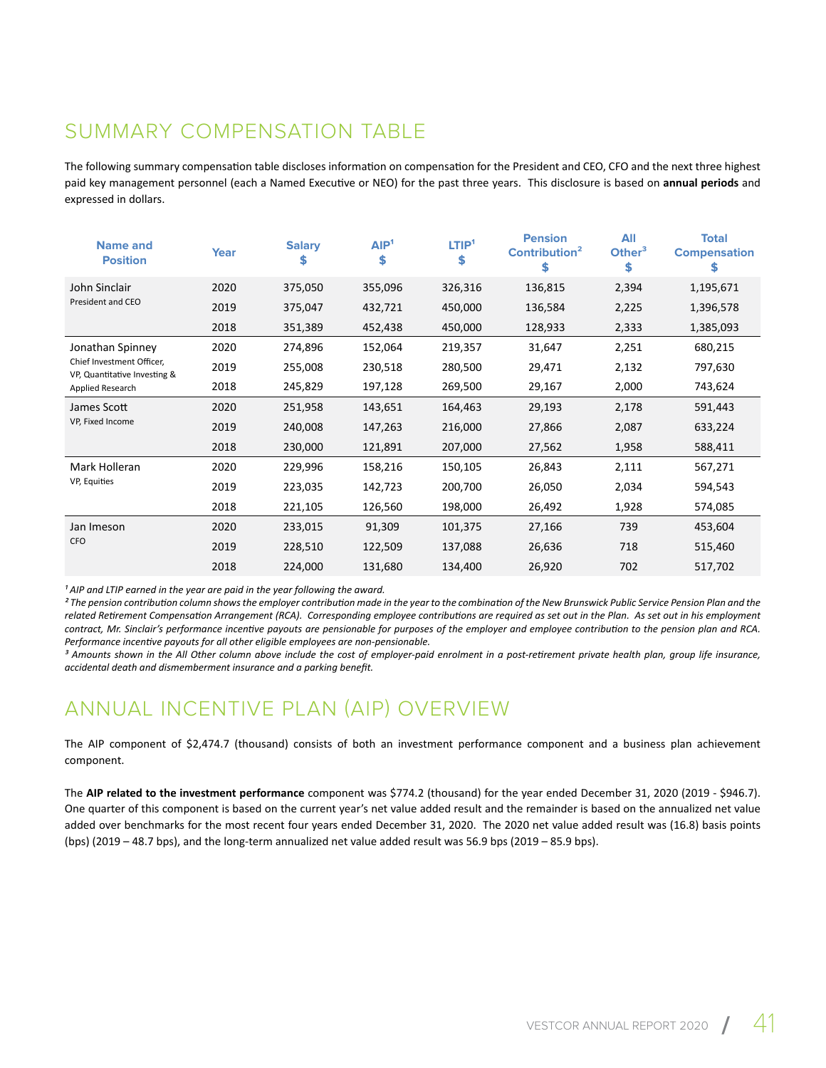## SUMMARY COMPENSATION TABLE

The following summary compensation table discloses information on compensation for the President and CEO, CFO and the next three highest paid key management personnel (each a Named Executive or NEO) for the past three years. This disclosure is based on **annual periods** and expressed in dollars.

| Name and Position | Year | Salary $ | AIP[1] $ | LTIP[1] $ | Pension Contribution[2] $ | All Other[3] $ | Total Compensation $ |
|---|---|---|---|---|---|---|---|
| John Sinclair<br>President and CEO | 2020 | 375,050 | 355,096 | 326,316 | 136,815 | 2,394 | 1,195,671 |
| | 2019 | 375,047 | 432,721 | 450,000 | 136,584 | 2,225 | 1,396,578 |
| | 2018 | 351,389 | 452,438 | 450,000 | 128,933 | 2,333 | 1,385,093 |
| Jonathan Spinney<br>Chief Investment Officer, VP, Quantitative Investing & Applied Research | 2020 | 274,896 | 152,064 | 219,357 | 31,647 | 2,251 | 680,215 |
| | 2019 | 255,008 | 230,518 | 280,500 | 29,471 | 2,132 | 797,630 |
| | 2018 | 245,829 | 197,128 | 269,500 | 29,167 | 2,000 | 743,624 |
| James Scott<br>VP, Fixed Income | 2020 | 251,958 | 143,651 | 164,463 | 29,193 | 2,178 | 591,443 |
| | 2019 | 240,008 | 147,263 | 216,000 | 27,866 | 2,087 | 633,224 |
| | 2018 | 230,000 | 121,891 | 207,000 | 27,562 | 1,958 | 588,411 |
| Mark Holleran<br>VP, Equities | 2020 | 229,996 | 158,216 | 150,105 | 26,843 | 2,111 | 567,271 |
| | 2019 | 223,035 | 142,723 | 200,700 | 26,050 | 2,034 | 594,543 |
| | 2018 | 221,105 | 126,560 | 198,000 | 26,492 | 1,928 | 574,085 |
| Jan Imeson<br>CFO | 2020 | 233,015 | 91,309 | 101,375 | 27,166 | 739 | 453,604 |
| | 2019 | 228,510 | 122,509 | 137,088 | 26,636 | 718 | 515,460 |
| | 2018 | 224,000 | 131,680 | 134,400 | 26,920 | 702 | 517,702 |

*[1] AIP and LTIP earned in the year are paid in the year following the award.*
*[2] The pension contribution column shows the employer contribution made in the year to the combination of the New Brunswick Public Service Pension Plan and the related Retirement Compensation Arrangement (RCA). Corresponding employee contributions are required as set out in the Plan. As set out in his employment contract, Mr. Sinclair's performance incentive payouts are pensionable for purposes of the employer and employee contribution to the pension plan and RCA. Performance incentive payouts for all other eligible employees are non-pensionable.*
*[3] Amounts shown in the All Other column above include the cost of employer-paid enrolment in a post-retirement private health plan, group life insurance, accidental death and dismemberment insurance and a parking benefit.*

## ANNUAL INCENTIVE PLAN (AIP) OVERVIEW

The AIP component of $2,474.7 (thousand) consists of both an investment performance component and a business plan achievement component.

The **AIP related to the investment performance** component was $774.2 (thousand) for the year ended December 31, 2020 (2019 - $946.7). One quarter of this component is based on the current year's net value added result and the remainder is based on the annualized net value added over benchmarks for the most recent four years ended December 31, 2020. The 2020 net value added result was (16.8) basis points (bps) (2019 – 48.7 bps), and the long-term annualized net value added result was 56.9 bps (2019 – 85.9 bps).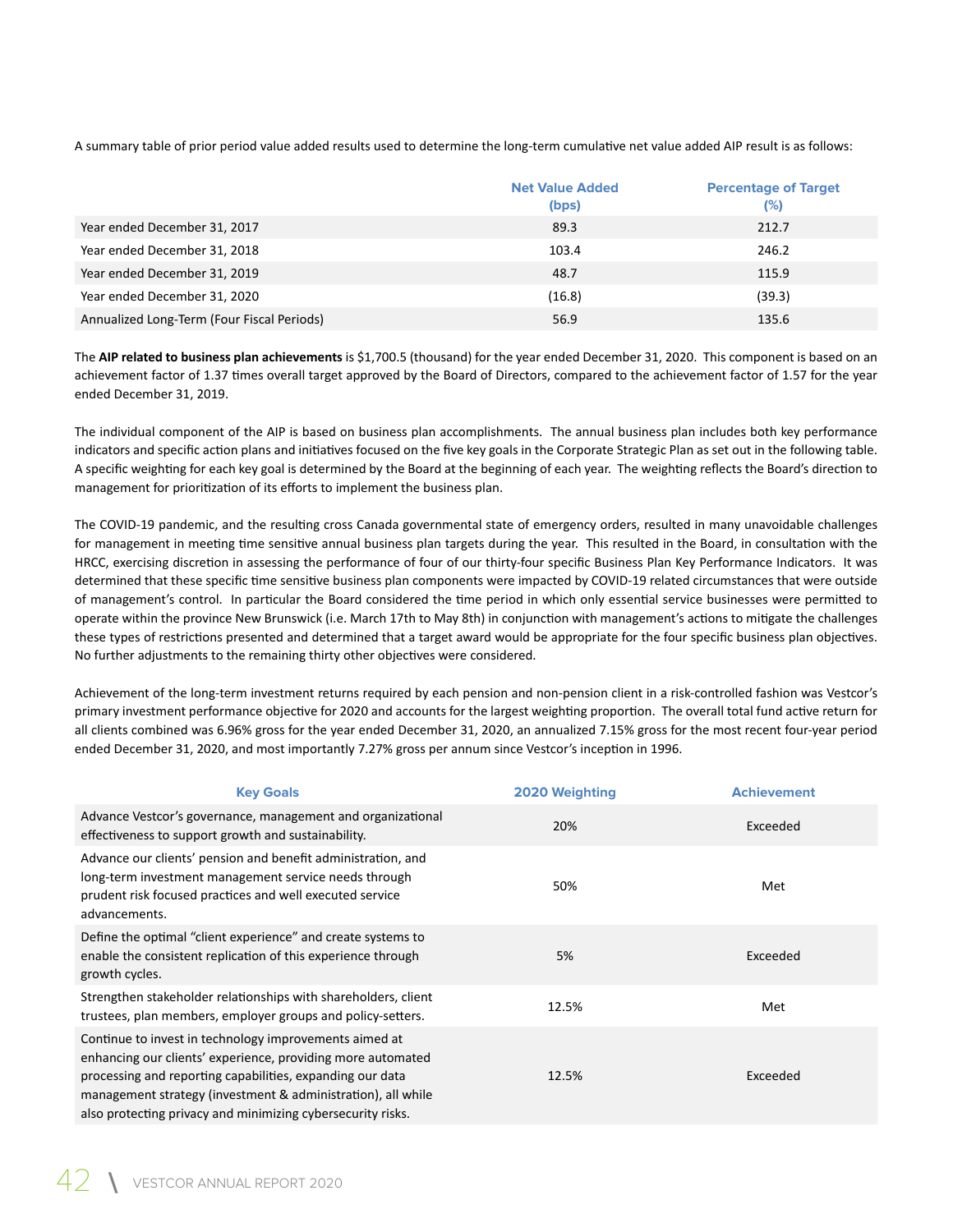A summary table of prior period value added results used to determine the long-term cumulative net value added AIP result is as follows:

| | Net Value Added (bps) | Percentage of Target (%) |
|---|---|---|
| Year ended December 31, 2017 | 89.3 | 212.7 |
| Year ended December 31, 2018 | 103.4 | 246.2 |
| Year ended December 31, 2019 | 48.7 | 115.9 |
| Year ended December 31, 2020 | (16.8) | (39.3) |
| Annualized Long-Term (Four Fiscal Periods) | 56.9 | 135.6 |

The **AIP related to business plan achievements** is $1,700.5 (thousand) for the year ended December 31, 2020. This component is based on an achievement factor of 1.37 times overall target approved by the Board of Directors, compared to the achievement factor of 1.57 for the year ended December 31, 2019.

The individual component of the AIP is based on business plan accomplishments. The annual business plan includes both key performance indicators and specific action plans and initiatives focused on the five key goals in the Corporate Strategic Plan as set out in the following table. A specific weighting for each key goal is determined by the Board at the beginning of each year. The weighting reflects the Board's direction to management for prioritization of its efforts to implement the business plan.

The COVID-19 pandemic, and the resulting cross Canada governmental state of emergency orders, resulted in many unavoidable challenges for management in meeting time sensitive annual business plan targets during the year. This resulted in the Board, in consultation with the HRCC, exercising discretion in assessing the performance of four of our thirty-four specific Business Plan Key Performance Indicators. It was determined that these specific time sensitive business plan components were impacted by COVID-19 related circumstances that were outside of management's control. In particular the Board considered the time period in which only essential service businesses were permitted to operate within the province New Brunswick (i.e. March 17th to May 8th) in conjunction with management's actions to mitigate the challenges these types of restrictions presented and determined that a target award would be appropriate for the four specific business plan objectives. No further adjustments to the remaining thirty other objectives were considered.

Achievement of the long-term investment returns required by each pension and non-pension client in a risk-controlled fashion was Vestcor's primary investment performance objective for 2020 and accounts for the largest weighting proportion. The overall total fund active return for all clients combined was 6.96% gross for the year ended December 31, 2020, an annualized 7.15% gross for the most recent four-year period ended December 31, 2020, and most importantly 7.27% gross per annum since Vestcor's inception in 1996.

| Key Goals | 2020 Weighting | Achievement |
|---|---|---|
| Advance Vestcor's governance, management and organizational effectiveness to support growth and sustainability. | 20% | Exceeded |
| Advance our clients' pension and benefit administration, and long-term investment management service needs through prudent risk focused practices and well executed service advancements. | 50% | Met |
| Define the optimal "client experience" and create systems to enable the consistent replication of this experience through growth cycles. | 5% | Exceeded |
| Strengthen stakeholder relationships with shareholders, client trustees, plan members, employer groups and policy-setters. | 12.5% | Met |
| Continue to invest in technology improvements aimed at enhancing our clients' experience, providing more automated processing and reporting capabilities, expanding our data management strategy (investment & administration), all while also protecting privacy and minimizing cybersecurity risks. | 12.5% | Exceeded |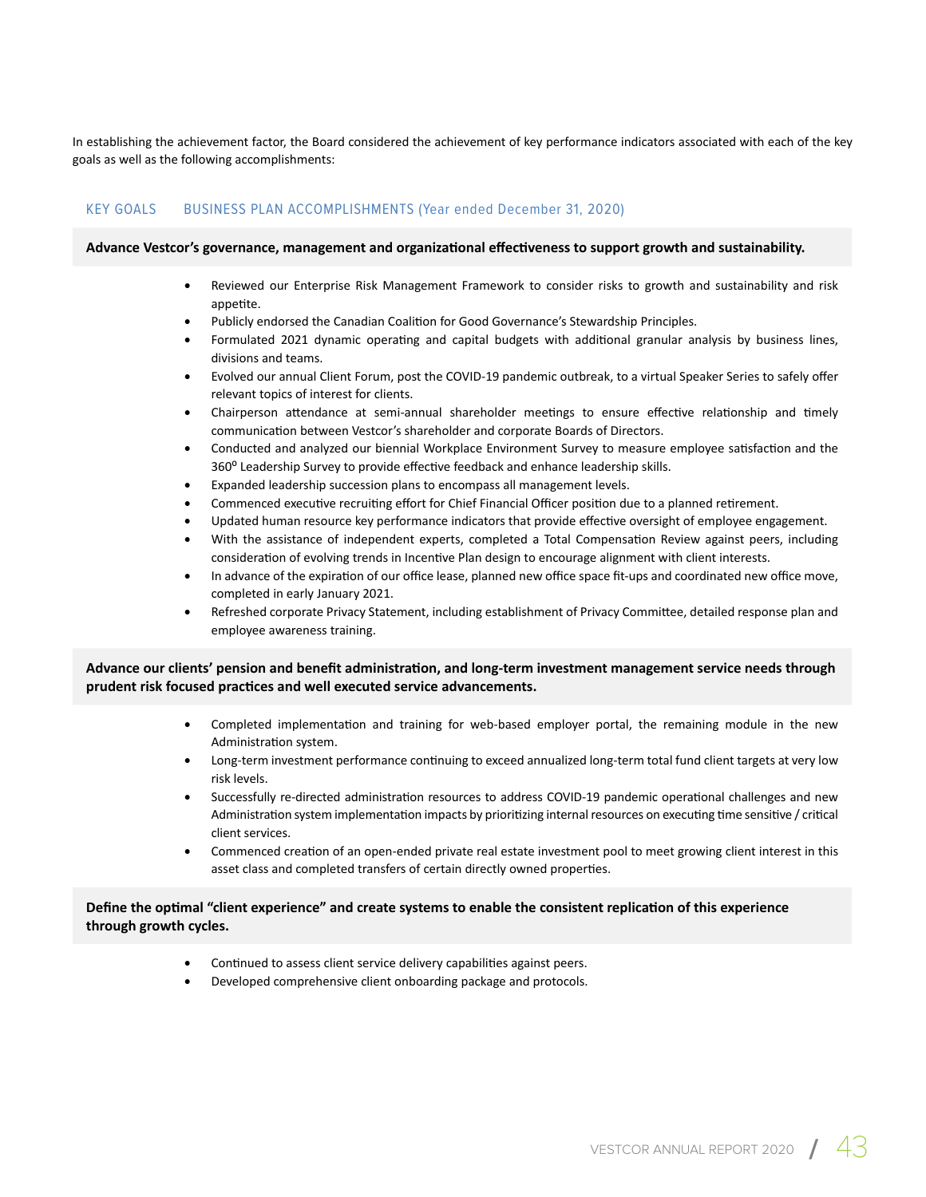In establishing the achievement factor, the Board considered the achievement of key performance indicators associated with each of the key goals as well as the following accomplishments:

KEY GOALS BUSINESS PLAN ACCOMPLISHMENTS (Year ended December 31, 2020)

**Advance Vestcor's governance, management and organizational effectiveness to support growth and sustainability.**

- Reviewed our Enterprise Risk Management Framework to consider risks to growth and sustainability and risk appetite.
- Publicly endorsed the Canadian Coalition for Good Governance's Stewardship Principles.
- Formulated 2021 dynamic operating and capital budgets with additional granular analysis by business lines, divisions and teams.
- Evolved our annual Client Forum, post the COVID-19 pandemic outbreak, to a virtual Speaker Series to safely offer relevant topics of interest for clients.
- Chairperson attendance at semi-annual shareholder meetings to ensure effective relationship and timely communication between Vestcor's shareholder and corporate Boards of Directors.
- Conducted and analyzed our biennial Workplace Environment Survey to measure employee satisfaction and the 360° Leadership Survey to provide effective feedback and enhance leadership skills.
- Expanded leadership succession plans to encompass all management levels.
- Commenced executive recruiting effort for Chief Financial Officer position due to a planned retirement.
- Updated human resource key performance indicators that provide effective oversight of employee engagement.
- With the assistance of independent experts, completed a Total Compensation Review against peers, including consideration of evolving trends in Incentive Plan design to encourage alignment with client interests.
- In advance of the expiration of our office lease, planned new office space fit-ups and coordinated new office move, completed in early January 2021.
- Refreshed corporate Privacy Statement, including establishment of Privacy Committee, detailed response plan and employee awareness training.

**Advance our clients' pension and benefit administration, and long-term investment management service needs through prudent risk focused practices and well executed service advancements.**

- Completed implementation and training for web-based employer portal, the remaining module in the new Administration system.
- Long-term investment performance continuing to exceed annualized long-term total fund client targets at very low risk levels.
- Successfully re-directed administration resources to address COVID-19 pandemic operational challenges and new Administration system implementation impacts by prioritizing internal resources on executing time sensitive / critical client services.
- Commenced creation of an open-ended private real estate investment pool to meet growing client interest in this asset class and completed transfers of certain directly owned properties.

**Define the optimal "client experience" and create systems to enable the consistent replication of this experience through growth cycles.**

- Continued to assess client service delivery capabilities against peers.
- Developed comprehensive client onboarding package and protocols.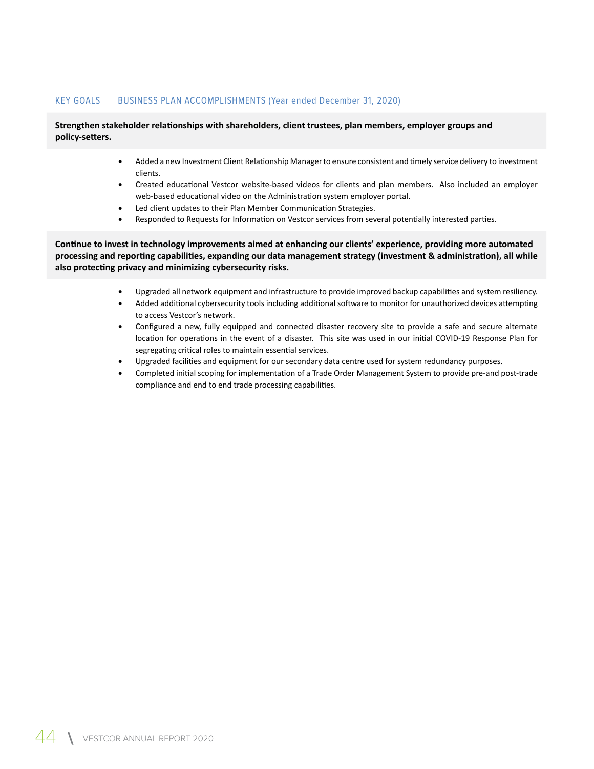KEY GOALS    BUSINESS PLAN ACCOMPLISHMENTS (Year ended December 31, 2020)

**Strengthen stakeholder relationships with shareholders, client trustees, plan members, employer groups and policy-setters.**

- Added a new Investment Client Relationship Manager to ensure consistent and timely service delivery to investment clients.
- Created educational Vestcor website-based videos for clients and plan members. Also included an employer web-based educational video on the Administration system employer portal.
- Led client updates to their Plan Member Communication Strategies.
- Responded to Requests for Information on Vestcor services from several potentially interested parties.

**Continue to invest in technology improvements aimed at enhancing our clients' experience, providing more automated processing and reporting capabilities, expanding our data management strategy (investment & administration), all while also protecting privacy and minimizing cybersecurity risks.**

- Upgraded all network equipment and infrastructure to provide improved backup capabilities and system resiliency.
- Added additional cybersecurity tools including additional software to monitor for unauthorized devices attempting to access Vestcor's network.
- Configured a new, fully equipped and connected disaster recovery site to provide a safe and secure alternate location for operations in the event of a disaster. This site was used in our initial COVID-19 Response Plan for segregating critical roles to maintain essential services.
- Upgraded facilities and equipment for our secondary data centre used for system redundancy purposes.
- Completed initial scoping for implementation of a Trade Order Management System to provide pre-and post-trade compliance and end to end trade processing capabilities.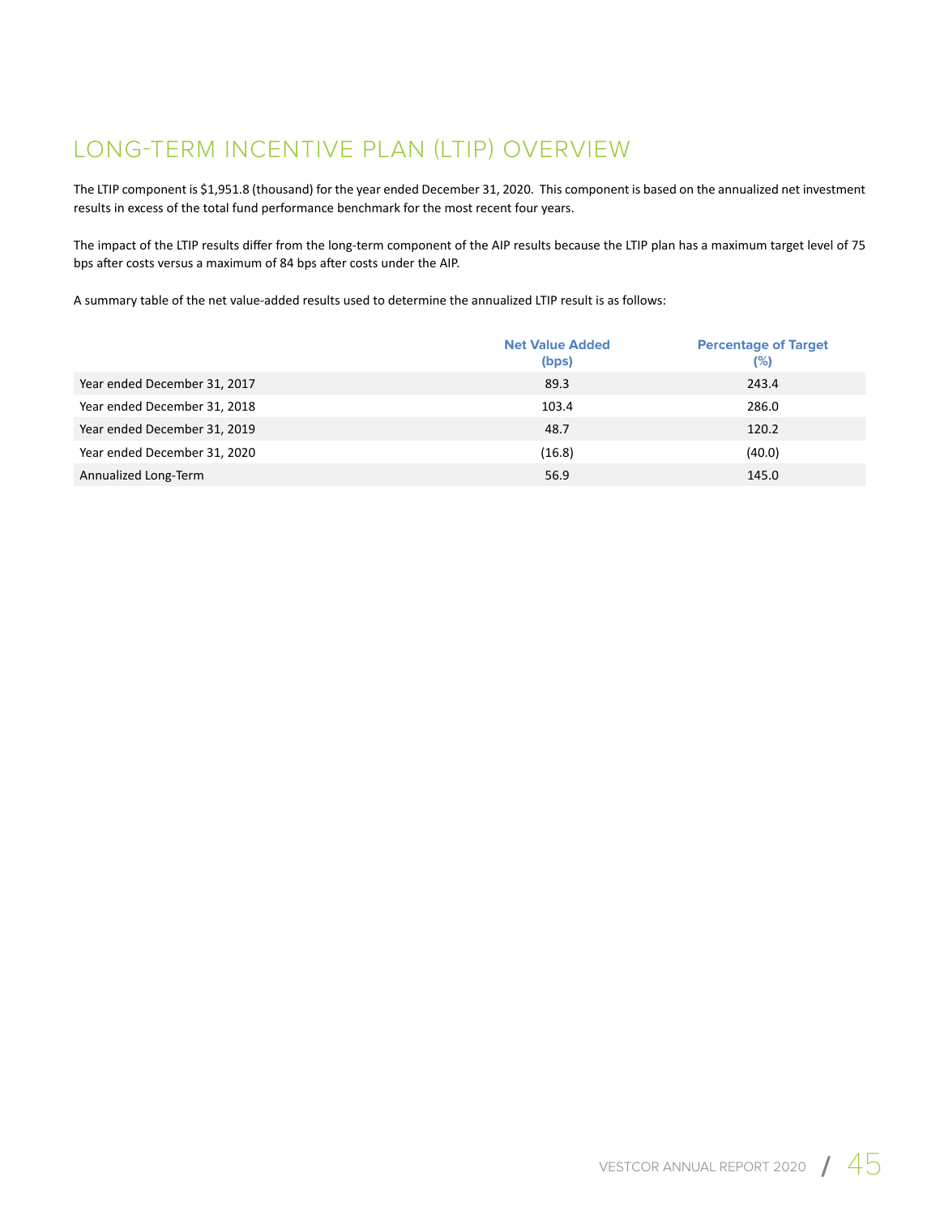# LONG-TERM INCENTIVE PLAN (LTIP) OVERVIEW

The LTIP component is $1,951.8 (thousand) for the year ended December 31, 2020. This component is based on the annualized net investment results in excess of the total fund performance benchmark for the most recent four years.

The impact of the LTIP results differ from the long-term component of the AIP results because the LTIP plan has a maximum target level of 75 bps after costs versus a maximum of 84 bps after costs under the AIP.

A summary table of the net value-added results used to determine the annualized LTIP result is as follows:

| | Net Value Added (bps) | Percentage of Target (%) |
|---|---|---|
| Year ended December 31, 2017 | 89.3 | 243.4 |
| Year ended December 31, 2018 | 103.4 | 286.0 |
| Year ended December 31, 2019 | 48.7 | 120.2 |
| Year ended December 31, 2020 | (16.8) | (40.0) |
| Annualized Long-Term | 56.9 | 145.0 |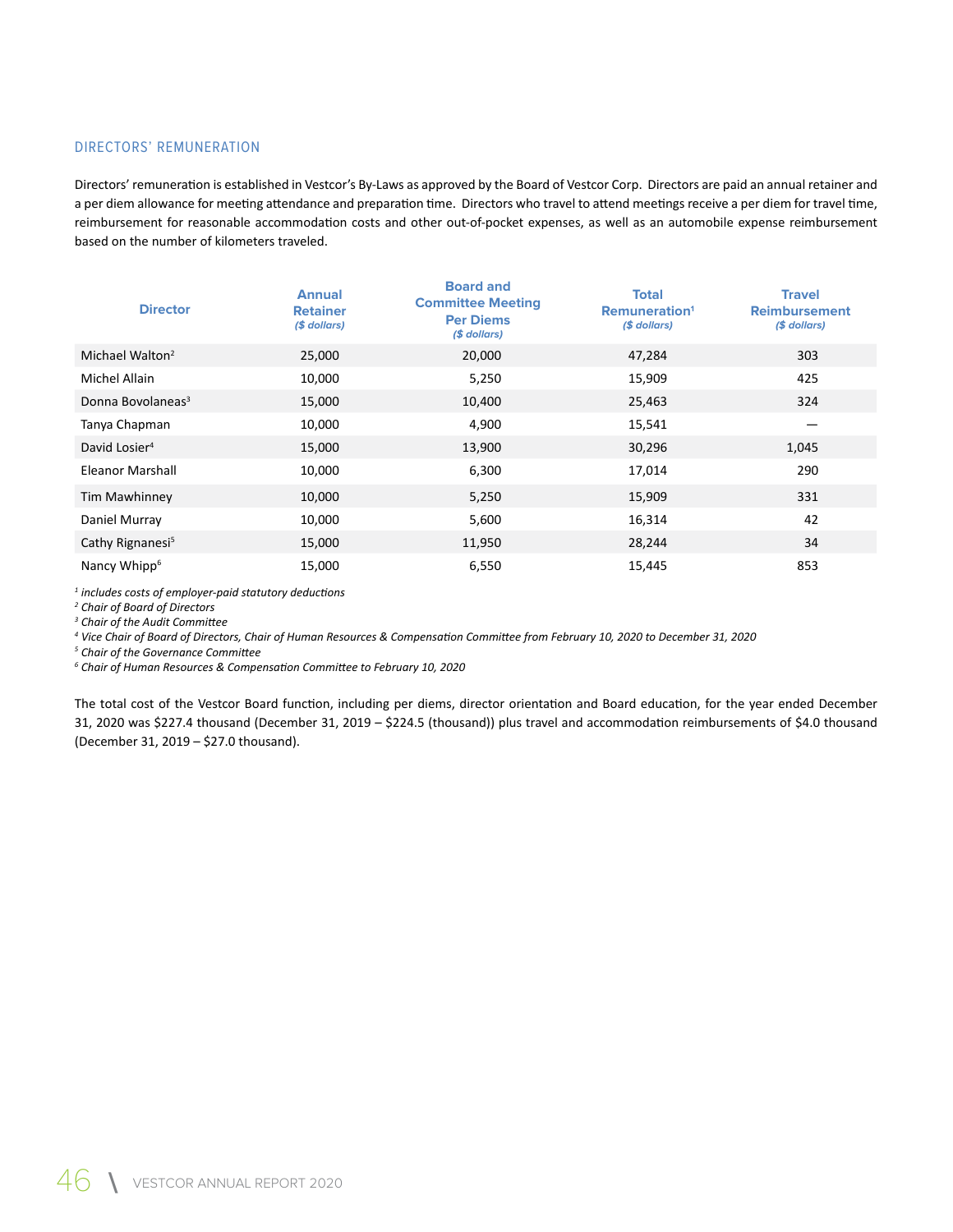## DIRECTORS' REMUNERATION

Directors' remuneration is established in Vestcor's By-Laws as approved by the Board of Vestcor Corp. Directors are paid an annual retainer and a per diem allowance for meeting attendance and preparation time. Directors who travel to attend meetings receive a per diem for travel time, reimbursement for reasonable accommodation costs and other out-of-pocket expenses, as well as an automobile expense reimbursement based on the number of kilometers traveled.

| Director | Annual Retainer *($ dollars)* | Board and Committee Meeting Per Diems *($ dollars)* | Total Remuneration[1] *($ dollars)* | Travel Reimbursement *($ dollars)* |
|---|---|---|---|---|
| Michael Walton[2] | 25,000 | 20,000 | 47,284 | 303 |
| Michel Allain | 10,000 | 5,250 | 15,909 | 425 |
| Donna Bovolaneas[3] | 15,000 | 10,400 | 25,463 | 324 |
| Tanya Chapman | 10,000 | 4,900 | 15,541 | — |
| David Losier[4] | 15,000 | 13,900 | 30,296 | 1,045 |
| Eleanor Marshall | 10,000 | 6,300 | 17,014 | 290 |
| Tim Mawhinney | 10,000 | 5,250 | 15,909 | 331 |
| Daniel Murray | 10,000 | 5,600 | 16,314 | 42 |
| Cathy Rignanesi[5] | 15,000 | 11,950 | 28,244 | 34 |
| Nancy Whipp[6] | 15,000 | 6,550 | 15,445 | 853 |

*[1] includes costs of employer-paid statutory deductions*
*[2] Chair of Board of Directors*
*[3] Chair of the Audit Committee*
*[4] Vice Chair of Board of Directors, Chair of Human Resources & Compensation Committee from February 10, 2020 to December 31, 2020*
*[5] Chair of the Governance Committee*
*[6] Chair of Human Resources & Compensation Committee to February 10, 2020*

The total cost of the Vestcor Board function, including per diems, director orientation and Board education, for the year ended December 31, 2020 was $227.4 thousand (December 31, 2019 – $224.5 (thousand)) plus travel and accommodation reimbursements of $4.0 thousand (December 31, 2019 – $27.0 thousand).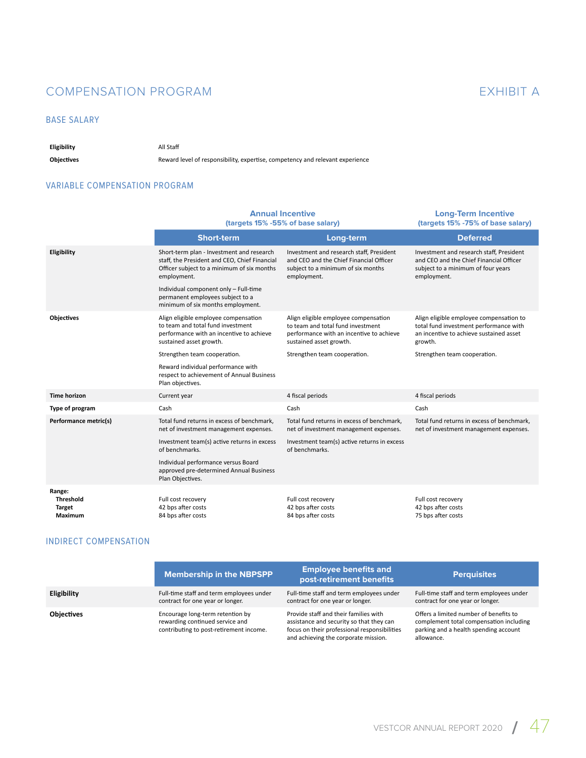# COMPENSATION PROGRAM

EXHIBIT A

## BASE SALARY

| | |
|---|---|
| **Eligibility** | All Staff |
| **Objectives** | Reward level of responsibility, expertise, competency and relevant experience |

## VARIABLE COMPENSATION PROGRAM

| | Annual Incentive (targets 15% -55% of base salary) | | Long-Term Incentive (targets 15% -75% of base salary) |
|---|---|---|---|
| | **Short-term** | **Long-term** | **Deferred** |
| **Eligibility** | Short-term plan - Investment and research staff, the President and CEO, Chief Financial Officer subject to a minimum of six months employment.<br><br>Individual component only – Full-time permanent employees subject to a minimum of six months employment. | Investment and research staff, President and CEO and the Chief Financial Officer subject to a minimum of six months employment. | Investment and research staff, President and CEO and the Chief Financial Officer subject to a minimum of four years employment. |
| **Objectives** | Align eligible employee compensation to team and total fund investment performance with an incentive to achieve sustained asset growth.<br><br>Strengthen team cooperation.<br><br>Reward individual performance with respect to achievement of Annual Business Plan objectives. | Align eligible employee compensation to team and total fund investment performance with an incentive to achieve sustained asset growth.<br><br>Strengthen team cooperation. | Align eligible employee compensation to total fund investment performance with an incentive to achieve sustained asset growth.<br><br>Strengthen team cooperation. |
| **Time horizon** | Current year | 4 fiscal periods | 4 fiscal periods |
| **Type of program** | Cash | Cash | Cash |
| **Performance metric(s)** | Total fund returns in excess of benchmark, net of investment management expenses.<br><br>Investment team(s) active returns in excess of benchmarks.<br><br>Individual performance versus Board approved pre-determined Annual Business Plan Objectives. | Total fund returns in excess of benchmark, net of investment management expenses.<br><br>Investment team(s) active returns in excess of benchmarks. | Total fund returns in excess of benchmark, net of investment management expenses. |
| **Range:** | | | |
| **Threshold** | Full cost recovery | Full cost recovery | Full cost recovery |
| **Target** | 42 bps after costs | 42 bps after costs | 42 bps after costs |
| **Maximum** | 84 bps after costs | 84 bps after costs | 75 bps after costs |

## INDIRECT COMPENSATION

| | Membership in the NBPSPP | Employee benefits and post-retirement benefits | Perquisites |
|---|---|---|---|
| **Eligibility** | Full-time staff and term employees under contract for one year or longer. | Full-time staff and term employees under contract for one year or longer. | Full-time staff and term employees under contract for one year or longer. |
| **Objectives** | Encourage long-term retention by rewarding continued service and contributing to post-retirement income. | Provide staff and their families with assistance and security so that they can focus on their professional responsibilities and achieving the corporate mission. | Offers a limited number of benefits to complement total compensation including parking and a health spending account allowance. |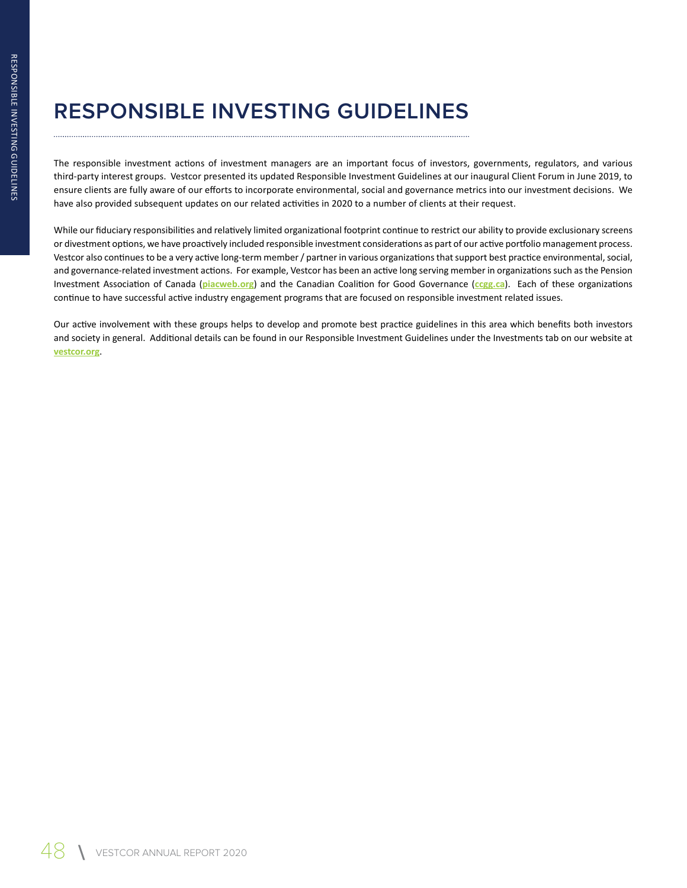# RESPONSIBLE INVESTING GUIDELINES

The responsible investment actions of investment managers are an important focus of investors, governments, regulators, and various third-party interest groups. Vestcor presented its updated Responsible Investment Guidelines at our inaugural Client Forum in June 2019, to ensure clients are fully aware of our efforts to incorporate environmental, social and governance metrics into our investment decisions. We have also provided subsequent updates on our related activities in 2020 to a number of clients at their request.

While our fiduciary responsibilities and relatively limited organizational footprint continue to restrict our ability to provide exclusionary screens or divestment options, we have proactively included responsible investment considerations as part of our active portfolio management process. Vestcor also continues to be a very active long-term member / partner in various organizations that support best practice environmental, social, and governance-related investment actions. For example, Vestcor has been an active long serving member in organizations such as the Pension Investment Association of Canada (**piacweb.org**) and the Canadian Coalition for Good Governance (**ccgg.ca**). Each of these organizations continue to have successful active industry engagement programs that are focused on responsible investment related issues.

Our active involvement with these groups helps to develop and promote best practice guidelines in this area which benefits both investors and society in general. Additional details can be found in our Responsible Investment Guidelines under the Investments tab on our website at **vestcor.org**.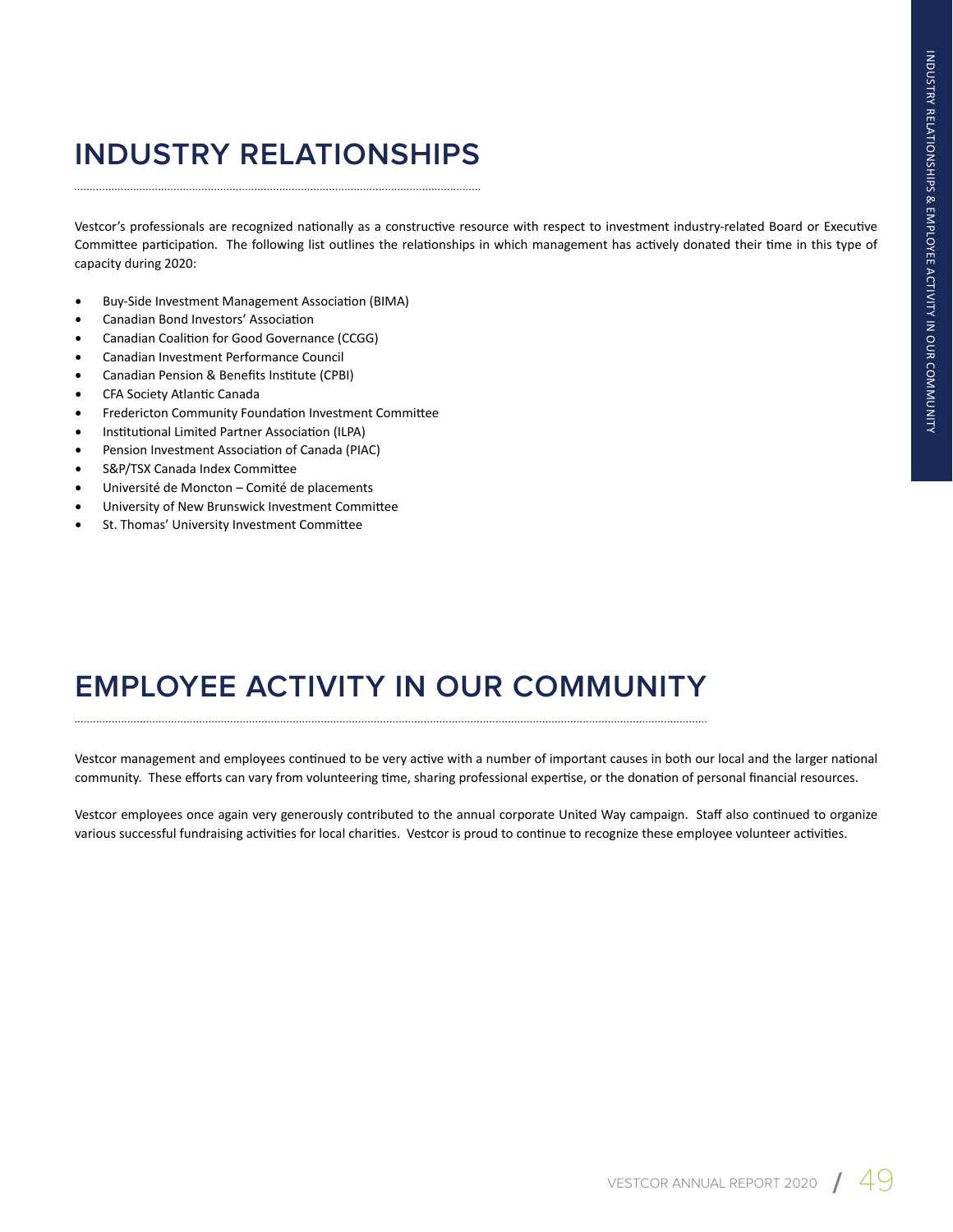# INDUSTRY RELATIONSHIPS

Vestcor's professionals are recognized nationally as a constructive resource with respect to investment industry-related Board or Executive Committee participation. The following list outlines the relationships in which management has actively donated their time in this type of capacity during 2020:

- Buy-Side Investment Management Association (BIMA)
- Canadian Bond Investors' Association
- Canadian Coalition for Good Governance (CCGG)
- Canadian Investment Performance Council
- Canadian Pension & Benefits Institute (CPBI)
- CFA Society Atlantic Canada
- Fredericton Community Foundation Investment Committee
- Institutional Limited Partner Association (ILPA)
- Pension Investment Association of Canada (PIAC)
- S&P/TSX Canada Index Committee
- Université de Moncton – Comité de placements
- University of New Brunswick Investment Committee
- St. Thomas' University Investment Committee

# EMPLOYEE ACTIVITY IN OUR COMMUNITY

Vestcor management and employees continued to be very active with a number of important causes in both our local and the larger national community. These efforts can vary from volunteering time, sharing professional expertise, or the donation of personal financial resources.

Vestcor employees once again very generously contributed to the annual corporate United Way campaign. Staff also continued to organize various successful fundraising activities for local charities. Vestcor is proud to continue to recognize these employee volunteer activities.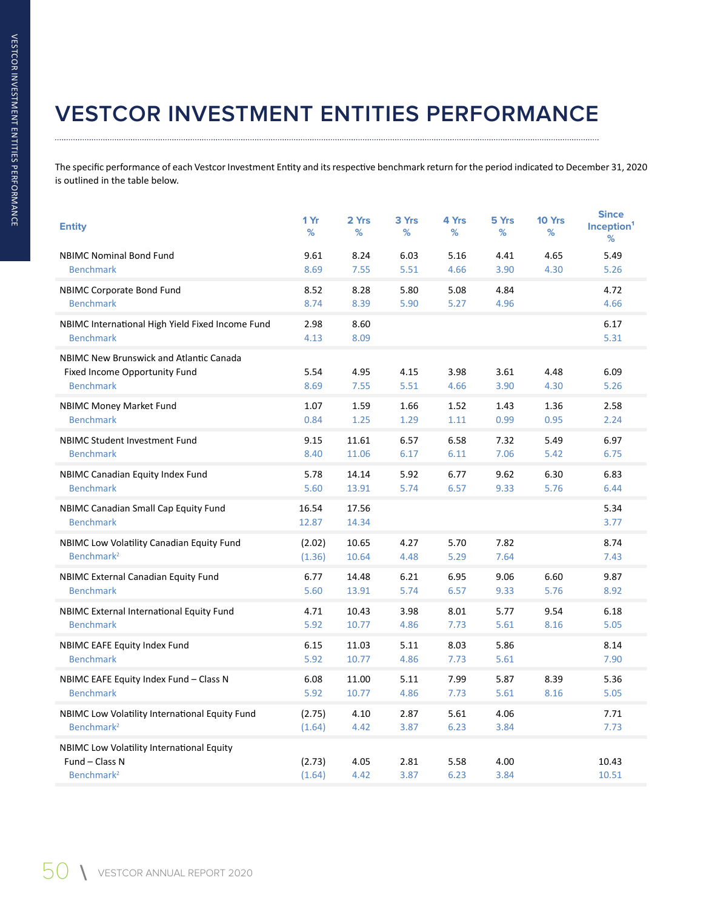# VESTCOR INVESTMENT ENTITIES PERFORMANCE

The specific performance of each Vestcor Investment Entity and its respective benchmark return for the period indicated to December 31, 2020 is outlined in the table below.

| Entity | 1 Yr % | 2 Yrs % | 3 Yrs % | 4 Yrs % | 5 Yrs % | 10 Yrs % | Since Inception[1] % |
|---|---|---|---|---|---|---|---|
| NBIMC Nominal Bond Fund | 9.61 | 8.24 | 6.03 | 5.16 | 4.41 | 4.65 | 5.49 |
| Benchmark | 8.69 | 7.55 | 5.51 | 4.66 | 3.90 | 4.30 | 5.26 |
| NBIMC Corporate Bond Fund | 8.52 | 8.28 | 5.80 | 5.08 | 4.84 | | 4.72 |
| Benchmark | 8.74 | 8.39 | 5.90 | 5.27 | 4.96 | | 4.66 |
| NBIMC International High Yield Fixed Income Fund | 2.98 | 8.60 | | | | | 6.17 |
| Benchmark | 4.13 | 8.09 | | | | | 5.31 |
| NBIMC New Brunswick and Atlantic Canada Fixed Income Opportunity Fund | 5.54 | 4.95 | 4.15 | 3.98 | 3.61 | 4.48 | 6.09 |
| Benchmark | 8.69 | 7.55 | 5.51 | 4.66 | 3.90 | 4.30 | 5.26 |
| NBIMC Money Market Fund | 1.07 | 1.59 | 1.66 | 1.52 | 1.43 | 1.36 | 2.58 |
| Benchmark | 0.84 | 1.25 | 1.29 | 1.11 | 0.99 | 0.95 | 2.24 |
| NBIMC Student Investment Fund | 9.15 | 11.61 | 6.57 | 6.58 | 7.32 | 5.49 | 6.97 |
| Benchmark | 8.40 | 11.06 | 6.17 | 6.11 | 7.06 | 5.42 | 6.75 |
| NBIMC Canadian Equity Index Fund | 5.78 | 14.14 | 5.92 | 6.77 | 9.62 | 6.30 | 6.83 |
| Benchmark | 5.60 | 13.91 | 5.74 | 6.57 | 9.33 | 5.76 | 6.44 |
| NBIMC Canadian Small Cap Equity Fund | 16.54 | 17.56 | | | | | 5.34 |
| Benchmark | 12.87 | 14.34 | | | | | 3.77 |
| NBIMC Low Volatility Canadian Equity Fund | (2.02) | 10.65 | 4.27 | 5.70 | 7.82 | | 8.74 |
| Benchmark[2] | (1.36) | 10.64 | 4.48 | 5.29 | 7.64 | | 7.43 |
| NBIMC External Canadian Equity Fund | 6.77 | 14.48 | 6.21 | 6.95 | 9.06 | 6.60 | 9.87 |
| Benchmark | 5.60 | 13.91 | 5.74 | 6.57 | 9.33 | 5.76 | 8.92 |
| NBIMC External International Equity Fund | 4.71 | 10.43 | 3.98 | 8.01 | 5.77 | 9.54 | 6.18 |
| Benchmark | 5.92 | 10.77 | 4.86 | 7.73 | 5.61 | 8.16 | 5.05 |
| NBIMC EAFE Equity Index Fund | 6.15 | 11.03 | 5.11 | 8.03 | 5.86 | | 8.14 |
| Benchmark | 5.92 | 10.77 | 4.86 | 7.73 | 5.61 | | 7.90 |
| NBIMC EAFE Equity Index Fund – Class N | 6.08 | 11.00 | 5.11 | 7.99 | 5.87 | 8.39 | 5.36 |
| Benchmark | 5.92 | 10.77 | 4.86 | 7.73 | 5.61 | 8.16 | 5.05 |
| NBIMC Low Volatility International Equity Fund | (2.75) | 4.10 | 2.87 | 5.61 | 4.06 | | 7.71 |
| Benchmark[2] | (1.64) | 4.42 | 3.87 | 6.23 | 3.84 | | 7.73 |
| NBIMC Low Volatility International Equity Fund – Class N | (2.73) | 4.05 | 2.81 | 5.58 | 4.00 | | 10.43 |
| Benchmark[2] | (1.64) | 4.42 | 3.87 | 6.23 | 3.84 | | 10.51 |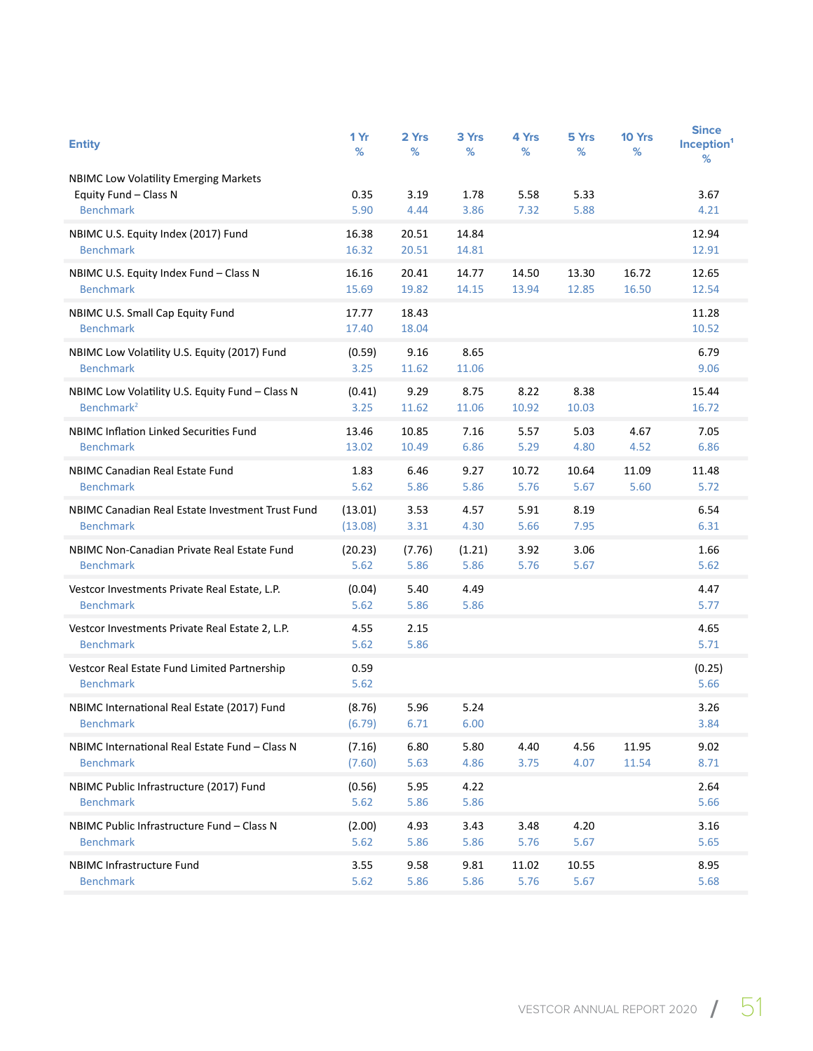| Entity | 1 Yr % | 2 Yrs % | 3 Yrs % | 4 Yrs % | 5 Yrs % | 10 Yrs % | Since Inception[1] % |
|---|---|---|---|---|---|---|---|
| NBIMC Low Volatility Emerging Markets Equity Fund – Class N | 0.35 | 3.19 | 1.78 | 5.58 | 5.33 | | 3.67 |
| Benchmark | 5.90 | 4.44 | 3.86 | 7.32 | 5.88 | | 4.21 |
| NBIMC U.S. Equity Index (2017) Fund | 16.38 | 20.51 | 14.84 | | | | 12.94 |
| Benchmark | 16.32 | 20.51 | 14.81 | | | | 12.91 |
| NBIMC U.S. Equity Index Fund – Class N | 16.16 | 20.41 | 14.77 | 14.50 | 13.30 | 16.72 | 12.65 |
| Benchmark | 15.69 | 19.82 | 14.15 | 13.94 | 12.85 | 16.50 | 12.54 |
| NBIMC U.S. Small Cap Equity Fund | 17.77 | 18.43 | | | | | 11.28 |
| Benchmark | 17.40 | 18.04 | | | | | 10.52 |
| NBIMC Low Volatility U.S. Equity (2017) Fund | (0.59) | 9.16 | 8.65 | | | | 6.79 |
| Benchmark | 3.25 | 11.62 | 11.06 | | | | 9.06 |
| NBIMC Low Volatility U.S. Equity Fund – Class N | (0.41) | 9.29 | 8.75 | 8.22 | 8.38 | | 15.44 |
| Benchmark[2] | 3.25 | 11.62 | 11.06 | 10.92 | 10.03 | | 16.72 |
| NBIMC Inflation Linked Securities Fund | 13.46 | 10.85 | 7.16 | 5.57 | 5.03 | 4.67 | 7.05 |
| Benchmark | 13.02 | 10.49 | 6.86 | 5.29 | 4.80 | 4.52 | 6.86 |
| NBIMC Canadian Real Estate Fund | 1.83 | 6.46 | 9.27 | 10.72 | 10.64 | 11.09 | 11.48 |
| Benchmark | 5.62 | 5.86 | 5.86 | 5.76 | 5.67 | 5.60 | 5.72 |
| NBIMC Canadian Real Estate Investment Trust Fund | (13.01) | 3.53 | 4.57 | 5.91 | 8.19 | | 6.54 |
| Benchmark | (13.08) | 3.31 | 4.30 | 5.66 | 7.95 | | 6.31 |
| NBIMC Non-Canadian Private Real Estate Fund | (20.23) | (7.76) | (1.21) | 3.92 | 3.06 | | 1.66 |
| Benchmark | 5.62 | 5.86 | 5.86 | 5.76 | 5.67 | | 5.62 |
| Vestcor Investments Private Real Estate, L.P. | (0.04) | 5.40 | 4.49 | | | | 4.47 |
| Benchmark | 5.62 | 5.86 | 5.86 | | | | 5.77 |
| Vestcor Investments Private Real Estate 2, L.P. | 4.55 | 2.15 | | | | | 4.65 |
| Benchmark | 5.62 | 5.86 | | | | | 5.71 |
| Vestcor Real Estate Fund Limited Partnership | 0.59 | | | | | | (0.25) |
| Benchmark | 5.62 | | | | | | 5.66 |
| NBIMC International Real Estate (2017) Fund | (8.76) | 5.96 | 5.24 | | | | 3.26 |
| Benchmark | (6.79) | 6.71 | 6.00 | | | | 3.84 |
| NBIMC International Real Estate Fund – Class N | (7.16) | 6.80 | 5.80 | 4.40 | 4.56 | 11.95 | 9.02 |
| Benchmark | (7.60) | 5.63 | 4.86 | 3.75 | 4.07 | 11.54 | 8.71 |
| NBIMC Public Infrastructure (2017) Fund | (0.56) | 5.95 | 4.22 | | | | 2.64 |
| Benchmark | 5.62 | 5.86 | 5.86 | | | | 5.66 |
| NBIMC Public Infrastructure Fund – Class N | (2.00) | 4.93 | 3.43 | 3.48 | 4.20 | | 3.16 |
| Benchmark | 5.62 | 5.86 | 5.86 | 5.76 | 5.67 | | 5.65 |
| NBIMC Infrastructure Fund | 3.55 | 9.58 | 9.81 | 11.02 | 10.55 | | 8.95 |
| Benchmark | 5.62 | 5.86 | 5.86 | 5.76 | 5.67 | | 5.68 |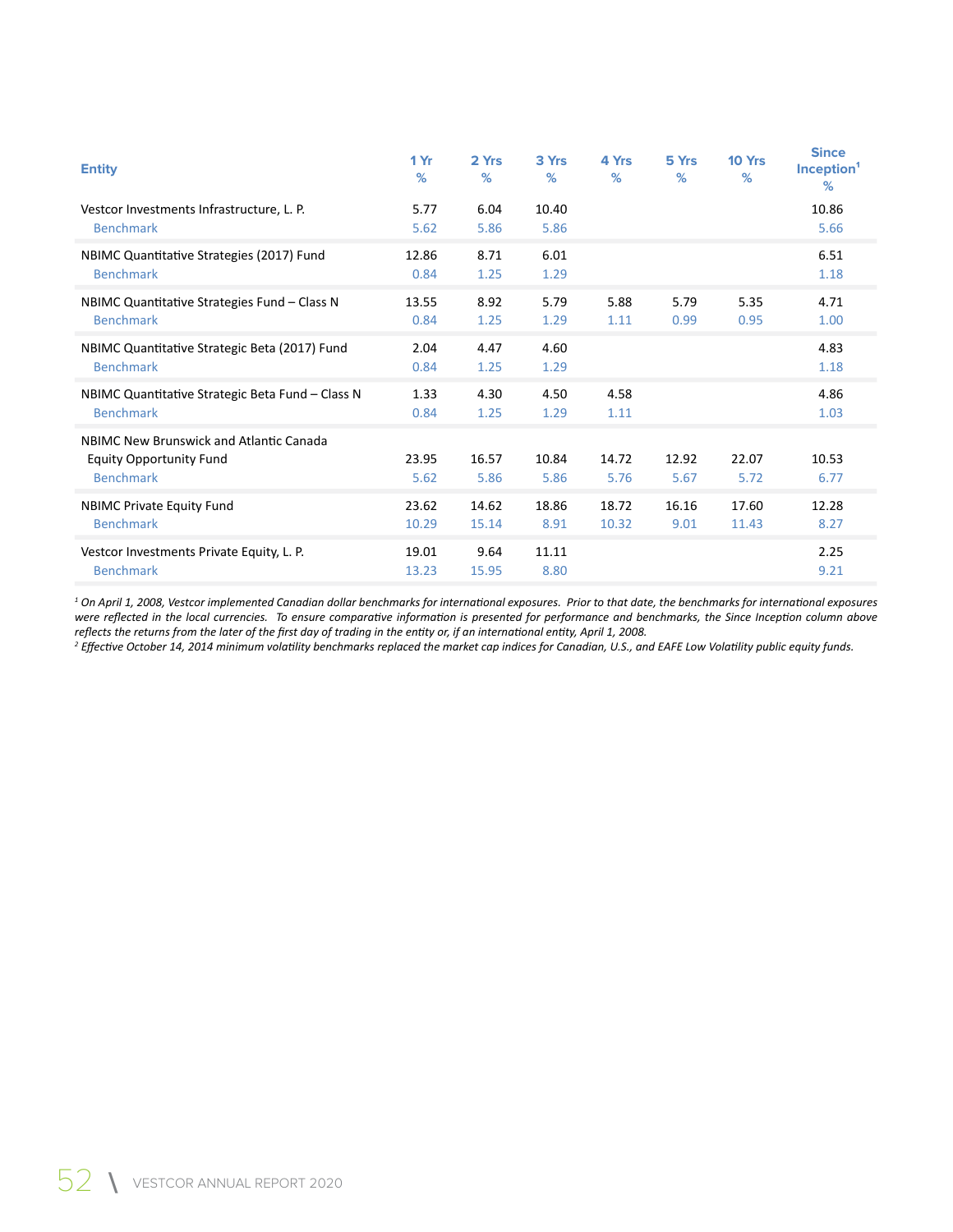| Entity | 1 Yr % | 2 Yrs % | 3 Yrs % | 4 Yrs % | 5 Yrs % | 10 Yrs % | Since Inception[1] % |
|---|---|---|---|---|---|---|---|
| Vestcor Investments Infrastructure, L. P. | 5.77 | 6.04 | 10.40 | | | | 10.86 |
| Benchmark | 5.62 | 5.86 | 5.86 | | | | 5.66 |
| NBIMC Quantitative Strategies (2017) Fund | 12.86 | 8.71 | 6.01 | | | | 6.51 |
| Benchmark | 0.84 | 1.25 | 1.29 | | | | 1.18 |
| NBIMC Quantitative Strategies Fund – Class N | 13.55 | 8.92 | 5.79 | 5.88 | 5.79 | 5.35 | 4.71 |
| Benchmark | 0.84 | 1.25 | 1.29 | 1.11 | 0.99 | 0.95 | 1.00 |
| NBIMC Quantitative Strategic Beta (2017) Fund | 2.04 | 4.47 | 4.60 | | | | 4.83 |
| Benchmark | 0.84 | 1.25 | 1.29 | | | | 1.18 |
| NBIMC Quantitative Strategic Beta Fund – Class N | 1.33 | 4.30 | 4.50 | 4.58 | | | 4.86 |
| Benchmark | 0.84 | 1.25 | 1.29 | 1.11 | | | 1.03 |
| NBIMC New Brunswick and Atlantic Canada Equity Opportunity Fund | 23.95 | 16.57 | 10.84 | 14.72 | 12.92 | 22.07 | 10.53 |
| Benchmark | 5.62 | 5.86 | 5.86 | 5.76 | 5.67 | 5.72 | 6.77 |
| NBIMC Private Equity Fund | 23.62 | 14.62 | 18.86 | 18.72 | 16.16 | 17.60 | 12.28 |
| Benchmark | 10.29 | 15.14 | 8.91 | 10.32 | 9.01 | 11.43 | 8.27 |
| Vestcor Investments Private Equity, L. P. | 19.01 | 9.64 | 11.11 | | | | 2.25 |
| Benchmark | 13.23 | 15.95 | 8.80 | | | | 9.21 |

*[1] On April 1, 2008, Vestcor implemented Canadian dollar benchmarks for international exposures. Prior to that date, the benchmarks for international exposures were reflected in the local currencies. To ensure comparative information is presented for performance and benchmarks, the Since Inception column above reflects the returns from the later of the first day of trading in the entity or, if an international entity, April 1, 2008.*

*[2] Effective October 14, 2014 minimum volatility benchmarks replaced the market cap indices for Canadian, U.S., and EAFE Low Volatility public equity funds.*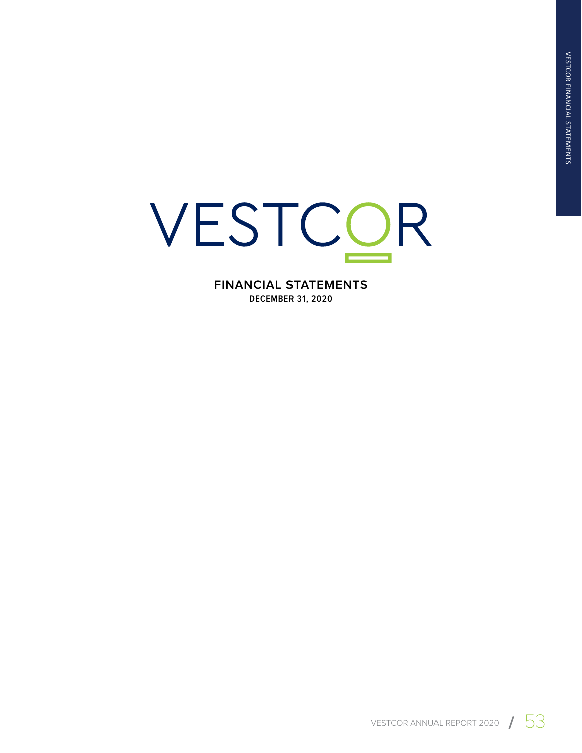# VESTCOR

## FINANCIAL STATEMENTS

**DECEMBER 31, 2020**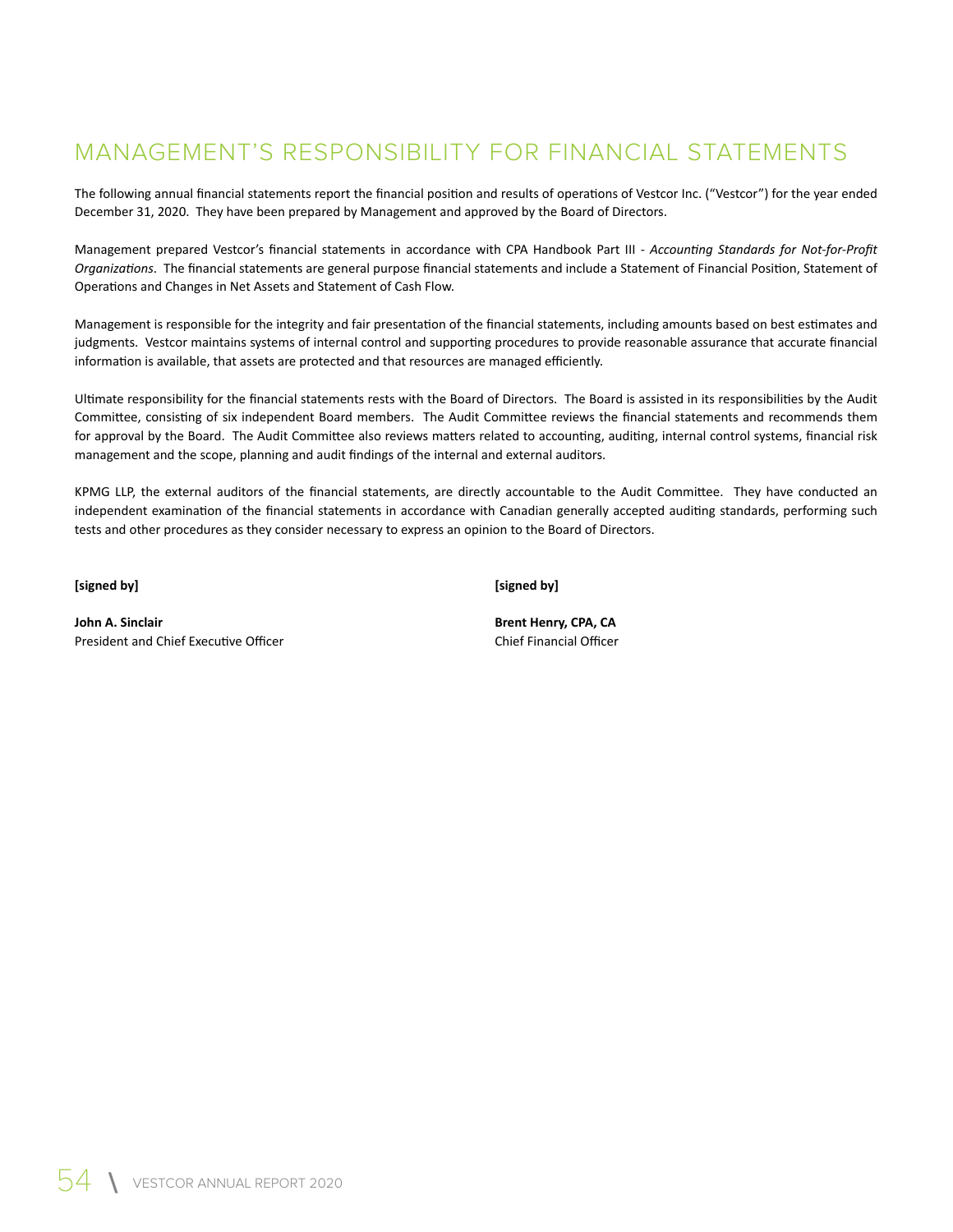# MANAGEMENT'S RESPONSIBILITY FOR FINANCIAL STATEMENTS

The following annual financial statements report the financial position and results of operations of Vestcor Inc. ("Vestcor") for the year ended December 31, 2020. They have been prepared by Management and approved by the Board of Directors.

Management prepared Vestcor's financial statements in accordance with CPA Handbook Part III - *Accounting Standards for Not-for-Profit Organizations*. The financial statements are general purpose financial statements and include a Statement of Financial Position, Statement of Operations and Changes in Net Assets and Statement of Cash Flow.

Management is responsible for the integrity and fair presentation of the financial statements, including amounts based on best estimates and judgments. Vestcor maintains systems of internal control and supporting procedures to provide reasonable assurance that accurate financial information is available, that assets are protected and that resources are managed efficiently.

Ultimate responsibility for the financial statements rests with the Board of Directors. The Board is assisted in its responsibilities by the Audit Committee, consisting of six independent Board members. The Audit Committee reviews the financial statements and recommends them for approval by the Board. The Audit Committee also reviews matters related to accounting, auditing, internal control systems, financial risk management and the scope, planning and audit findings of the internal and external auditors.

KPMG LLP, the external auditors of the financial statements, are directly accountable to the Audit Committee. They have conducted an independent examination of the financial statements in accordance with Canadian generally accepted auditing standards, performing such tests and other procedures as they consider necessary to express an opinion to the Board of Directors.

**[signed by]**

**John A. Sinclair**
President and Chief Executive Officer

**[signed by]**

**Brent Henry, CPA, CA**
Chief Financial Officer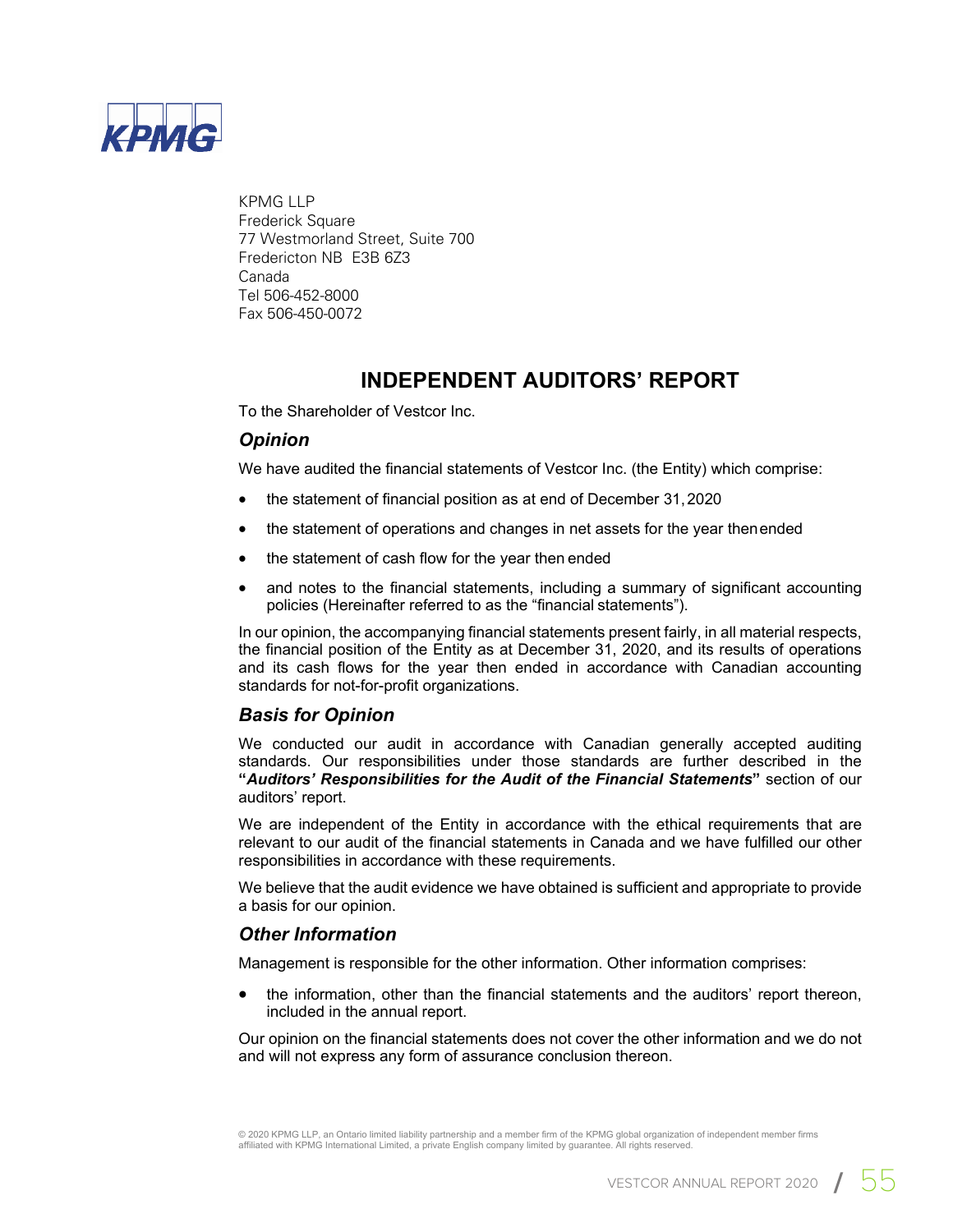KPMG LLP
Frederick Square
77 Westmorland Street, Suite 700
Fredericton NB E3B 6Z3
Canada
Tel 506-452-8000
Fax 506-450-0072

# INDEPENDENT AUDITORS' REPORT

To the Shareholder of Vestcor Inc.

## *Opinion*

We have audited the financial statements of Vestcor Inc. (the Entity) which comprise:

- the statement of financial position as at end of December 31, 2020
- the statement of operations and changes in net assets for the year then ended
- the statement of cash flow for the year then ended
- and notes to the financial statements, including a summary of significant accounting policies (Hereinafter referred to as the "financial statements").

In our opinion, the accompanying financial statements present fairly, in all material respects, the financial position of the Entity as at December 31, 2020, and its results of operations and its cash flows for the year then ended in accordance with Canadian accounting standards for not-for-profit organizations.

## *Basis for Opinion*

We conducted our audit in accordance with Canadian generally accepted auditing standards. Our responsibilities under those standards are further described in the **"*Auditors' Responsibilities for the Audit of the Financial Statements*"** section of our auditors' report.

We are independent of the Entity in accordance with the ethical requirements that are relevant to our audit of the financial statements in Canada and we have fulfilled our other responsibilities in accordance with these requirements.

We believe that the audit evidence we have obtained is sufficient and appropriate to provide a basis for our opinion.

## *Other Information*

Management is responsible for the other information. Other information comprises:

- the information, other than the financial statements and the auditors' report thereon, included in the annual report.

Our opinion on the financial statements does not cover the other information and we do not and will not express any form of assurance conclusion thereon.

© 2020 KPMG LLP, an Ontario limited liability partnership and a member firm of the KPMG global organization of independent member firms affiliated with KPMG International Limited, a private English company limited by guarantee. All rights reserved.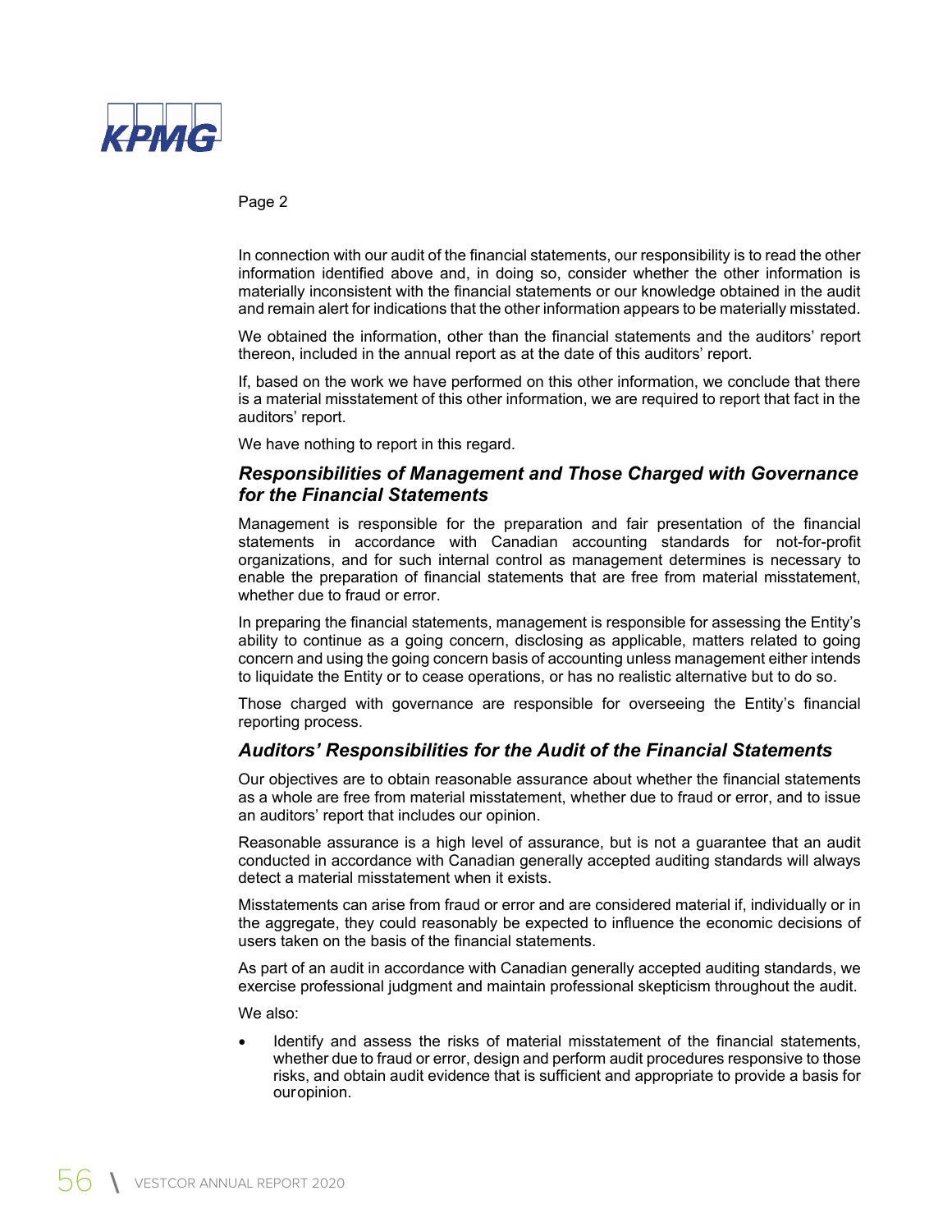Page 2

In connection with our audit of the financial statements, our responsibility is to read the other information identified above and, in doing so, consider whether the other information is materially inconsistent with the financial statements or our knowledge obtained in the audit and remain alert for indications that the other information appears to be materially misstated.

We obtained the information, other than the financial statements and the auditors' report thereon, included in the annual report as at the date of this auditors' report.

If, based on the work we have performed on this other information, we conclude that there is a material misstatement of this other information, we are required to report that fact in the auditors' report.

We have nothing to report in this regard.

### *Responsibilities of Management and Those Charged with Governance for the Financial Statements*

Management is responsible for the preparation and fair presentation of the financial statements in accordance with Canadian accounting standards for not-for-profit organizations, and for such internal control as management determines is necessary to enable the preparation of financial statements that are free from material misstatement, whether due to fraud or error.

In preparing the financial statements, management is responsible for assessing the Entity's ability to continue as a going concern, disclosing as applicable, matters related to going concern and using the going concern basis of accounting unless management either intends to liquidate the Entity or to cease operations, or has no realistic alternative but to do so.

Those charged with governance are responsible for overseeing the Entity's financial reporting process.

### *Auditors' Responsibilities for the Audit of the Financial Statements*

Our objectives are to obtain reasonable assurance about whether the financial statements as a whole are free from material misstatement, whether due to fraud or error, and to issue an auditors' report that includes our opinion.

Reasonable assurance is a high level of assurance, but is not a guarantee that an audit conducted in accordance with Canadian generally accepted auditing standards will always detect a material misstatement when it exists.

Misstatements can arise from fraud or error and are considered material if, individually or in the aggregate, they could reasonably be expected to influence the economic decisions of users taken on the basis of the financial statements.

As part of an audit in accordance with Canadian generally accepted auditing standards, we exercise professional judgment and maintain professional skepticism throughout the audit.

We also:

- Identify and assess the risks of material misstatement of the financial statements, whether due to fraud or error, design and perform audit procedures responsive to those risks, and obtain audit evidence that is sufficient and appropriate to provide a basis for our opinion.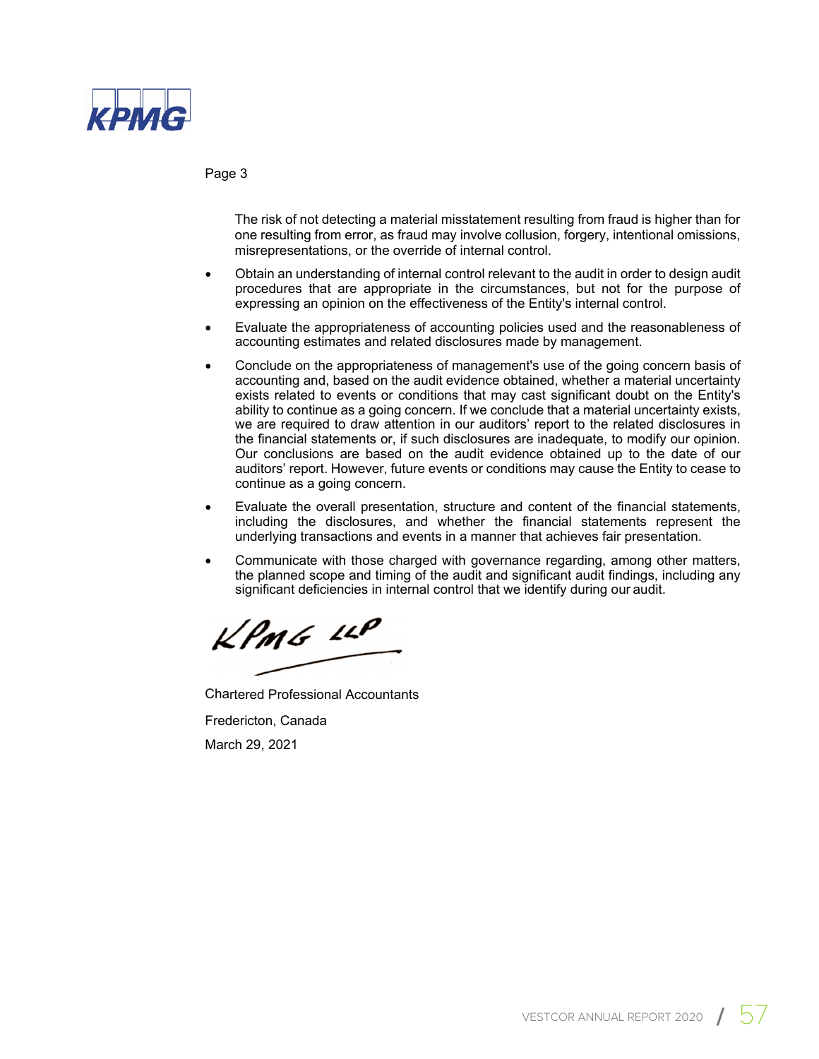Page 3

The risk of not detecting a material misstatement resulting from fraud is higher than for one resulting from error, as fraud may involve collusion, forgery, intentional omissions, misrepresentations, or the override of internal control.

- Obtain an understanding of internal control relevant to the audit in order to design audit procedures that are appropriate in the circumstances, but not for the purpose of expressing an opinion on the effectiveness of the Entity's internal control.
- Evaluate the appropriateness of accounting policies used and the reasonableness of accounting estimates and related disclosures made by management.
- Conclude on the appropriateness of management's use of the going concern basis of accounting and, based on the audit evidence obtained, whether a material uncertainty exists related to events or conditions that may cast significant doubt on the Entity's ability to continue as a going concern. If we conclude that a material uncertainty exists, we are required to draw attention in our auditors' report to the related disclosures in the financial statements or, if such disclosures are inadequate, to modify our opinion. Our conclusions are based on the audit evidence obtained up to the date of our auditors' report. However, future events or conditions may cause the Entity to cease to continue as a going concern.
- Evaluate the overall presentation, structure and content of the financial statements, including the disclosures, and whether the financial statements represent the underlying transactions and events in a manner that achieves fair presentation.
- Communicate with those charged with governance regarding, among other matters, the planned scope and timing of the audit and significant audit findings, including any significant deficiencies in internal control that we identify during our audit.

KPMG LLP

Chartered Professional Accountants

Fredericton, Canada

March 29, 2021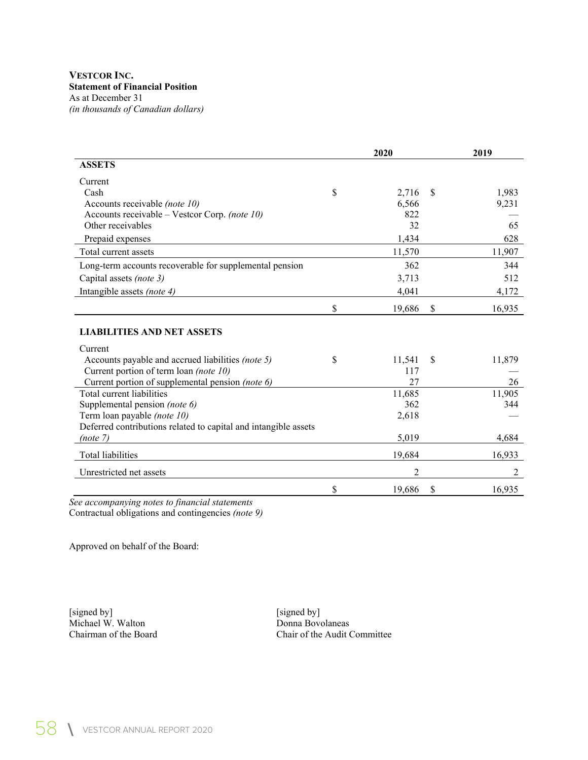**VESTCOR INC.**
**Statement of Financial Position**
As at December 31
*(in thousands of Canadian dollars)*

| | 2020 | 2019 |
|---|---|---|
| **ASSETS** | | |
| Current | | |
| Cash | $ 2,716 | $ 1,983 |
| Accounts receivable *(note 10)* | 6,566 | 9,231 |
| Accounts receivable – Vestcor Corp. *(note 10)* | 822 | — |
| Other receivables | 32 | 65 |
| Prepaid expenses | 1,434 | 628 |
| Total current assets | 11,570 | 11,907 |
| Long-term accounts recoverable for supplemental pension | 362 | 344 |
| Capital assets *(note 3)* | 3,713 | 512 |
| Intangible assets *(note 4)* | 4,041 | 4,172 |
| | $ 19,686 | $ 16,935 |
| **LIABILITIES AND NET ASSETS** | | |
| Current | | |
| Accounts payable and accrued liabilities *(note 5)* | $ 11,541 | $ 11,879 |
| Current portion of term loan *(note 10)* | 117 | — |
| Current portion of supplemental pension *(note 6)* | 27 | 26 |
| Total current liabilities | 11,685 | 11,905 |
| Supplemental pension *(note 6)* | 362 | 344 |
| Term loan payable *(note 10)* | 2,618 | — |
| Deferred contributions related to capital and intangible assets *(note 7)* | 5,019 | 4,684 |
| Total liabilities | 19,684 | 16,933 |
| Unrestricted net assets | 2 | 2 |
| | $ 19,686 | $ 16,935 |

*See accompanying notes to financial statements*
Contractual obligations and contingencies *(note 9)*

Approved on behalf of the Board:

[signed by]
Michael W. Walton
Chairman of the Board

[signed by]
Donna Bovolaneas
Chair of the Audit Committee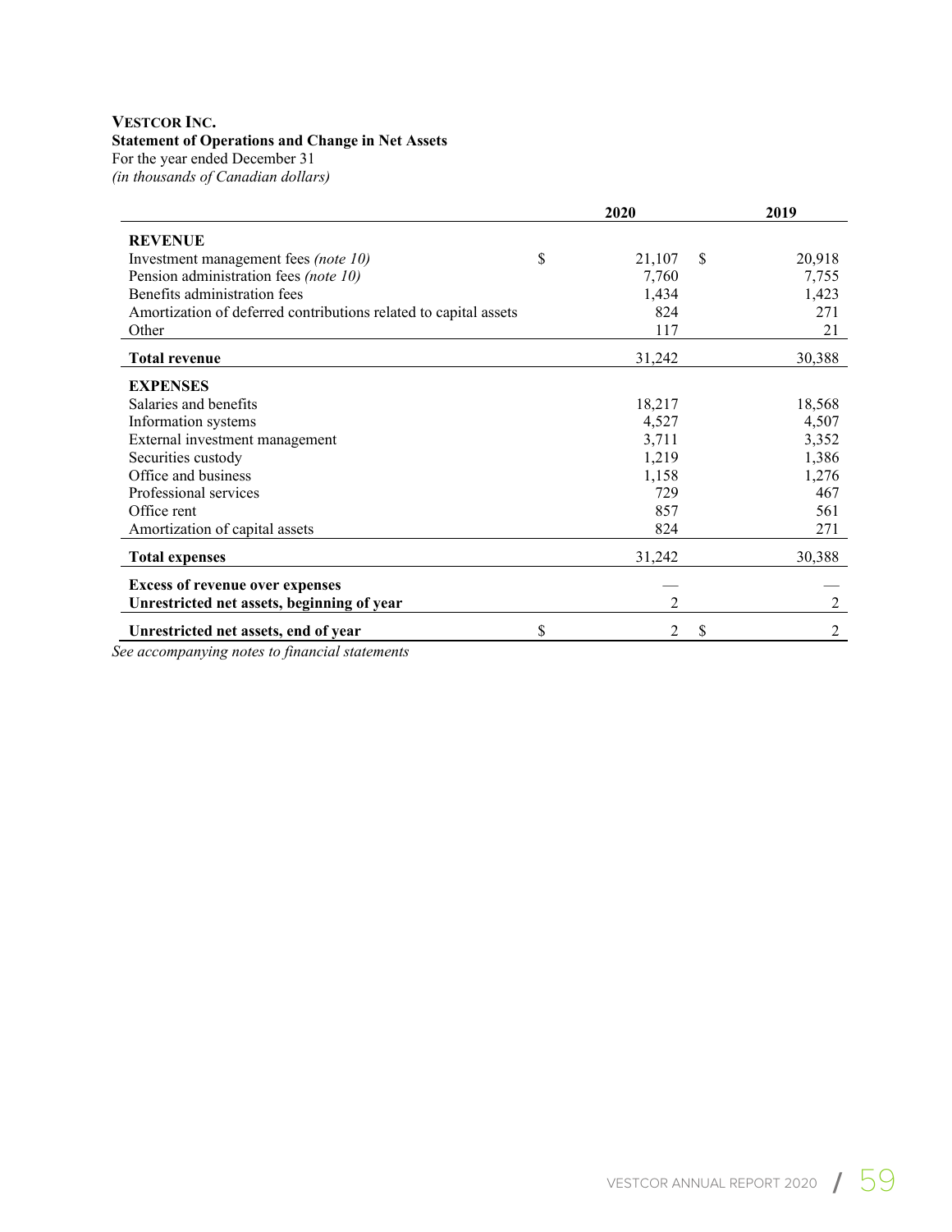**VESTCOR INC.**
**Statement of Operations and Change in Net Assets**
For the year ended December 31
*(in thousands of Canadian dollars)*

| | 2020 | 2019 |
|---|---|---|
| **REVENUE** | | |
| Investment management fees *(note 10)* | $ 21,107 | $ 20,918 |
| Pension administration fees *(note 10)* | 7,760 | 7,755 |
| Benefits administration fees | 1,434 | 1,423 |
| Amortization of deferred contributions related to capital assets | 824 | 271 |
| Other | 117 | 21 |
| **Total revenue** | 31,242 | 30,388 |
| **EXPENSES** | | |
| Salaries and benefits | 18,217 | 18,568 |
| Information systems | 4,527 | 4,507 |
| External investment management | 3,711 | 3,352 |
| Securities custody | 1,219 | 1,386 |
| Office and business | 1,158 | 1,276 |
| Professional services | 729 | 467 |
| Office rent | 857 | 561 |
| Amortization of capital assets | 824 | 271 |
| **Total expenses** | 31,242 | 30,388 |
| **Excess of revenue over expenses** | — | — |
| **Unrestricted net assets, beginning of year** | 2 | 2 |
| **Unrestricted net assets, end of year** | $ 2 | $ 2 |

*See accompanying notes to financial statements*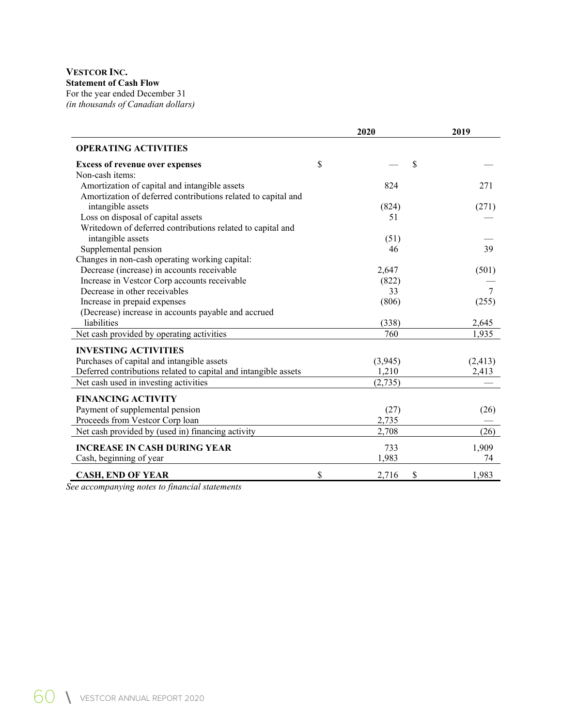**VESTCOR INC.**
**Statement of Cash Flow**
For the year ended December 31
*(in thousands of Canadian dollars)*

| | 2020 | 2019 |
|---|---|---|
| **OPERATING ACTIVITIES** | | |
| **Excess of revenue over expenses** | $ — | $ — |
| Non-cash items: | | |
| Amortization of capital and intangible assets | 824 | 271 |
| Amortization of deferred contributions related to capital and intangible assets | (824) | (271) |
| Loss on disposal of capital assets | 51 | — |
| Writedown of deferred contributions related to capital and intangible assets | (51) | — |
| Supplemental pension | 46 | 39 |
| Changes in non-cash operating working capital: | | |
| Decrease (increase) in accounts receivable | 2,647 | (501) |
| Increase in Vestcor Corp accounts receivable | (822) | — |
| Decrease in other receivables | 33 | 7 |
| Increase in prepaid expenses | (806) | (255) |
| (Decrease) increase in accounts payable and accrued liabilities | (338) | 2,645 |
| Net cash provided by operating activities | 760 | 1,935 |
| **INVESTING ACTIVITIES** | | |
| Purchases of capital and intangible assets | (3,945) | (2,413) |
| Deferred contributions related to capital and intangible assets | 1,210 | 2,413 |
| Net cash used in investing activities | (2,735) | — |
| **FINANCING ACTIVITY** | | |
| Payment of supplemental pension | (27) | (26) |
| Proceeds from Vestcor Corp loan | 2,735 | — |
| Net cash provided by (used in) financing activity | 2,708 | (26) |
| **INCREASE IN CASH DURING YEAR** | 733 | 1,909 |
| Cash, beginning of year | 1,983 | 74 |
| **CASH, END OF YEAR** | $ 2,716 | $ 1,983 |

*See accompanying notes to financial statements*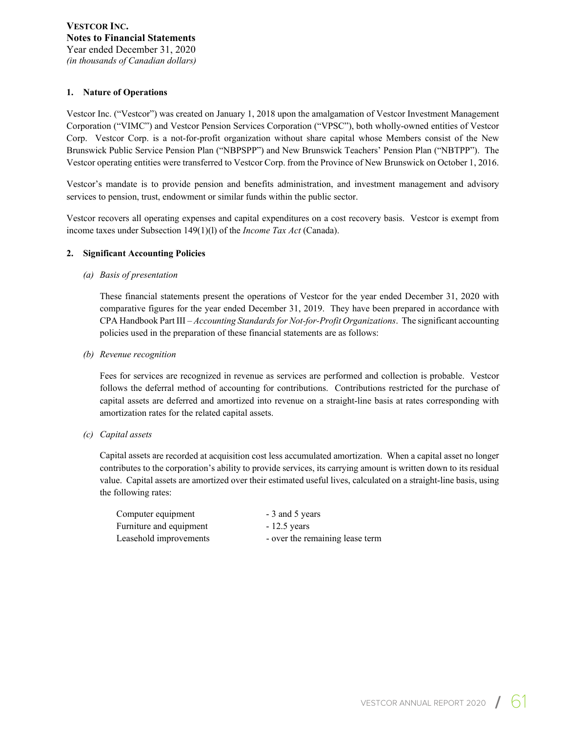**VESTCOR INC.**
**Notes to Financial Statements**
Year ended December 31, 2020
*(in thousands of Canadian dollars)*

## 1. Nature of Operations

Vestcor Inc. ("Vestcor") was created on January 1, 2018 upon the amalgamation of Vestcor Investment Management Corporation ("VIMC") and Vestcor Pension Services Corporation ("VPSC"), both wholly-owned entities of Vestcor Corp. Vestcor Corp. is a not-for-profit organization without share capital whose Members consist of the New Brunswick Public Service Pension Plan ("NBPSPP") and New Brunswick Teachers' Pension Plan ("NBTPP"). The Vestcor operating entities were transferred to Vestcor Corp. from the Province of New Brunswick on October 1, 2016.

Vestcor's mandate is to provide pension and benefits administration, and investment management and advisory services to pension, trust, endowment or similar funds within the public sector.

Vestcor recovers all operating expenses and capital expenditures on a cost recovery basis. Vestcor is exempt from income taxes under Subsection 149(1)(l) of the *Income Tax Act* (Canada).

## 2. Significant Accounting Policies

*(a) Basis of presentation*

These financial statements present the operations of Vestcor for the year ended December 31, 2020 with comparative figures for the year ended December 31, 2019. They have been prepared in accordance with CPA Handbook Part III – *Accounting Standards for Not-for-Profit Organizations*. The significant accounting policies used in the preparation of these financial statements are as follows:

*(b) Revenue recognition*

Fees for services are recognized in revenue as services are performed and collection is probable. Vestcor follows the deferral method of accounting for contributions. Contributions restricted for the purchase of capital assets are deferred and amortized into revenue on a straight-line basis at rates corresponding with amortization rates for the related capital assets.

*(c) Capital assets*

Capital assets are recorded at acquisition cost less accumulated amortization. When a capital asset no longer contributes to the corporation's ability to provide services, its carrying amount is written down to its residual value. Capital assets are amortized over their estimated useful lives, calculated on a straight-line basis, using the following rates:

| | |
|---|---|
| Computer equipment | - 3 and 5 years |
| Furniture and equipment | - 12.5 years |
| Leasehold improvements | - over the remaining lease term |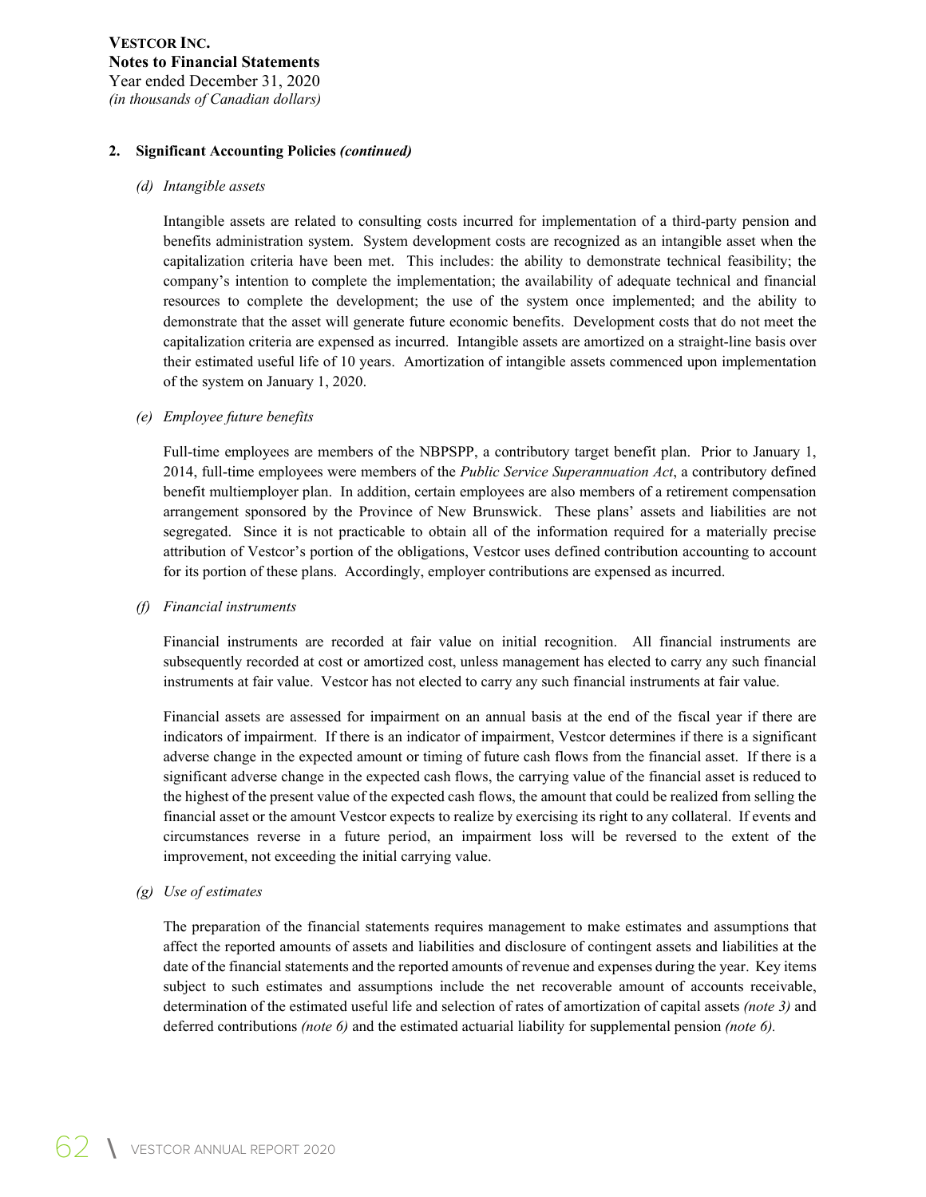## 2. Significant Accounting Policies *(continued)*

### *(d) Intangible assets*

Intangible assets are related to consulting costs incurred for implementation of a third-party pension and benefits administration system. System development costs are recognized as an intangible asset when the capitalization criteria have been met. This includes: the ability to demonstrate technical feasibility; the company's intention to complete the implementation; the availability of adequate technical and financial resources to complete the development; the use of the system once implemented; and the ability to demonstrate that the asset will generate future economic benefits. Development costs that do not meet the capitalization criteria are expensed as incurred. Intangible assets are amortized on a straight-line basis over their estimated useful life of 10 years. Amortization of intangible assets commenced upon implementation of the system on January 1, 2020.

### *(e) Employee future benefits*

Full-time employees are members of the NBPSPP, a contributory target benefit plan. Prior to January 1, 2014, full-time employees were members of the *Public Service Superannuation Act*, a contributory defined benefit multiemployer plan. In addition, certain employees are also members of a retirement compensation arrangement sponsored by the Province of New Brunswick. These plans' assets and liabilities are not segregated. Since it is not practicable to obtain all of the information required for a materially precise attribution of Vestcor's portion of the obligations, Vestcor uses defined contribution accounting to account for its portion of these plans. Accordingly, employer contributions are expensed as incurred.

### *(f) Financial instruments*

Financial instruments are recorded at fair value on initial recognition. All financial instruments are subsequently recorded at cost or amortized cost, unless management has elected to carry any such financial instruments at fair value. Vestcor has not elected to carry any such financial instruments at fair value.

Financial assets are assessed for impairment on an annual basis at the end of the fiscal year if there are indicators of impairment. If there is an indicator of impairment, Vestcor determines if there is a significant adverse change in the expected amount or timing of future cash flows from the financial asset. If there is a significant adverse change in the expected cash flows, the carrying value of the financial asset is reduced to the highest of the present value of the expected cash flows, the amount that could be realized from selling the financial asset or the amount Vestcor expects to realize by exercising its right to any collateral. If events and circumstances reverse in a future period, an impairment loss will be reversed to the extent of the improvement, not exceeding the initial carrying value.

### *(g) Use of estimates*

The preparation of the financial statements requires management to make estimates and assumptions that affect the reported amounts of assets and liabilities and disclosure of contingent assets and liabilities at the date of the financial statements and the reported amounts of revenue and expenses during the year. Key items subject to such estimates and assumptions include the net recoverable amount of accounts receivable, determination of the estimated useful life and selection of rates of amortization of capital assets *(note 3)* and deferred contributions *(note 6)* and the estimated actuarial liability for supplemental pension *(note 6).*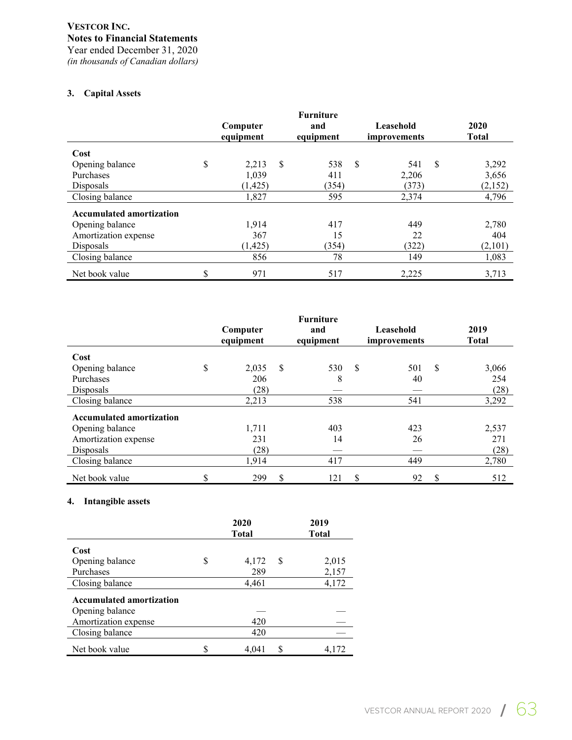**VESTCOR INC.**
**Notes to Financial Statements**
Year ended December 31, 2020
*(in thousands of Canadian dollars)*

### 3. Capital Assets

| | Computer equipment | Furniture and equipment | Leasehold improvements | 2020 Total |
|---|---|---|---|---|
| **Cost** | | | | |
| Opening balance | $ 2,213 | $ 538 | $ 541 | $ 3,292 |
| Purchases | 1,039 | 411 | 2,206 | 3,656 |
| Disposals | (1,425) | (354) | (373) | (2,152) |
| Closing balance | 1,827 | 595 | 2,374 | 4,796 |
| **Accumulated amortization** | | | | |
| Opening balance | 1,914 | 417 | 449 | 2,780 |
| Amortization expense | 367 | 15 | 22 | 404 |
| Disposals | (1,425) | (354) | (322) | (2,101) |
| Closing balance | 856 | 78 | 149 | 1,083 |
| Net book value | $ 971 | 517 | 2,225 | 3,713 |

| | Computer equipment | Furniture and equipment | Leasehold improvements | 2019 Total |
|---|---|---|---|---|
| **Cost** | | | | |
| Opening balance | $ 2,035 | $ 530 | $ 501 | $ 3,066 |
| Purchases | 206 | 8 | 40 | 254 |
| Disposals | (28) | — | — | (28) |
| Closing balance | 2,213 | 538 | 541 | 3,292 |
| **Accumulated amortization** | | | | |
| Opening balance | 1,711 | 403 | 423 | 2,537 |
| Amortization expense | 231 | 14 | 26 | 271 |
| Disposals | (28) | — | — | (28) |
| Closing balance | 1,914 | 417 | 449 | 2,780 |
| Net book value | $ 299 | $ 121 | $ 92 | $ 512 |

### 4. Intangible assets

| | 2020 Total | 2019 Total |
|---|---|---|
| **Cost** | | |
| Opening balance | $ 4,172 | $ 2,015 |
| Purchases | 289 | 2,157 |
| Closing balance | 4,461 | 4,172 |
| **Accumulated amortization** | | |
| Opening balance | — | — |
| Amortization expense | 420 | — |
| Closing balance | 420 | — |
| Net book value | $ 4,041 | $ 4,172 |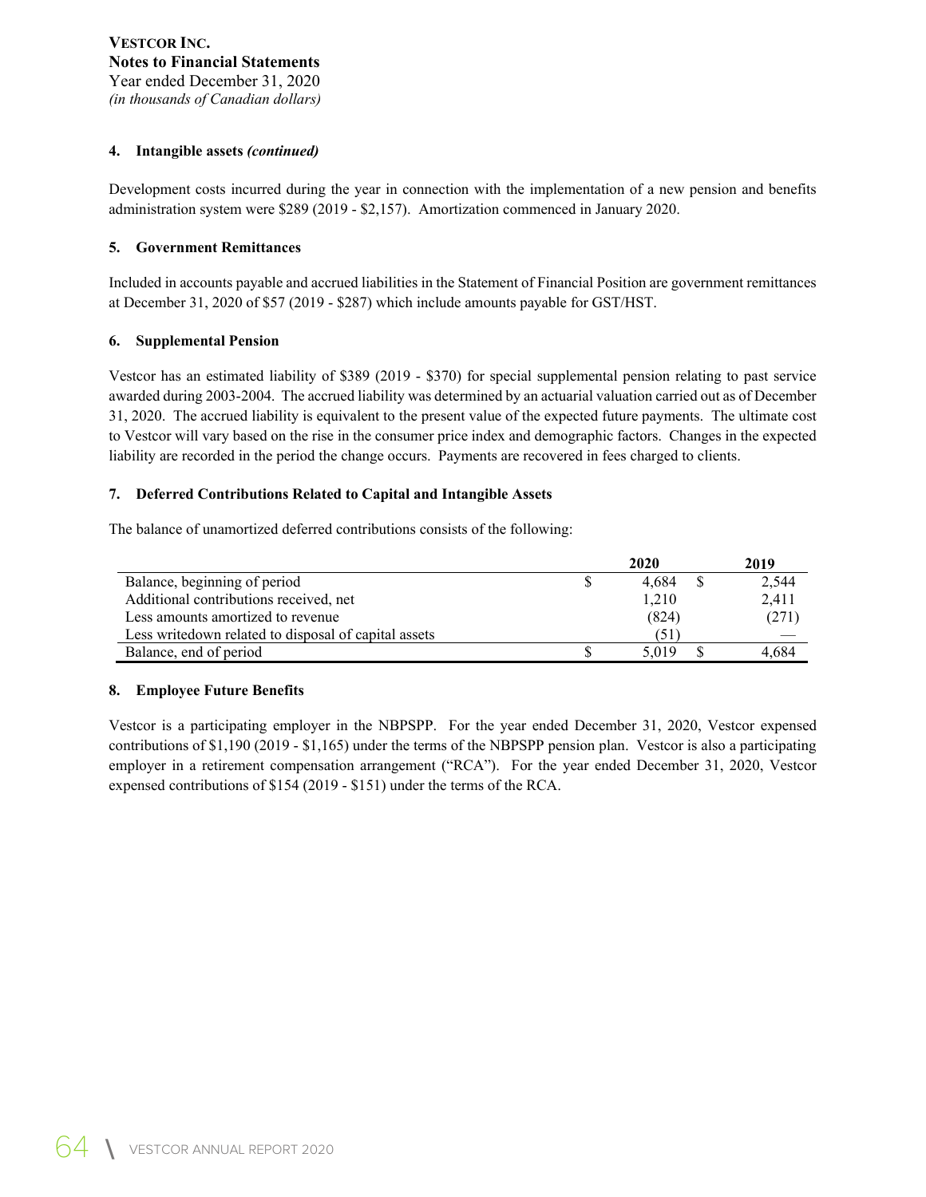**VESTCOR INC.**
**Notes to Financial Statements**
Year ended December 31, 2020
*(in thousands of Canadian dollars)*

#### 4. Intangible assets *(continued)*

Development costs incurred during the year in connection with the implementation of a new pension and benefits administration system were $289 (2019 - $2,157). Amortization commenced in January 2020.

#### 5. Government Remittances

Included in accounts payable and accrued liabilities in the Statement of Financial Position are government remittances at December 31, 2020 of $57 (2019 - $287) which include amounts payable for GST/HST.

#### 6. Supplemental Pension

Vestcor has an estimated liability of $389 (2019 - $370) for special supplemental pension relating to past service awarded during 2003-2004. The accrued liability was determined by an actuarial valuation carried out as of December 31, 2020. The accrued liability is equivalent to the present value of the expected future payments. The ultimate cost to Vestcor will vary based on the rise in the consumer price index and demographic factors. Changes in the expected liability are recorded in the period the change occurs. Payments are recovered in fees charged to clients.

#### 7. Deferred Contributions Related to Capital and Intangible Assets

The balance of unamortized deferred contributions consists of the following:

| | 2020 | 2019 |
|---|---|---|
| Balance, beginning of period | $ 4,684 | $ 2,544 |
| Additional contributions received, net | 1,210 | 2,411 |
| Less amounts amortized to revenue | (824) | (271) |
| Less writedown related to disposal of capital assets | (51) | — |
| Balance, end of period | $ 5,019 | $ 4,684 |

#### 8. Employee Future Benefits

Vestcor is a participating employer in the NBPSPP. For the year ended December 31, 2020, Vestcor expensed contributions of $1,190 (2019 - $1,165) under the terms of the NBPSPP pension plan. Vestcor is also a participating employer in a retirement compensation arrangement ("RCA"). For the year ended December 31, 2020, Vestcor expensed contributions of $154 (2019 - $151) under the terms of the RCA.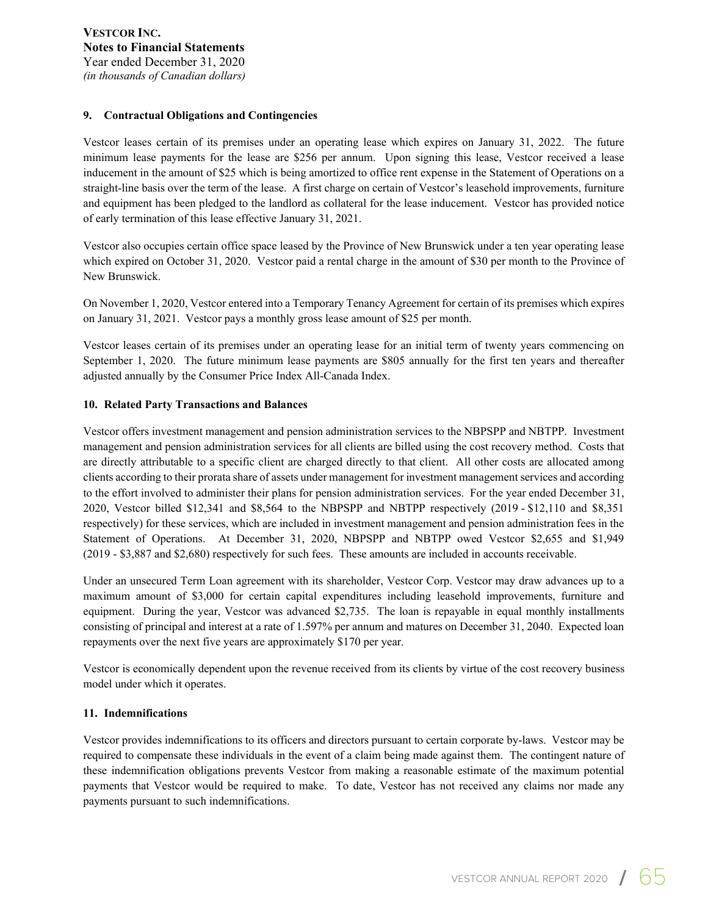**VESTCOR INC.**
**Notes to Financial Statements**
Year ended December 31, 2020
*(in thousands of Canadian dollars)*

### 9. Contractual Obligations and Contingencies

Vestcor leases certain of its premises under an operating lease which expires on January 31, 2022. The future minimum lease payments for the lease are $256 per annum. Upon signing this lease, Vestcor received a lease inducement in the amount of $25 which is being amortized to office rent expense in the Statement of Operations on a straight-line basis over the term of the lease. A first charge on certain of Vestcor's leasehold improvements, furniture and equipment has been pledged to the landlord as collateral for the lease inducement. Vestcor has provided notice of early termination of this lease effective January 31, 2021.

Vestcor also occupies certain office space leased by the Province of New Brunswick under a ten year operating lease which expired on October 31, 2020. Vestcor paid a rental charge in the amount of $30 per month to the Province of New Brunswick.

On November 1, 2020, Vestcor entered into a Temporary Tenancy Agreement for certain of its premises which expires on January 31, 2021. Vestcor pays a monthly gross lease amount of $25 per month.

Vestcor leases certain of its premises under an operating lease for an initial term of twenty years commencing on September 1, 2020. The future minimum lease payments are $805 annually for the first ten years and thereafter adjusted annually by the Consumer Price Index All-Canada Index.

### 10. Related Party Transactions and Balances

Vestcor offers investment management and pension administration services to the NBPSPP and NBTPP. Investment management and pension administration services for all clients are billed using the cost recovery method. Costs that are directly attributable to a specific client are charged directly to that client. All other costs are allocated among clients according to their prorata share of assets under management for investment management services and according to the effort involved to administer their plans for pension administration services. For the year ended December 31, 2020, Vestcor billed $12,341 and $8,564 to the NBPSPP and NBTPP respectively (2019 - $12,110 and $8,351 respectively) for these services, which are included in investment management and pension administration fees in the Statement of Operations. At December 31, 2020, NBPSPP and NBTPP owed Vestcor $2,655 and $1,949 (2019 - $3,887 and $2,680) respectively for such fees. These amounts are included in accounts receivable.

Under an unsecured Term Loan agreement with its shareholder, Vestcor Corp. Vestcor may draw advances up to a maximum amount of $3,000 for certain capital expenditures including leasehold improvements, furniture and equipment. During the year, Vestcor was advanced $2,735. The loan is repayable in equal monthly installments consisting of principal and interest at a rate of 1.597% per annum and matures on December 31, 2040. Expected loan repayments over the next five years are approximately $170 per year.

Vestcor is economically dependent upon the revenue received from its clients by virtue of the cost recovery business model under which it operates.

### 11. Indemnifications

Vestcor provides indemnifications to its officers and directors pursuant to certain corporate by-laws. Vestcor may be required to compensate these individuals in the event of a claim being made against them. The contingent nature of these indemnification obligations prevents Vestcor from making a reasonable estimate of the maximum potential payments that Vestcor would be required to make. To date, Vestcor has not received any claims nor made any payments pursuant to such indemnifications.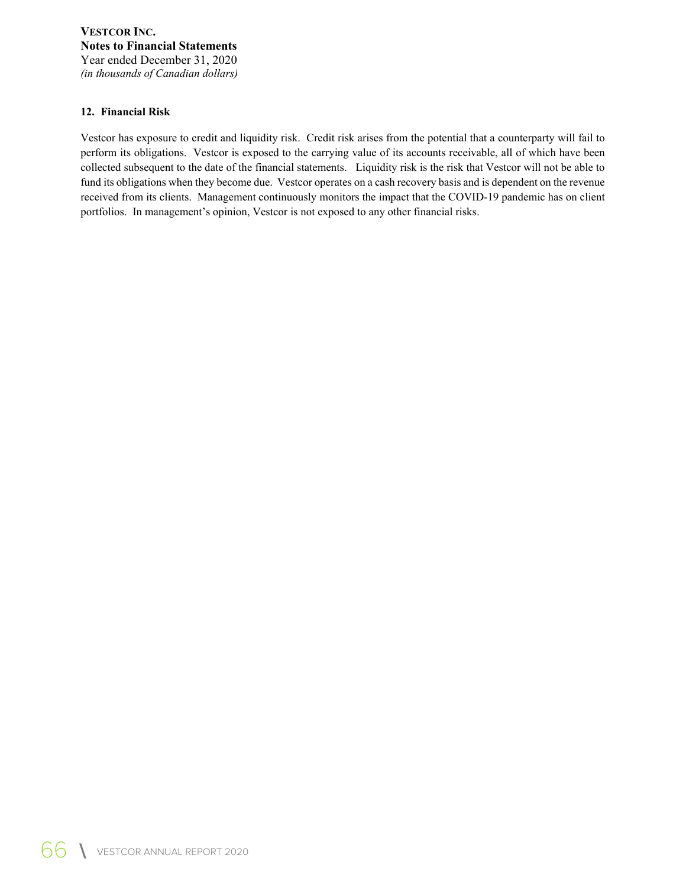**VESTCOR INC.**
**Notes to Financial Statements**
Year ended December 31, 2020
*(in thousands of Canadian dollars)*

## 12. Financial Risk

Vestcor has exposure to credit and liquidity risk. Credit risk arises from the potential that a counterparty will fail to perform its obligations. Vestcor is exposed to the carrying value of its accounts receivable, all of which have been collected subsequent to the date of the financial statements. Liquidity risk is the risk that Vestcor will not be able to fund its obligations when they become due. Vestcor operates on a cash recovery basis and is dependent on the revenue received from its clients. Management continuously monitors the impact that the COVID-19 pandemic has on client portfolios. In management's opinion, Vestcor is not exposed to any other financial risks.